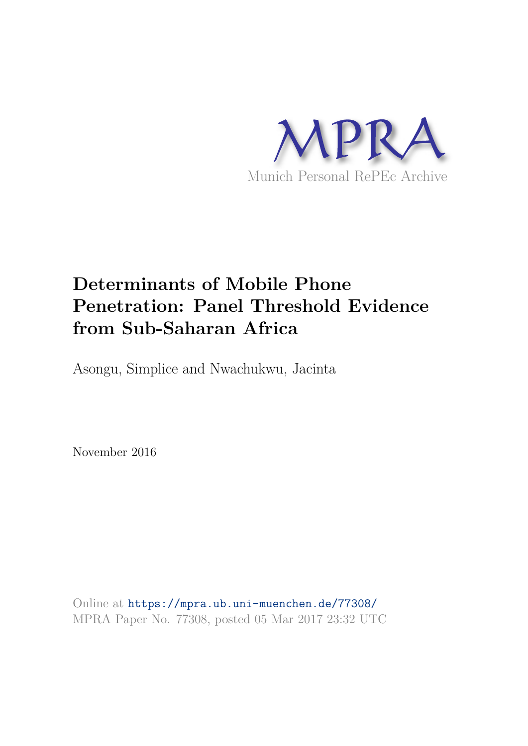MPRA

Munich Personal RePEc Archive

# Determinants of Mobile Phone Penetration: Panel Threshold Evidence from Sub-Saharan Africa

Asongu, Simplice and Nwachukwu, Jacinta

November 2016

Online at https://mpra.ub.uni-muenchen.de/77308/
MPRA Paper No. 77308, posted 05 Mar 2017 23:32 UTC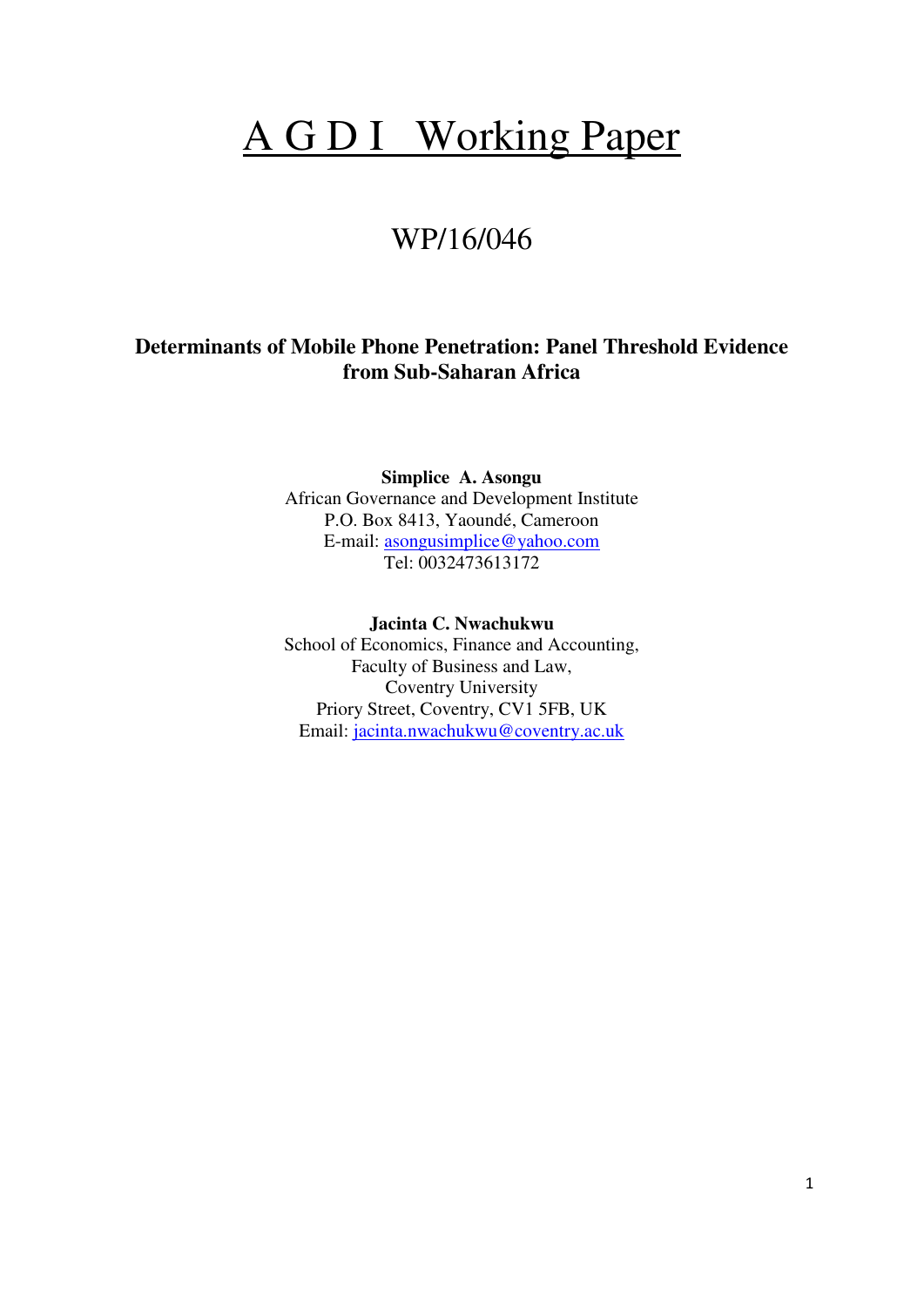# A G D I Working Paper

## WP/16/046

**Determinants of Mobile Phone Penetration: Panel Threshold Evidence from Sub-Saharan Africa**

**Simplice A. Asongu**
African Governance and Development Institute
P.O. Box 8413, Yaoundé, Cameroon
E-mail: asongusimplice@yahoo.com
Tel: 0032473613172

**Jacinta C. Nwachukwu**
School of Economics, Finance and Accounting,
Faculty of Business and Law,
Coventry University
Priory Street, Coventry, CV1 5FB, UK
Email: jacinta.nwachukwu@coventry.ac.uk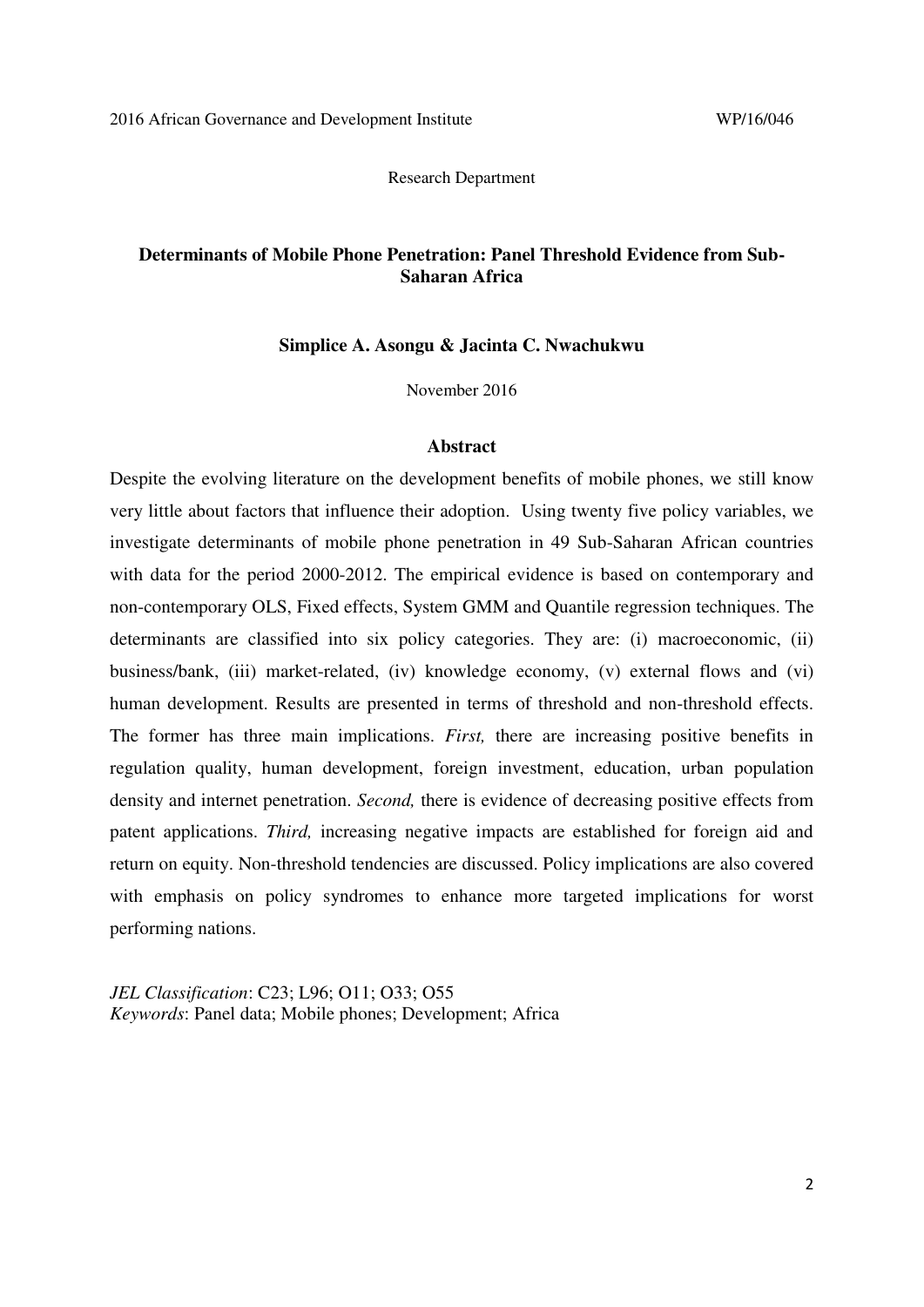2016 African Governance and Development Institute WP/16/046

Research Department

**Determinants of Mobile Phone Penetration: Panel Threshold Evidence from Sub-Saharan Africa**

**Simplice A. Asongu & Jacinta C. Nwachukwu**

November 2016

**Abstract**

Despite the evolving literature on the development benefits of mobile phones, we still know very little about factors that influence their adoption. Using twenty five policy variables, we investigate determinants of mobile phone penetration in 49 Sub-Saharan African countries with data for the period 2000-2012. The empirical evidence is based on contemporary and non-contemporary OLS, Fixed effects, System GMM and Quantile regression techniques. The determinants are classified into six policy categories. They are: (i) macroeconomic, (ii) business/bank, (iii) market-related, (iv) knowledge economy, (v) external flows and (vi) human development. Results are presented in terms of threshold and non-threshold effects. The former has three main implications. *First,* there are increasing positive benefits in regulation quality, human development, foreign investment, education, urban population density and internet penetration. *Second,* there is evidence of decreasing positive effects from patent applications. *Third,* increasing negative impacts are established for foreign aid and return on equity. Non-threshold tendencies are discussed. Policy implications are also covered with emphasis on policy syndromes to enhance more targeted implications for worst performing nations.

*JEL Classification*: C23; L96; O11; O33; O55
*Keywords*: Panel data; Mobile phones; Development; Africa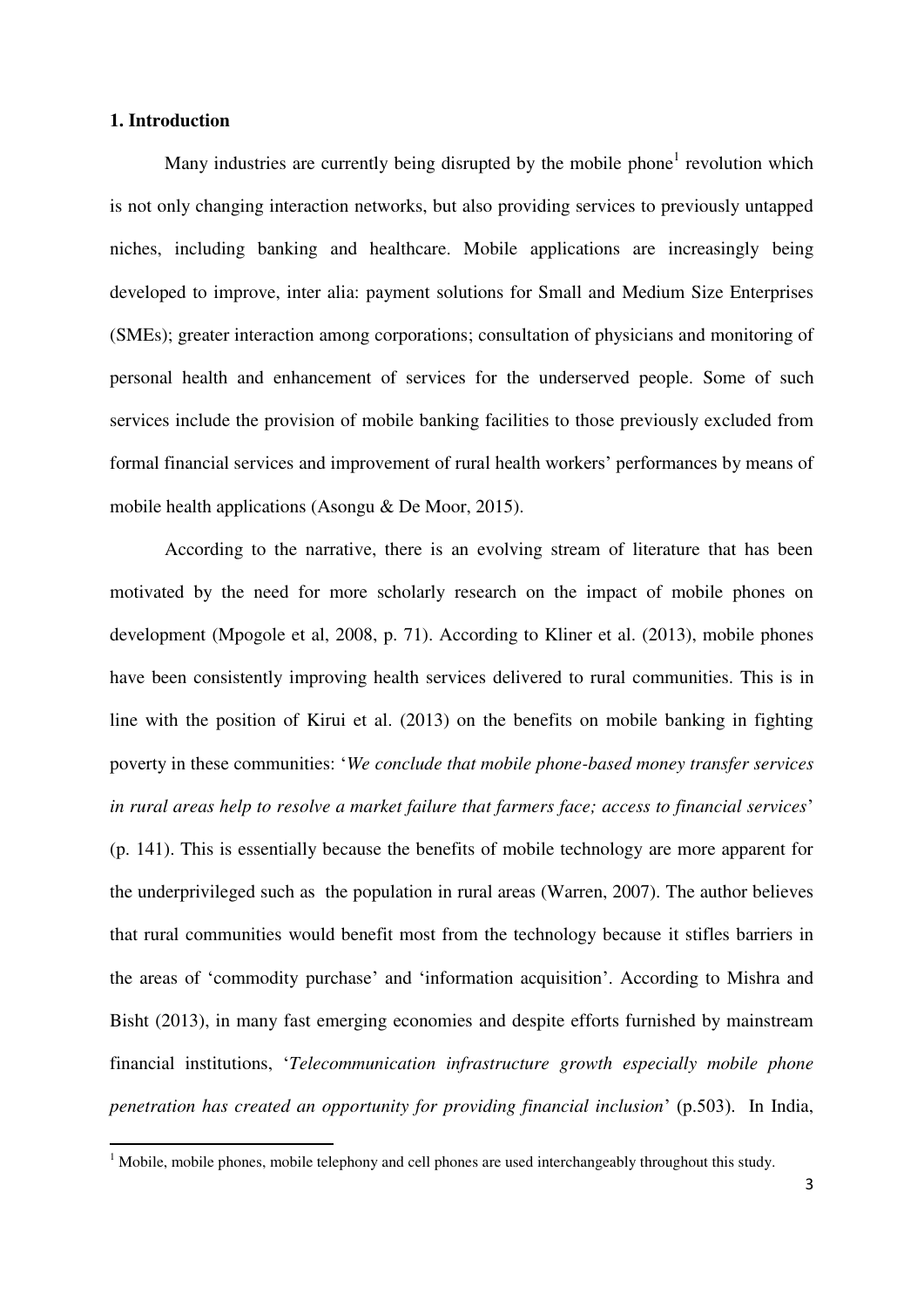## 1. Introduction

Many industries are currently being disrupted by the mobile phone[1] revolution which is not only changing interaction networks, but also providing services to previously untapped niches, including banking and healthcare. Mobile applications are increasingly being developed to improve, inter alia: payment solutions for Small and Medium Size Enterprises (SMEs); greater interaction among corporations; consultation of physicians and monitoring of personal health and enhancement of services for the underserved people. Some of such services include the provision of mobile banking facilities to those previously excluded from formal financial services and improvement of rural health workers' performances by means of mobile health applications (Asongu & De Moor, 2015).

According to the narrative, there is an evolving stream of literature that has been motivated by the need for more scholarly research on the impact of mobile phones on development (Mpogole et al, 2008, p. 71). According to Kliner et al. (2013), mobile phones have been consistently improving health services delivered to rural communities. This is in line with the position of Kirui et al. (2013) on the benefits on mobile banking in fighting poverty in these communities: '*We conclude that mobile phone-based money transfer services in rural areas help to resolve a market failure that farmers face; access to financial services*' (p. 141). This is essentially because the benefits of mobile technology are more apparent for the underprivileged such as the population in rural areas (Warren, 2007). The author believes that rural communities would benefit most from the technology because it stifles barriers in the areas of 'commodity purchase' and 'information acquisition'. According to Mishra and Bisht (2013), in many fast emerging economies and despite efforts furnished by mainstream financial institutions, '*Telecommunication infrastructure growth especially mobile phone penetration has created an opportunity for providing financial inclusion*' (p.503). In India,

[1] Mobile, mobile phones, mobile telephony and cell phones are used interchangeably throughout this study.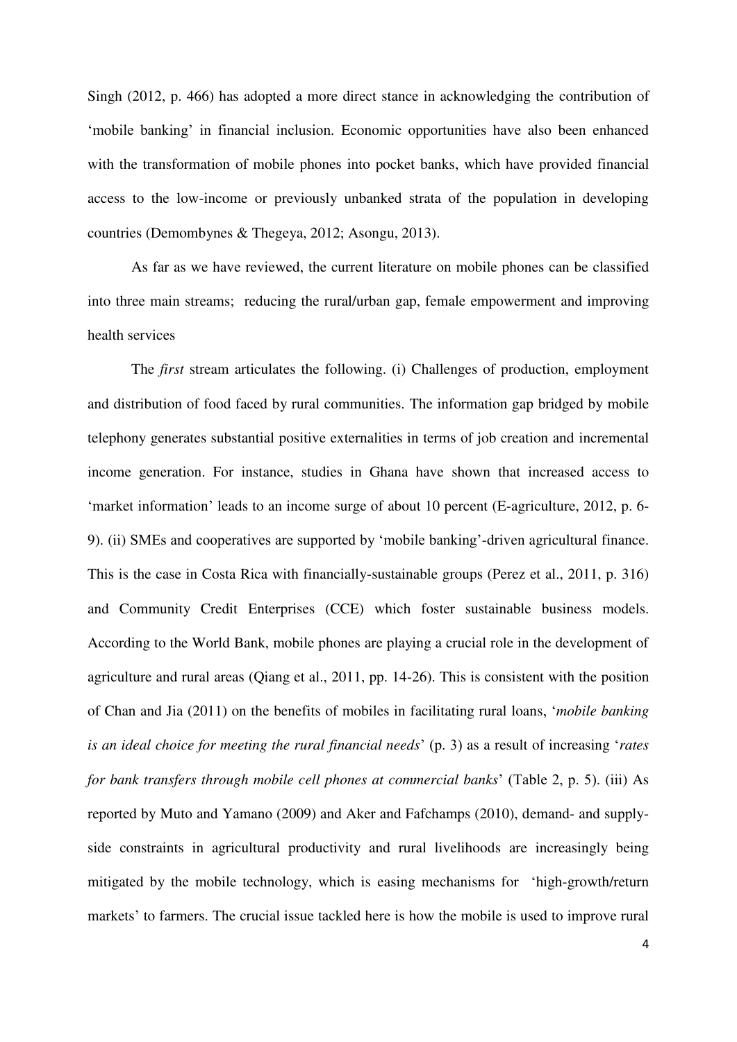Singh (2012, p. 466) has adopted a more direct stance in acknowledging the contribution of 'mobile banking' in financial inclusion. Economic opportunities have also been enhanced with the transformation of mobile phones into pocket banks, which have provided financial access to the low-income or previously unbanked strata of the population in developing countries (Demombynes & Thegeya, 2012; Asongu, 2013).

As far as we have reviewed, the current literature on mobile phones can be classified into three main streams; reducing the rural/urban gap, female empowerment and improving health services

The *first* stream articulates the following. (i) Challenges of production, employment and distribution of food faced by rural communities. The information gap bridged by mobile telephony generates substantial positive externalities in terms of job creation and incremental income generation. For instance, studies in Ghana have shown that increased access to 'market information' leads to an income surge of about 10 percent (E-agriculture, 2012, p. 6-9). (ii) SMEs and cooperatives are supported by 'mobile banking'-driven agricultural finance. This is the case in Costa Rica with financially-sustainable groups (Perez et al., 2011, p. 316) and Community Credit Enterprises (CCE) which foster sustainable business models. According to the World Bank, mobile phones are playing a crucial role in the development of agriculture and rural areas (Qiang et al., 2011, pp. 14-26). This is consistent with the position of Chan and Jia (2011) on the benefits of mobiles in facilitating rural loans, '*mobile banking is an ideal choice for meeting the rural financial needs*' (p. 3) as a result of increasing '*rates for bank transfers through mobile cell phones at commercial banks*' (Table 2, p. 5). (iii) As reported by Muto and Yamano (2009) and Aker and Fafchamps (2010), demand- and supply-side constraints in agricultural productivity and rural livelihoods are increasingly being mitigated by the mobile technology, which is easing mechanisms for 'high-growth/return markets' to farmers. The crucial issue tackled here is how the mobile is used to improve rural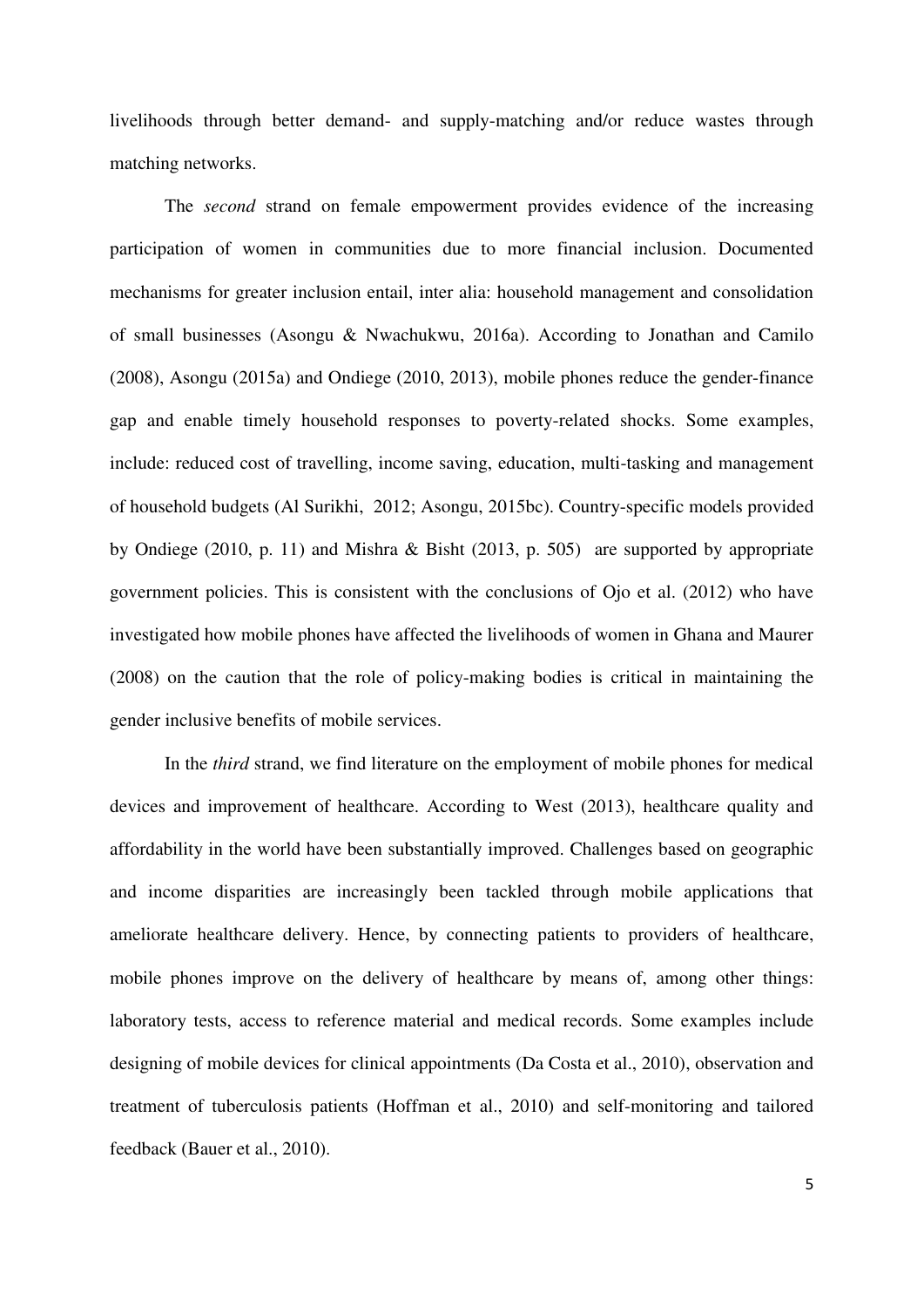livelihoods through better demand- and supply-matching and/or reduce wastes through matching networks.

The *second* strand on female empowerment provides evidence of the increasing participation of women in communities due to more financial inclusion. Documented mechanisms for greater inclusion entail, inter alia: household management and consolidation of small businesses (Asongu & Nwachukwu, 2016a). According to Jonathan and Camilo (2008), Asongu (2015a) and Ondiege (2010, 2013), mobile phones reduce the gender-finance gap and enable timely household responses to poverty-related shocks. Some examples, include: reduced cost of travelling, income saving, education, multi-tasking and management of household budgets (Al Surikhi, 2012; Asongu, 2015bc). Country-specific models provided by Ondiege (2010, p. 11) and Mishra & Bisht (2013, p. 505) are supported by appropriate government policies. This is consistent with the conclusions of Ojo et al. (2012) who have investigated how mobile phones have affected the livelihoods of women in Ghana and Maurer (2008) on the caution that the role of policy-making bodies is critical in maintaining the gender inclusive benefits of mobile services.

In the *third* strand, we find literature on the employment of mobile phones for medical devices and improvement of healthcare. According to West (2013), healthcare quality and affordability in the world have been substantially improved. Challenges based on geographic and income disparities are increasingly been tackled through mobile applications that ameliorate healthcare delivery. Hence, by connecting patients to providers of healthcare, mobile phones improve on the delivery of healthcare by means of, among other things: laboratory tests, access to reference material and medical records. Some examples include designing of mobile devices for clinical appointments (Da Costa et al., 2010), observation and treatment of tuberculosis patients (Hoffman et al., 2010) and self-monitoring and tailored feedback (Bauer et al., 2010).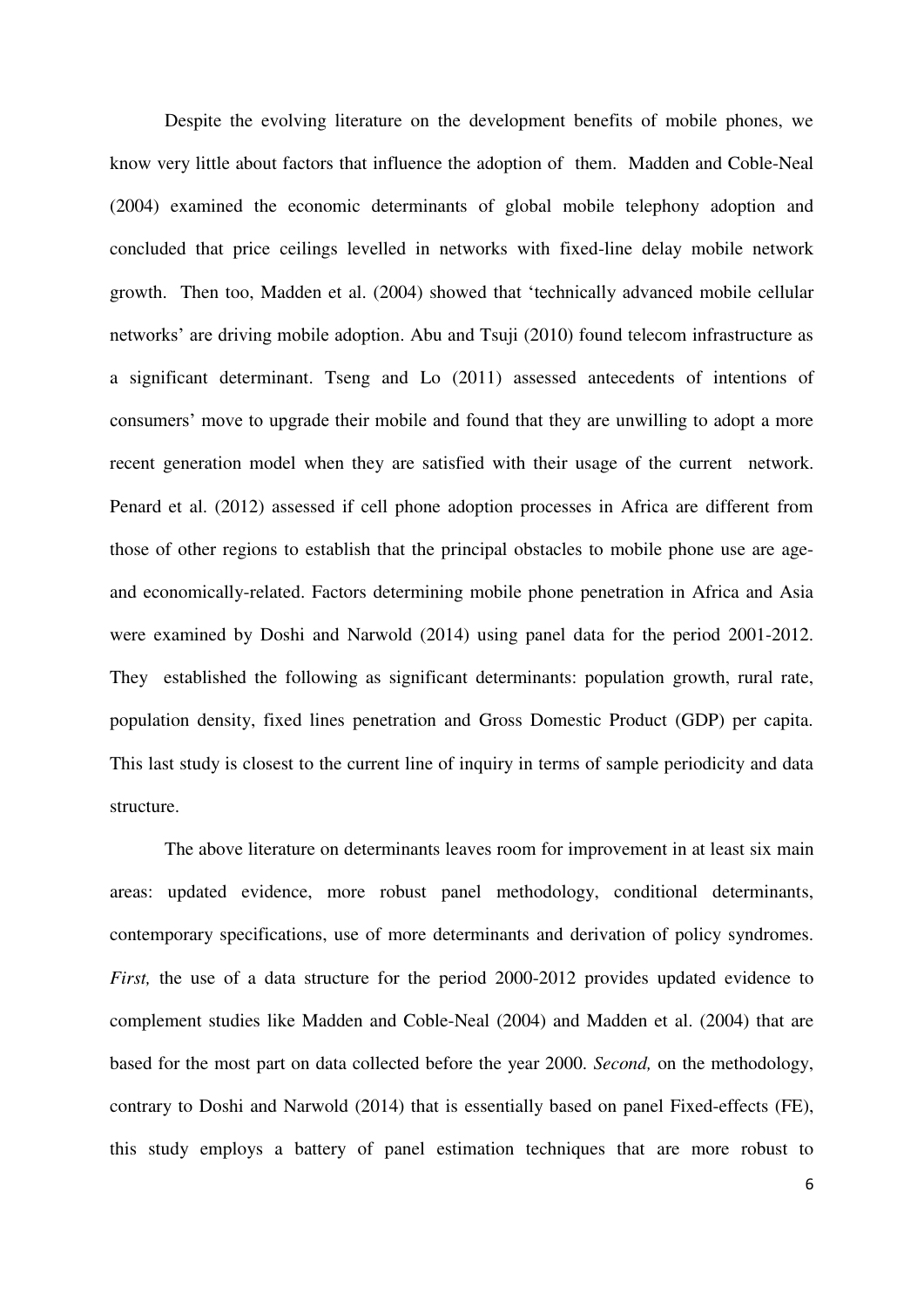Despite the evolving literature on the development benefits of mobile phones, we know very little about factors that influence the adoption of them. Madden and Coble-Neal (2004) examined the economic determinants of global mobile telephony adoption and concluded that price ceilings levelled in networks with fixed-line delay mobile network growth. Then too, Madden et al. (2004) showed that 'technically advanced mobile cellular networks' are driving mobile adoption. Abu and Tsuji (2010) found telecom infrastructure as a significant determinant. Tseng and Lo (2011) assessed antecedents of intentions of consumers' move to upgrade their mobile and found that they are unwilling to adopt a more recent generation model when they are satisfied with their usage of the current network. Penard et al. (2012) assessed if cell phone adoption processes in Africa are different from those of other regions to establish that the principal obstacles to mobile phone use are age- and economically-related. Factors determining mobile phone penetration in Africa and Asia were examined by Doshi and Narwold (2014) using panel data for the period 2001-2012. They established the following as significant determinants: population growth, rural rate, population density, fixed lines penetration and Gross Domestic Product (GDP) per capita. This last study is closest to the current line of inquiry in terms of sample periodicity and data structure.

The above literature on determinants leaves room for improvement in at least six main areas: updated evidence, more robust panel methodology, conditional determinants, contemporary specifications, use of more determinants and derivation of policy syndromes. *First,* the use of a data structure for the period 2000-2012 provides updated evidence to complement studies like Madden and Coble-Neal (2004) and Madden et al. (2004) that are based for the most part on data collected before the year 2000. *Second,* on the methodology, contrary to Doshi and Narwold (2014) that is essentially based on panel Fixed-effects (FE), this study employs a battery of panel estimation techniques that are more robust to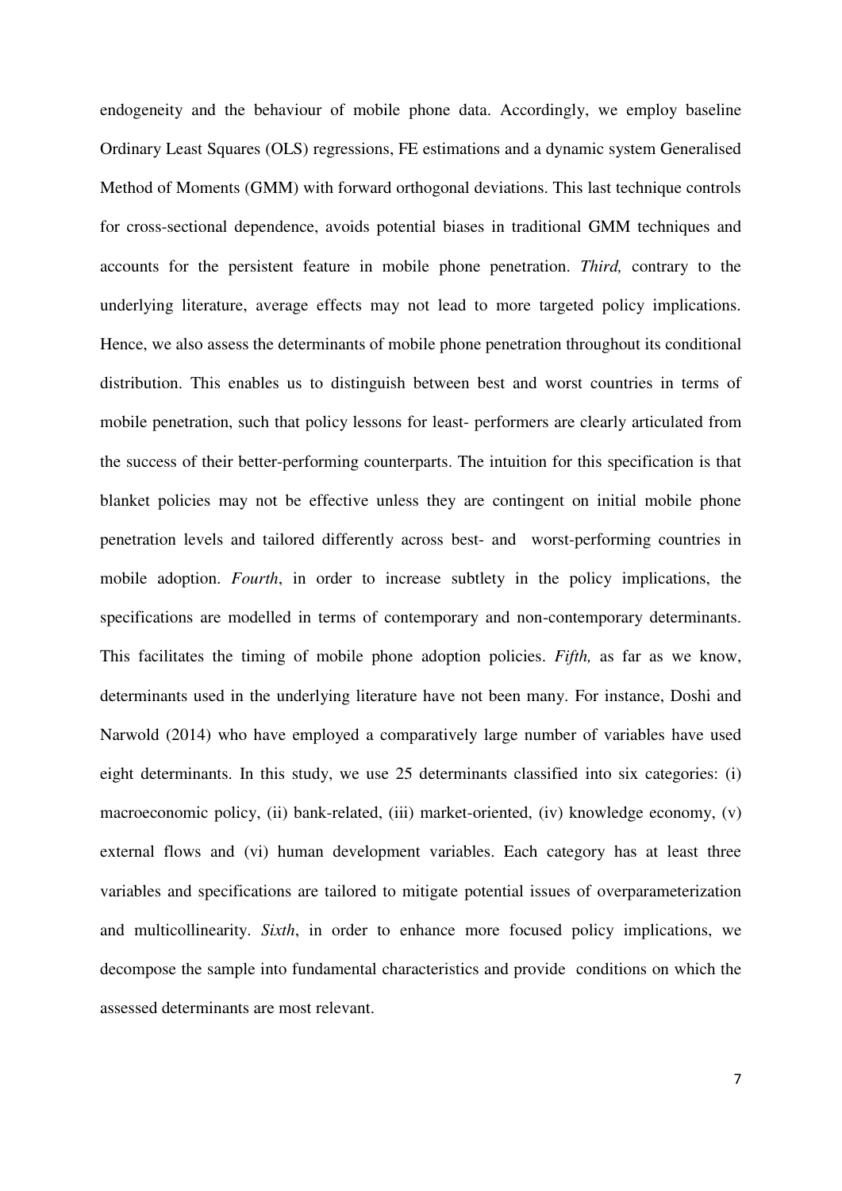endogeneity and the behaviour of mobile phone data. Accordingly, we employ baseline Ordinary Least Squares (OLS) regressions, FE estimations and a dynamic system Generalised Method of Moments (GMM) with forward orthogonal deviations. This last technique controls for cross-sectional dependence, avoids potential biases in traditional GMM techniques and accounts for the persistent feature in mobile phone penetration. *Third,* contrary to the underlying literature, average effects may not lead to more targeted policy implications. Hence, we also assess the determinants of mobile phone penetration throughout its conditional distribution. This enables us to distinguish between best and worst countries in terms of mobile penetration, such that policy lessons for least- performers are clearly articulated from the success of their better-performing counterparts. The intuition for this specification is that blanket policies may not be effective unless they are contingent on initial mobile phone penetration levels and tailored differently across best- and worst-performing countries in mobile adoption. *Fourth*, in order to increase subtlety in the policy implications, the specifications are modelled in terms of contemporary and non-contemporary determinants. This facilitates the timing of mobile phone adoption policies. *Fifth,* as far as we know, determinants used in the underlying literature have not been many. For instance, Doshi and Narwold (2014) who have employed a comparatively large number of variables have used eight determinants. In this study, we use 25 determinants classified into six categories: (i) macroeconomic policy, (ii) bank-related, (iii) market-oriented, (iv) knowledge economy, (v) external flows and (vi) human development variables. Each category has at least three variables and specifications are tailored to mitigate potential issues of overparameterization and multicollinearity. *Sixth*, in order to enhance more focused policy implications, we decompose the sample into fundamental characteristics and provide conditions on which the assessed determinants are most relevant.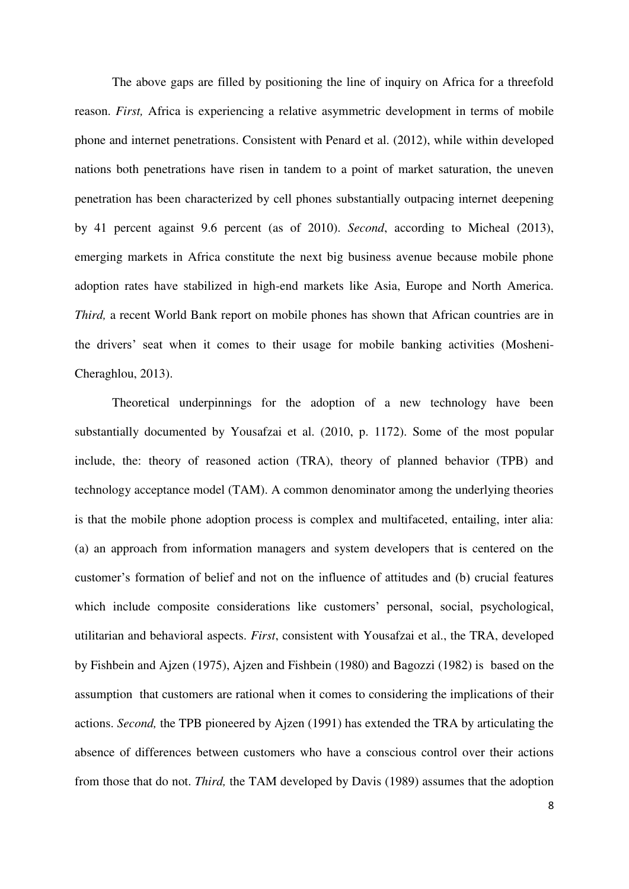The above gaps are filled by positioning the line of inquiry on Africa for a threefold reason. *First,* Africa is experiencing a relative asymmetric development in terms of mobile phone and internet penetrations. Consistent with Penard et al. (2012), while within developed nations both penetrations have risen in tandem to a point of market saturation, the uneven penetration has been characterized by cell phones substantially outpacing internet deepening by 41 percent against 9.6 percent (as of 2010). *Second*, according to Micheal (2013), emerging markets in Africa constitute the next big business avenue because mobile phone adoption rates have stabilized in high-end markets like Asia, Europe and North America. *Third,* a recent World Bank report on mobile phones has shown that African countries are in the drivers' seat when it comes to their usage for mobile banking activities (Mosheni-Cheraghlou, 2013).

Theoretical underpinnings for the adoption of a new technology have been substantially documented by Yousafzai et al. (2010, p. 1172). Some of the most popular include, the: theory of reasoned action (TRA), theory of planned behavior (TPB) and technology acceptance model (TAM). A common denominator among the underlying theories is that the mobile phone adoption process is complex and multifaceted, entailing, inter alia: (a) an approach from information managers and system developers that is centered on the customer's formation of belief and not on the influence of attitudes and (b) crucial features which include composite considerations like customers' personal, social, psychological, utilitarian and behavioral aspects. *First*, consistent with Yousafzai et al., the TRA, developed by Fishbein and Ajzen (1975), Ajzen and Fishbein (1980) and Bagozzi (1982) is based on the assumption that customers are rational when it comes to considering the implications of their actions. *Second,* the TPB pioneered by Ajzen (1991) has extended the TRA by articulating the absence of differences between customers who have a conscious control over their actions from those that do not. *Third,* the TAM developed by Davis (1989) assumes that the adoption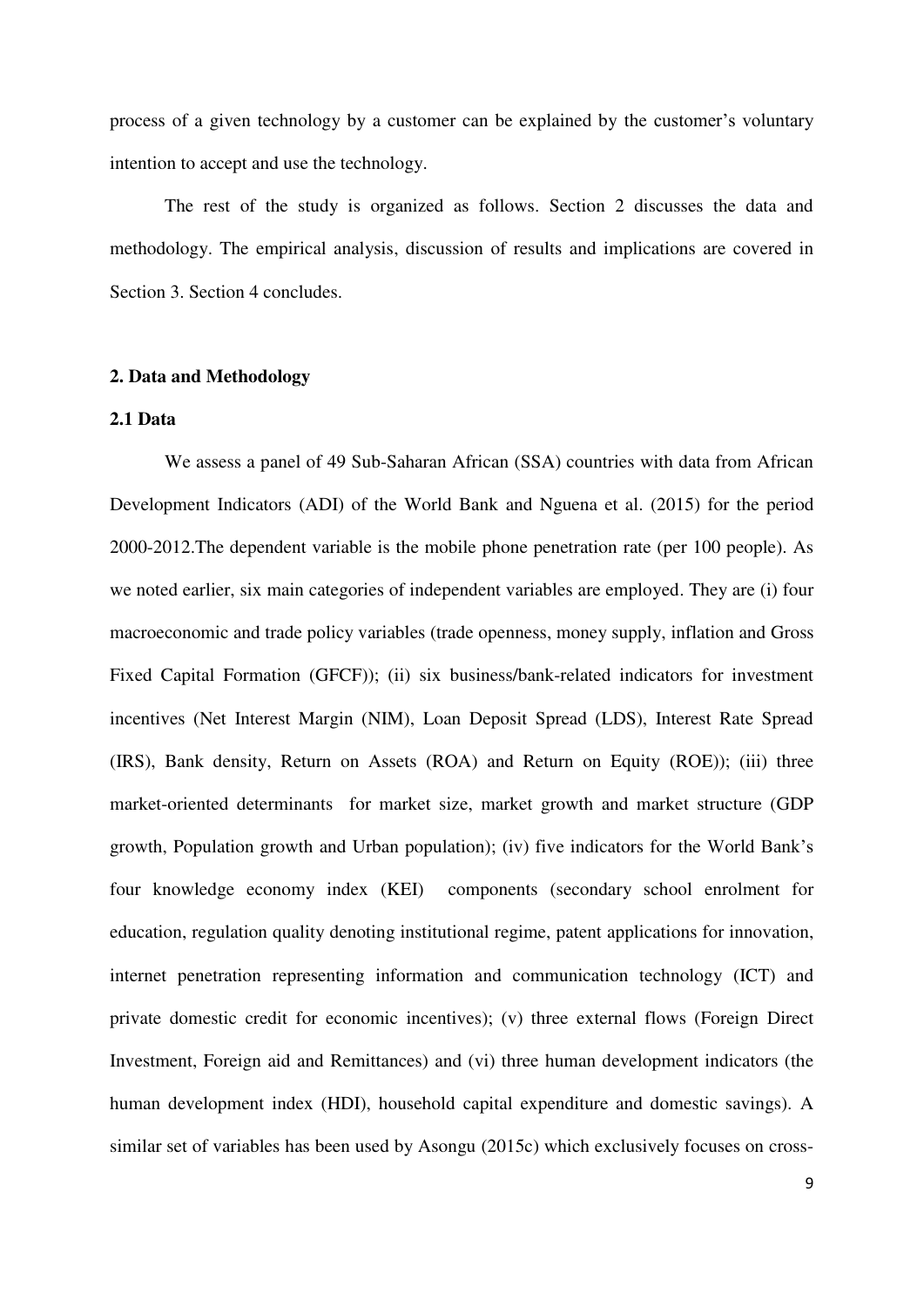process of a given technology by a customer can be explained by the customer's voluntary intention to accept and use the technology.

The rest of the study is organized as follows. Section 2 discusses the data and methodology. The empirical analysis, discussion of results and implications are covered in Section 3. Section 4 concludes.

## 2. Data and Methodology

### 2.1 Data

We assess a panel of 49 Sub-Saharan African (SSA) countries with data from African Development Indicators (ADI) of the World Bank and Nguena et al. (2015) for the period 2000-2012.The dependent variable is the mobile phone penetration rate (per 100 people). As we noted earlier, six main categories of independent variables are employed. They are (i) four macroeconomic and trade policy variables (trade openness, money supply, inflation and Gross Fixed Capital Formation (GFCF)); (ii) six business/bank-related indicators for investment incentives (Net Interest Margin (NIM), Loan Deposit Spread (LDS), Interest Rate Spread (IRS), Bank density, Return on Assets (ROA) and Return on Equity (ROE)); (iii) three market-oriented determinants for market size, market growth and market structure (GDP growth, Population growth and Urban population); (iv) five indicators for the World Bank's four knowledge economy index (KEI) components (secondary school enrolment for education, regulation quality denoting institutional regime, patent applications for innovation, internet penetration representing information and communication technology (ICT) and private domestic credit for economic incentives); (v) three external flows (Foreign Direct Investment, Foreign aid and Remittances) and (vi) three human development indicators (the human development index (HDI), household capital expenditure and domestic savings). A similar set of variables has been used by Asongu (2015c) which exclusively focuses on cross-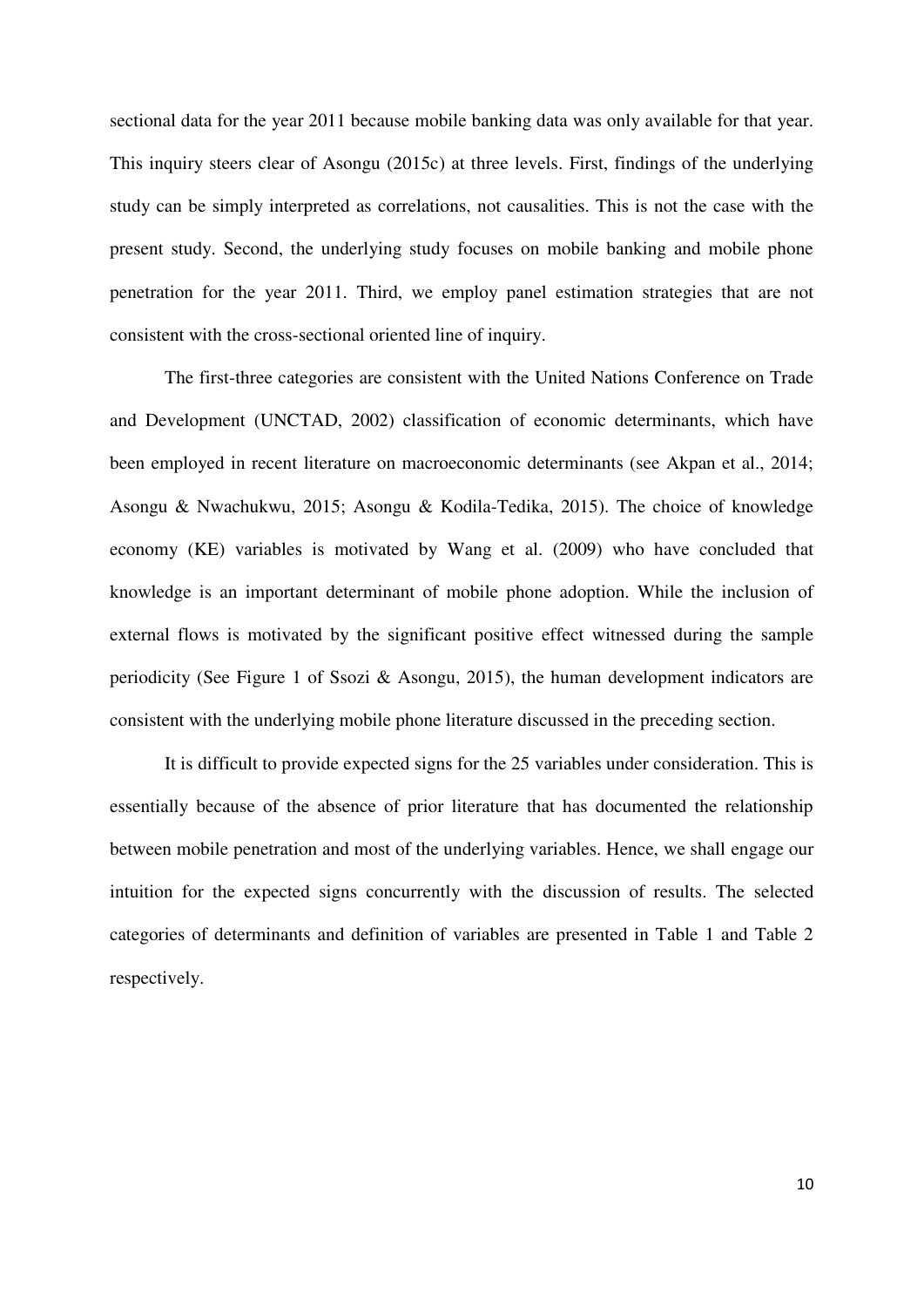sectional data for the year 2011 because mobile banking data was only available for that year. This inquiry steers clear of Asongu (2015c) at three levels. First, findings of the underlying study can be simply interpreted as correlations, not causalities. This is not the case with the present study. Second, the underlying study focuses on mobile banking and mobile phone penetration for the year 2011. Third, we employ panel estimation strategies that are not consistent with the cross-sectional oriented line of inquiry.

The first-three categories are consistent with the United Nations Conference on Trade and Development (UNCTAD, 2002) classification of economic determinants, which have been employed in recent literature on macroeconomic determinants (see Akpan et al., 2014; Asongu & Nwachukwu, 2015; Asongu & Kodila-Tedika, 2015). The choice of knowledge economy (KE) variables is motivated by Wang et al. (2009) who have concluded that knowledge is an important determinant of mobile phone adoption. While the inclusion of external flows is motivated by the significant positive effect witnessed during the sample periodicity (See Figure 1 of Ssozi & Asongu, 2015), the human development indicators are consistent with the underlying mobile phone literature discussed in the preceding section.

It is difficult to provide expected signs for the 25 variables under consideration. This is essentially because of the absence of prior literature that has documented the relationship between mobile penetration and most of the underlying variables. Hence, we shall engage our intuition for the expected signs concurrently with the discussion of results. The selected categories of determinants and definition of variables are presented in Table 1 and Table 2 respectively.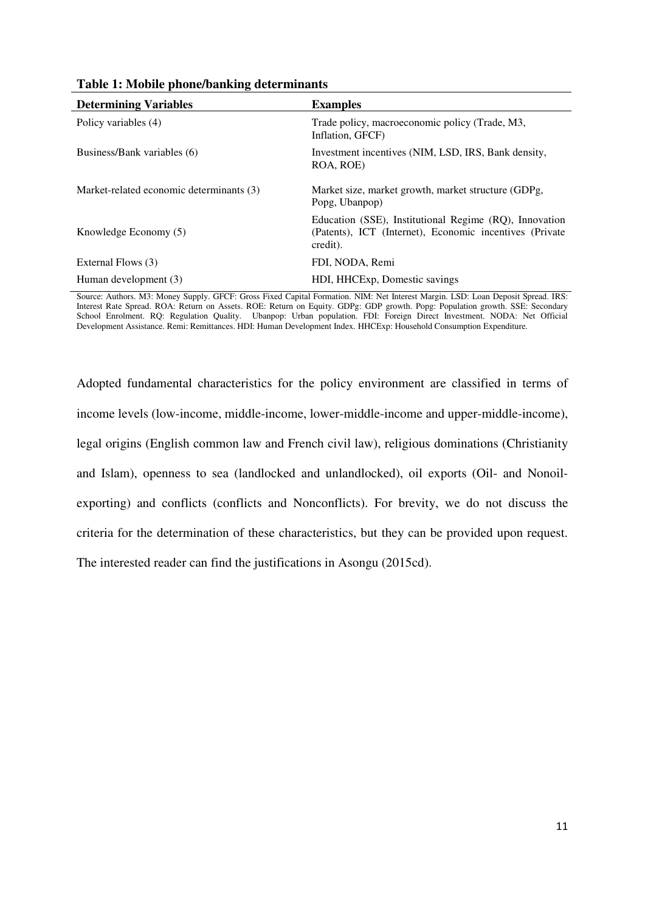**Table 1: Mobile phone/banking determinants**

| Determining Variables | Examples |
|---|---|
| Policy variables (4) | Trade policy, macroeconomic policy (Trade, M3, Inflation, GFCF) |
| Business/Bank variables (6) | Investment incentives (NIM, LSD, IRS, Bank density, ROA, ROE) |
| Market-related economic determinants (3) | Market size, market growth, market structure (GDPg, Popg, Ubanpop) |
| Knowledge Economy (5) | Education (SSE), Institutional Regime (RQ), Innovation (Patents), ICT (Internet), Economic incentives (Private credit). |
| External Flows (3) | FDI, NODA, Remi |
| Human development (3) | HDI, HHCExp, Domestic savings |

Source: Authors. M3: Money Supply. GFCF: Gross Fixed Capital Formation. NIM: Net Interest Margin. LSD: Loan Deposit Spread. IRS: Interest Rate Spread. ROA: Return on Assets. ROE: Return on Equity. GDPg: GDP growth. Popg: Population growth. SSE: Secondary School Enrolment. RQ: Regulation Quality. Ubanpop: Urban population. FDI: Foreign Direct Investment. NODA: Net Official Development Assistance. Remi: Remittances. HDI: Human Development Index. HHCExp: Household Consumption Expenditure.

Adopted fundamental characteristics for the policy environment are classified in terms of income levels (low-income, middle-income, lower-middle-income and upper-middle-income), legal origins (English common law and French civil law), religious dominations (Christianity and Islam), openness to sea (landlocked and unlandlocked), oil exports (Oil- and Nonoil-exporting) and conflicts (conflicts and Nonconflicts). For brevity, we do not discuss the criteria for the determination of these characteristics, but they can be provided upon request. The interested reader can find the justifications in Asongu (2015cd).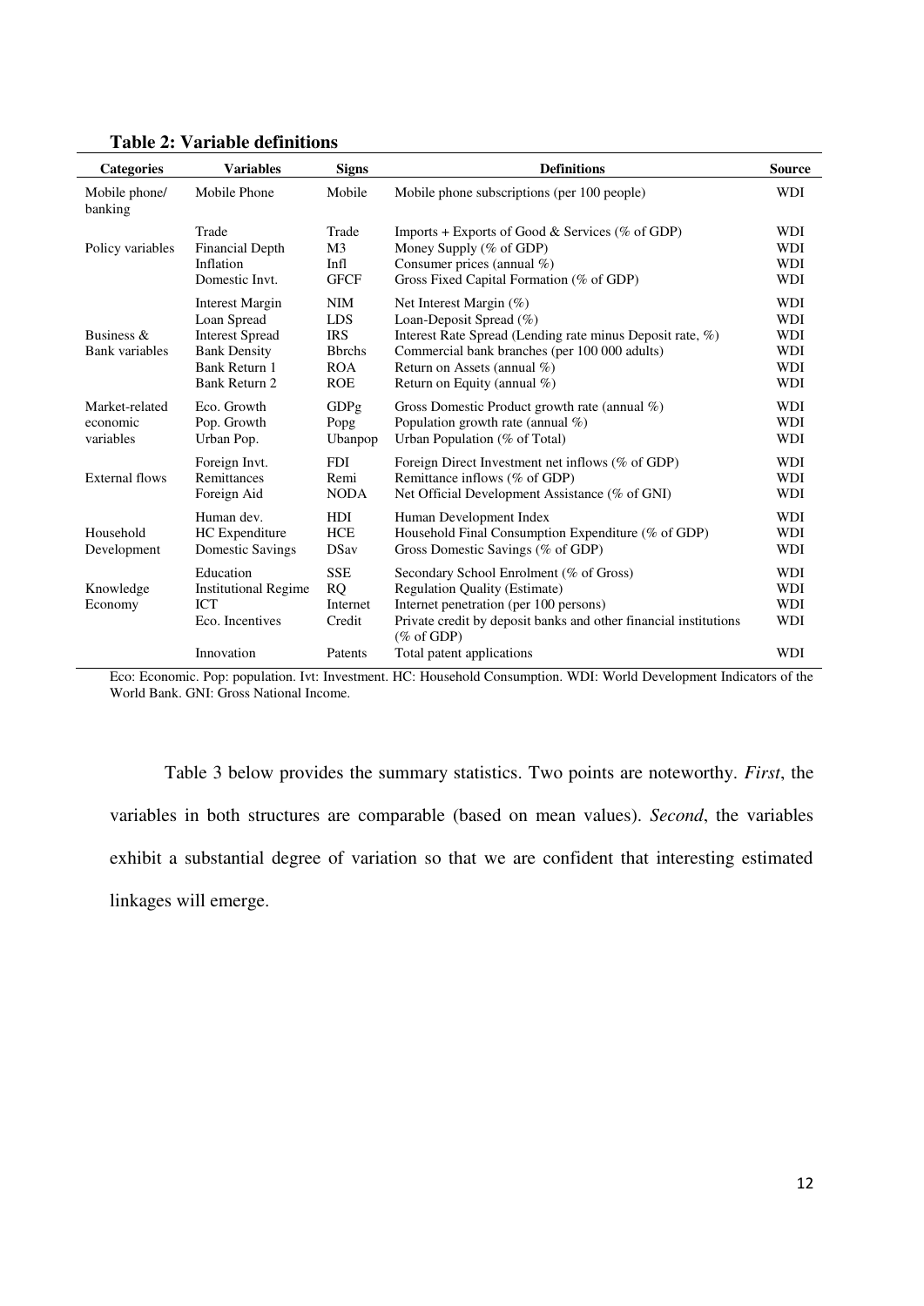**Table 2: Variable definitions**

| Categories | Variables | Signs | Definitions | Source |
|---|---|---|---|---|
| Mobile phone/ banking | Mobile Phone | Mobile | Mobile phone subscriptions (per 100 people) | WDI |
| Policy variables | Trade | Trade | Imports + Exports of Good & Services (% of GDP) | WDI |
| | Financial Depth | M3 | Money Supply (% of GDP) | WDI |
| | Inflation | Infl | Consumer prices (annual %) | WDI |
| | Domestic Invt. | GFCF | Gross Fixed Capital Formation (% of GDP) | WDI |
| Business & Bank variables | Interest Margin | NIM | Net Interest Margin (%) | WDI |
| | Loan Spread | LDS | Loan-Deposit Spread (%) | WDI |
| | Interest Spread | IRS | Interest Rate Spread (Lending rate minus Deposit rate, %) | WDI |
| | Bank Density | Bbrchs | Commercial bank branches (per 100 000 adults) | WDI |
| | Bank Return 1 | ROA | Return on Assets (annual %) | WDI |
| | Bank Return 2 | ROE | Return on Equity (annual %) | WDI |
| Market-related economic variables | Eco. Growth | GDPg | Gross Domestic Product growth rate (annual %) | WDI |
| | Pop. Growth | Popg | Population growth rate (annual %) | WDI |
| | Urban Pop. | Ubanpop | Urban Population (% of Total) | WDI |
| External flows | Foreign Invt. | FDI | Foreign Direct Investment net inflows (% of GDP) | WDI |
| | Remittances | Remi | Remittance inflows (% of GDP) | WDI |
| | Foreign Aid | NODA | Net Official Development Assistance (% of GNI) | WDI |
| Household Development | Human dev. | HDI | Human Development Index | WDI |
| | HC Expenditure | HCE | Household Final Consumption Expenditure (% of GDP) | WDI |
| | Domestic Savings | DSav | Gross Domestic Savings (% of GDP) | WDI |
| Knowledge Economy | Education | SSE | Secondary School Enrolment (% of Gross) | WDI |
| | Institutional Regime | RQ | Regulation Quality (Estimate) | WDI |
| | ICT | Internet | Internet penetration (per 100 persons) | WDI |
| | Eco. Incentives | Credit | Private credit by deposit banks and other financial institutions (% of GDP) | WDI |
| | Innovation | Patents | Total patent applications | WDI |

Eco: Economic. Pop: population. Ivt: Investment. HC: Household Consumption. WDI: World Development Indicators of the World Bank. GNI: Gross National Income.

Table 3 below provides the summary statistics. Two points are noteworthy. *First*, the variables in both structures are comparable (based on mean values). *Second*, the variables exhibit a substantial degree of variation so that we are confident that interesting estimated linkages will emerge.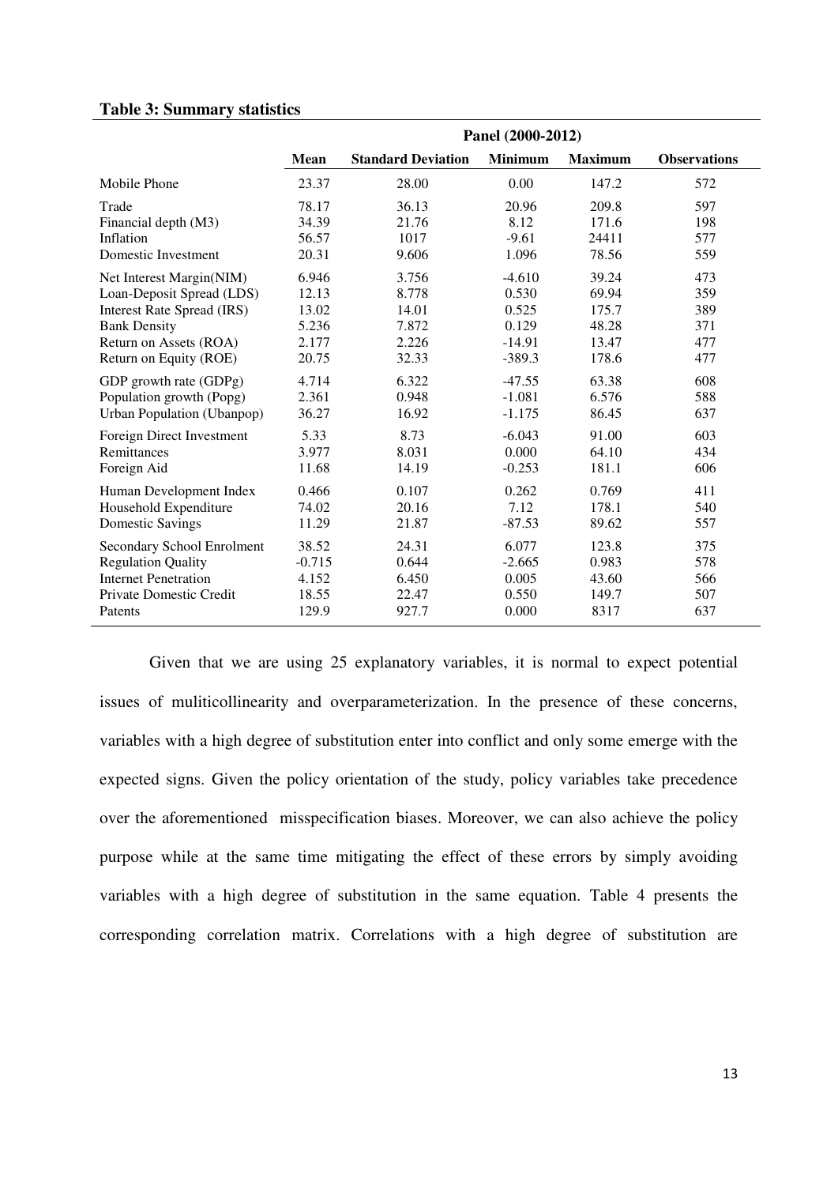**Table 3: Summary statistics**

| | Panel (2000-2012) | | | | |
|---|---|---|---|---|---|
| | **Mean** | **Standard Deviation** | **Minimum** | **Maximum** | **Observations** |
| Mobile Phone | 23.37 | 28.00 | 0.00 | 147.2 | 572 |
| Trade | 78.17 | 36.13 | 20.96 | 209.8 | 597 |
| Financial depth (M3) | 34.39 | 21.76 | 8.12 | 171.6 | 198 |
| Inflation | 56.57 | 1017 | -9.61 | 24411 | 577 |
| Domestic Investment | 20.31 | 9.606 | 1.096 | 78.56 | 559 |
| Net Interest Margin(NIM) | 6.946 | 3.756 | -4.610 | 39.24 | 473 |
| Loan-Deposit Spread (LDS) | 12.13 | 8.778 | 0.530 | 69.94 | 359 |
| Interest Rate Spread (IRS) | 13.02 | 14.01 | 0.525 | 175.7 | 389 |
| Bank Density | 5.236 | 7.872 | 0.129 | 48.28 | 371 |
| Return on Assets (ROA) | 2.177 | 2.226 | -14.91 | 13.47 | 477 |
| Return on Equity (ROE) | 20.75 | 32.33 | -389.3 | 178.6 | 477 |
| GDP growth rate (GDPg) | 4.714 | 6.322 | -47.55 | 63.38 | 608 |
| Population growth (Popg) | 2.361 | 0.948 | -1.081 | 6.576 | 588 |
| Urban Population (Ubanpop) | 36.27 | 16.92 | -1.175 | 86.45 | 637 |
| Foreign Direct Investment | 5.33 | 8.73 | -6.043 | 91.00 | 603 |
| Remittances | 3.977 | 8.031 | 0.000 | 64.10 | 434 |
| Foreign Aid | 11.68 | 14.19 | -0.253 | 181.1 | 606 |
| Human Development Index | 0.466 | 0.107 | 0.262 | 0.769 | 411 |
| Household Expenditure | 74.02 | 20.16 | 7.12 | 178.1 | 540 |
| Domestic Savings | 11.29 | 21.87 | -87.53 | 89.62 | 557 |
| Secondary School Enrolment | 38.52 | 24.31 | 6.077 | 123.8 | 375 |
| Regulation Quality | -0.715 | 0.644 | -2.665 | 0.983 | 578 |
| Internet Penetration | 4.152 | 6.450 | 0.005 | 43.60 | 566 |
| Private Domestic Credit | 18.55 | 22.47 | 0.550 | 149.7 | 507 |
| Patents | 129.9 | 927.7 | 0.000 | 8317 | 637 |

Given that we are using 25 explanatory variables, it is normal to expect potential issues of mulitICollinearity and overparameterization. In the presence of these concerns, variables with a high degree of substitution enter into conflict and only some emerge with the expected signs. Given the policy orientation of the study, policy variables take precedence over the aforementioned misspecification biases. Moreover, we can also achieve the policy purpose while at the same time mitigating the effect of these errors by simply avoiding variables with a high degree of substitution in the same equation. Table 4 presents the corresponding correlation matrix. Correlations with a high degree of substitution are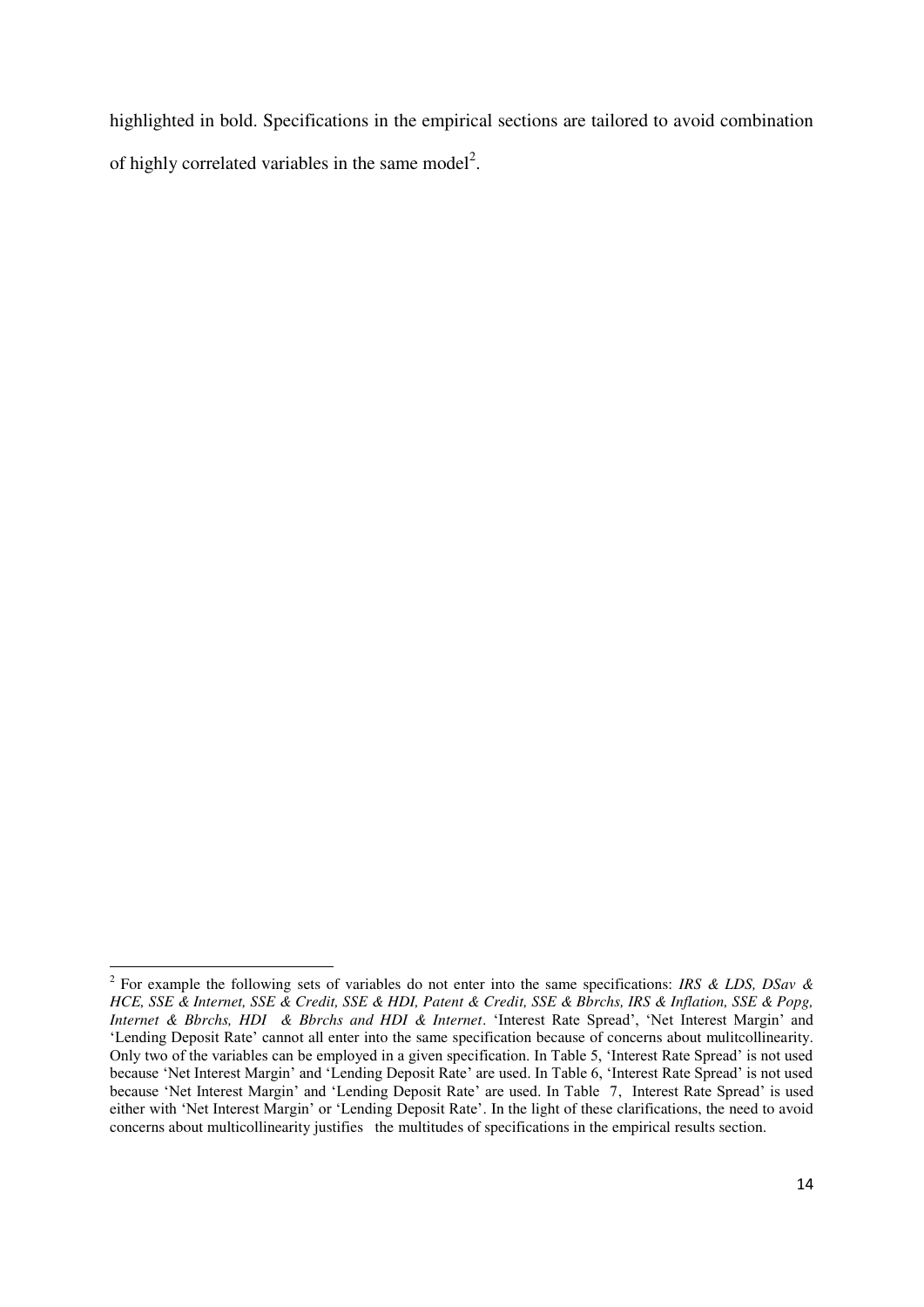highlighted in bold. Specifications in the empirical sections are tailored to avoid combination of highly correlated variables in the same model[2].

[2] For example the following sets of variables do not enter into the same specifications: *IRS & LDS, DSav & HCE, SSE & Internet, SSE & Credit, SSE & HDI, Patent & Credit, SSE & Bbrchs, IRS & Inflation, SSE & Popg, Internet & Bbrchs, HDI & Bbrchs and HDI & Internet*. 'Interest Rate Spread', 'Net Interest Margin' and 'Lending Deposit Rate' cannot all enter into the same specification because of concerns about mulitcollinearity. Only two of the variables can be employed in a given specification. In Table 5, 'Interest Rate Spread' is not used because 'Net Interest Margin' and 'Lending Deposit Rate' are used. In Table 6, 'Interest Rate Spread' is not used because 'Net Interest Margin' and 'Lending Deposit Rate' are used. In Table 7, Interest Rate Spread' is used either with 'Net Interest Margin' or 'Lending Deposit Rate'. In the light of these clarifications, the need to avoid concerns about multicollinearity justifies the multitudes of specifications in the empirical results section.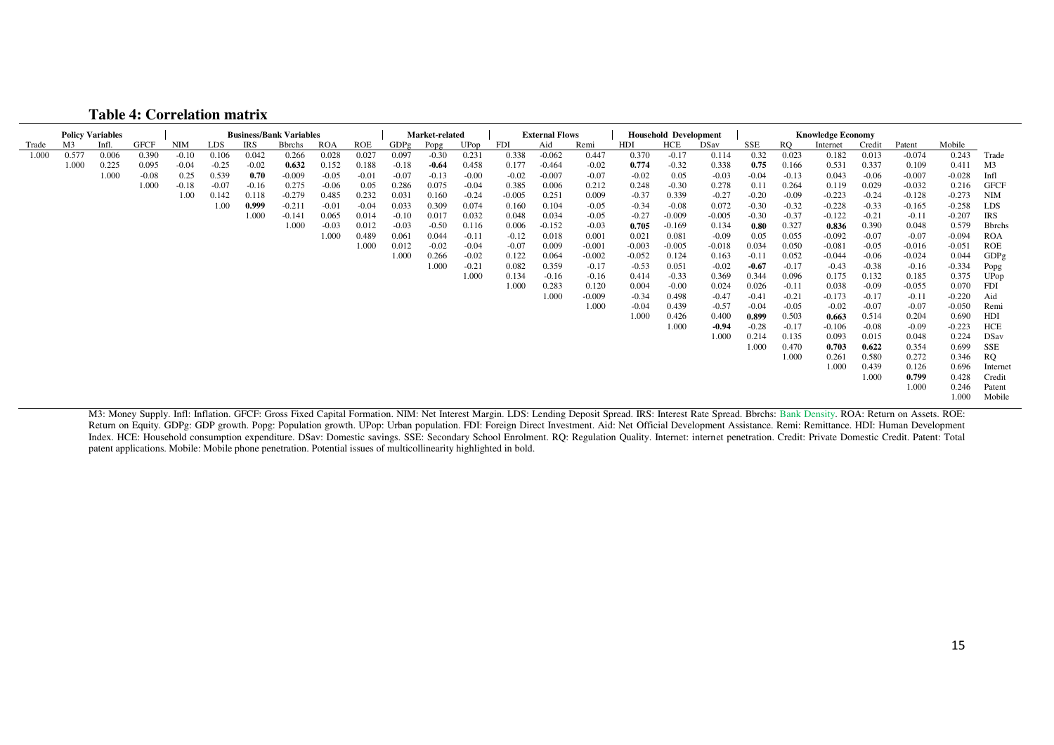## Table 4: Correlation matrix

| Policy Variables | | | | Business/Bank Variables | | | | | | Market-related | | | External Flows | | | Household Development | | | Knowledge Economy | | | | | | | |
|---|---|---|---|---|---|---|---|---|---|---|---|---|---|---|---|---|---|---|---|---|---|---|---|---|---|---|
| Trade | M3 | Infl. | GFCF | NIM | LDS | IRS | Bbrchs | ROA | ROE | GDPg | Popg | UPop | FDI | Aid | Remi | HDI | HCE | DSav | SSE | RQ | Internet | Credit | Patent | Mobile | |
| 1.000 | 0.577 | 0.006 | 0.390 | -0.10 | 0.106 | 0.042 | 0.266 | 0.028 | 0.027 | 0.097 | -0.30 | 0.231 | 0.338 | -0.062 | 0.447 | 0.370 | -0.17 | 0.114 | 0.32 | 0.023 | 0.182 | 0.013 | -0.074 | 0.243 | Trade |
| | 1.000 | 0.225 | 0.095 | -0.04 | -0.25 | -0.02 | **0.632** | 0.152 | 0.188 | -0.18 | **-0.64** | 0.458 | 0.177 | -0.464 | -0.02 | **0.774** | -0.32 | 0.338 | **0.75** | 0.166 | 0.531 | 0.337 | 0.109 | 0.411 | M3 |
| | | 1.000 | -0.08 | 0.25 | 0.539 | **0.70** | -0.009 | -0.05 | -0.01 | -0.07 | -0.13 | -0.00 | -0.02 | -0.007 | -0.07 | -0.02 | 0.05 | -0.03 | -0.04 | -0.13 | 0.043 | -0.06 | -0.007 | -0.028 | Infl |
| | | | 1.000 | -0.18 | -0.07 | -0.16 | 0.275 | -0.06 | 0.05 | 0.286 | 0.075 | -0.04 | 0.385 | 0.006 | 0.212 | 0.248 | -0.30 | 0.278 | 0.11 | 0.264 | 0.119 | 0.029 | -0.032 | 0.216 | GFCF |
| | | | | 1.00 | 0.142 | 0.118 | -0.279 | 0.485 | 0.232 | 0.031 | 0.160 | -0.24 | -0.005 | 0.251 | 0.009 | -0.37 | 0.339 | -0.27 | -0.20 | -0.09 | -0.223 | -0.24 | -0.128 | -0.273 | NIM |
| | | | | | 1.00 | **0.999** | -0.211 | -0.01 | -0.04 | 0.033 | 0.309 | 0.074 | 0.160 | 0.104 | -0.05 | -0.34 | -0.08 | 0.072 | -0.30 | -0.32 | -0.228 | -0.33 | -0.165 | -0.258 | LDS |
| | | | | | | 1.000 | -0.141 | 0.065 | 0.014 | -0.10 | 0.017 | 0.032 | 0.048 | 0.034 | -0.05 | -0.27 | -0.009 | -0.005 | -0.30 | -0.37 | -0.122 | -0.21 | -0.11 | -0.207 | IRS |
| | | | | | | | 1.000 | -0.03 | 0.012 | -0.03 | -0.50 | 0.116 | 0.006 | -0.152 | -0.03 | **0.705** | -0.169 | 0.134 | **0.80** | 0.327 | **0.836** | 0.390 | 0.048 | 0.579 | Bbrchs |
| | | | | | | | | 1.000 | 0.489 | 0.061 | 0.044 | -0.11 | -0.12 | 0.018 | 0.001 | 0.021 | 0.081 | -0.09 | 0.05 | 0.055 | -0.092 | -0.07 | -0.07 | -0.094 | ROA |
| | | | | | | | | | 1.000 | 0.012 | -0.02 | -0.04 | -0.07 | 0.009 | -0.001 | -0.003 | -0.005 | -0.018 | 0.034 | 0.050 | -0.081 | -0.05 | -0.016 | -0.051 | ROE |
| | | | | | | | | | | 1.000 | 0.266 | -0.02 | 0.122 | 0.064 | -0.002 | -0.052 | 0.124 | 0.163 | -0.11 | 0.052 | -0.044 | -0.06 | -0.024 | 0.044 | GDPg |
| | | | | | | | | | | | 1.000 | -0.21 | 0.082 | 0.359 | -0.17 | -0.53 | 0.051 | -0.02 | **-0.67** | -0.17 | -0.43 | -0.38 | -0.16 | -0.334 | Popg |
| | | | | | | | | | | | | 1.000 | 0.134 | -0.16 | -0.16 | 0.414 | -0.33 | 0.369 | 0.344 | 0.096 | 0.175 | 0.132 | 0.185 | 0.375 | UPop |
| | | | | | | | | | | | | | 1.000 | 0.283 | 0.120 | 0.004 | -0.00 | 0.024 | 0.026 | -0.11 | 0.038 | -0.09 | -0.055 | 0.070 | FDI |
| | | | | | | | | | | | | | | 1.000 | -0.009 | -0.34 | 0.498 | -0.47 | -0.41 | -0.21 | -0.173 | -0.17 | -0.11 | -0.220 | Aid |
| | | | | | | | | | | | | | | | 1.000 | -0.04 | 0.439 | -0.57 | -0.04 | -0.05 | -0.02 | -0.07 | -0.07 | -0.050 | Remi |
| | | | | | | | | | | | | | | | | 1.000 | 0.426 | 0.400 | **0.899** | 0.503 | **0.663** | 0.514 | 0.204 | 0.690 | HDI |
| | | | | | | | | | | | | | | | | | 1.000 | **-0.94** | -0.28 | -0.17 | -0.106 | -0.08 | -0.09 | -0.223 | HCE |
| | | | | | | | | | | | | | | | | | | 1.000 | 0.214 | 0.135 | 0.093 | 0.015 | 0.048 | 0.224 | DSav |
| | | | | | | | | | | | | | | | | | | | 1.000 | 0.470 | **0.703** | **0.622** | 0.354 | 0.699 | SSE |
| | | | | | | | | | | | | | | | | | | | | 1.000 | 0.261 | 0.580 | 0.272 | 0.346 | RQ |
| | | | | | | | | | | | | | | | | | | | | | 1.000 | 0.439 | 0.126 | 0.696 | Internet |
| | | | | | | | | | | | | | | | | | | | | | | 1.000 | **0.799** | 0.428 | Credit |
| | | | | | | | | | | | | | | | | | | | | | | | 1.000 | 0.246 | Patent |
| | | | | | | | | | | | | | | | | | | | | | | | | 1.000 | Mobile |

M3: Money Supply. Infl: Inflation. GFCF: Gross Fixed Capital Formation. NIM: Net Interest Margin. LDS: Lending Deposit Spread. IRS: Interest Rate Spread. Bbrchs: Bank Density. ROA: Return on Assets. ROE: Return on Equity. GDPg: GDP growth. Popg: Population growth. UPop: Urban population. FDI: Foreign Direct Investment. Aid: Net Official Development Assistance. Remi: Remittance. HDI: Human Development Index. HCE: Household consumption expenditure. DSav: Domestic savings. SSE: Secondary School Enrolment. RQ: Regulation Quality. Internet: internet penetration. Credit: Private Domestic Credit. Patent: Total patent applications. Mobile: Mobile phone penetration. Potential issues of multicollinearity highlighted in bold.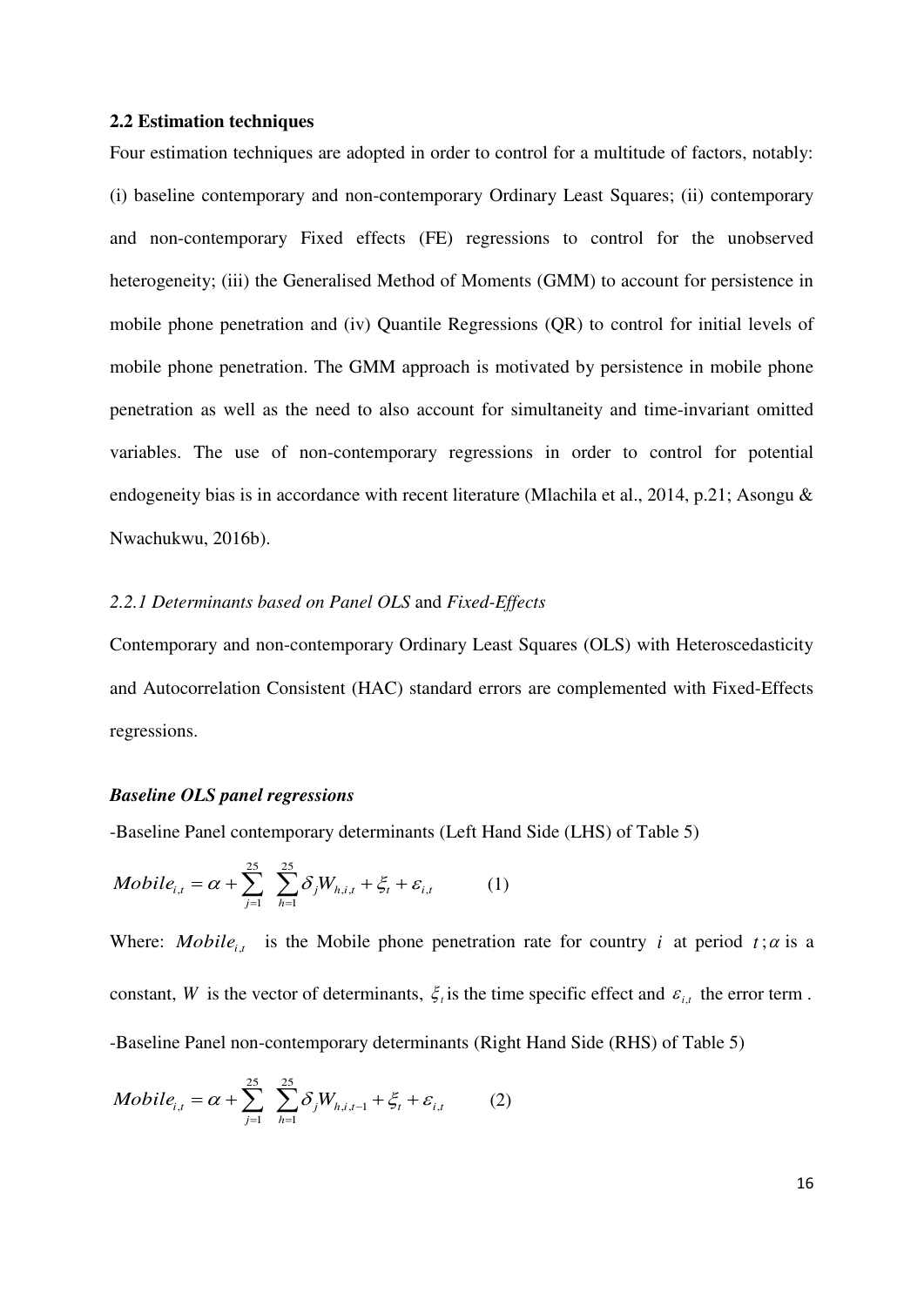### 2.2 Estimation techniques

Four estimation techniques are adopted in order to control for a multitude of factors, notably: (i) baseline contemporary and non-contemporary Ordinary Least Squares; (ii) contemporary and non-contemporary Fixed effects (FE) regressions to control for the unobserved heterogeneity; (iii) the Generalised Method of Moments (GMM) to account for persistence in mobile phone penetration and (iv) Quantile Regressions (QR) to control for initial levels of mobile phone penetration. The GMM approach is motivated by persistence in mobile phone penetration as well as the need to also account for simultaneity and time-invariant omitted variables. The use of non-contemporary regressions in order to control for potential endogeneity bias is in accordance with recent literature (Mlachila et al., 2014, p.21; Asongu & Nwachukwu, 2016b).

#### *2.2.1 Determinants based on Panel OLS* and *Fixed-Effects*

Contemporary and non-contemporary Ordinary Least Squares (OLS) with Heteroscedasticity and Autocorrelation Consistent (HAC) standard errors are complemented with Fixed-Effects regressions.

***Baseline OLS panel regressions***

-Baseline Panel contemporary determinants (Left Hand Side (LHS) of Table 5)

$$Mobile_{i,t} = \alpha + \sum_{j=1}^{25} \sum_{h=1}^{25} \delta_j W_{h,i,t} + \xi_t + \varepsilon_{i,t} \qquad (1)$$

Where: $Mobile_{i,t}$ is the Mobile phone penetration rate for country $i$ at period $t$; $\alpha$ is a constant, $W$ is the vector of determinants, $\xi_t$ is the time specific effect and $\varepsilon_{i,t}$ the error term .

-Baseline Panel non-contemporary determinants (Right Hand Side (RHS) of Table 5)

$$Mobile_{i,t} = \alpha + \sum_{j=1}^{25} \sum_{h=1}^{25} \delta_j W_{h,i,t-1} + \xi_t + \varepsilon_{i,t} \qquad (2)$$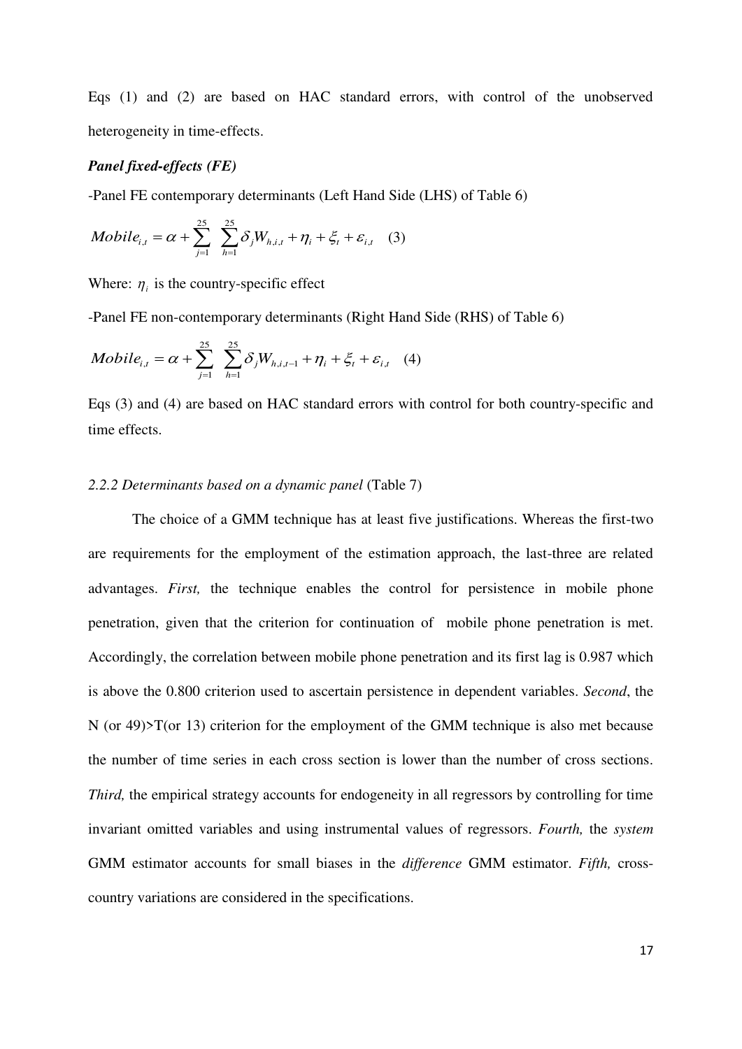Eqs (1) and (2) are based on HAC standard errors, with control of the unobserved heterogeneity in time-effects.

***Panel fixed-effects (FE)***

-Panel FE contemporary determinants (Left Hand Side (LHS) of Table 6)

$$Mobile_{i,t} = \alpha + \sum_{j=1}^{25} \sum_{h=1}^{25} \delta_j W_{h,i,t} + \eta_i + \xi_t + \varepsilon_{i,t} \quad (3)$$

Where: $\eta_i$ is the country-specific effect

-Panel FE non-contemporary determinants (Right Hand Side (RHS) of Table 6)

$$Mobile_{i,t} = \alpha + \sum_{j=1}^{25} \sum_{h=1}^{25} \delta_j W_{h,i,t-1} + \eta_i + \xi_t + \varepsilon_{i,t} \quad (4)$$

Eqs (3) and (4) are based on HAC standard errors with control for both country-specific and time effects.

*2.2.2 Determinants based on a dynamic panel* (Table 7)

The choice of a GMM technique has at least five justifications. Whereas the first-two are requirements for the employment of the estimation approach, the last-three are related advantages. *First,* the technique enables the control for persistence in mobile phone penetration, given that the criterion for continuation of mobile phone penetration is met. Accordingly, the correlation between mobile phone penetration and its first lag is 0.987 which is above the 0.800 criterion used to ascertain persistence in dependent variables. *Second*, the N (or 49)>T(or 13) criterion for the employment of the GMM technique is also met because the number of time series in each cross section is lower than the number of cross sections. *Third,* the empirical strategy accounts for endogeneity in all regressors by controlling for time invariant omitted variables and using instrumental values of regressors. *Fourth,* the *system* GMM estimator accounts for small biases in the *difference* GMM estimator. *Fifth,* cross-country variations are considered in the specifications.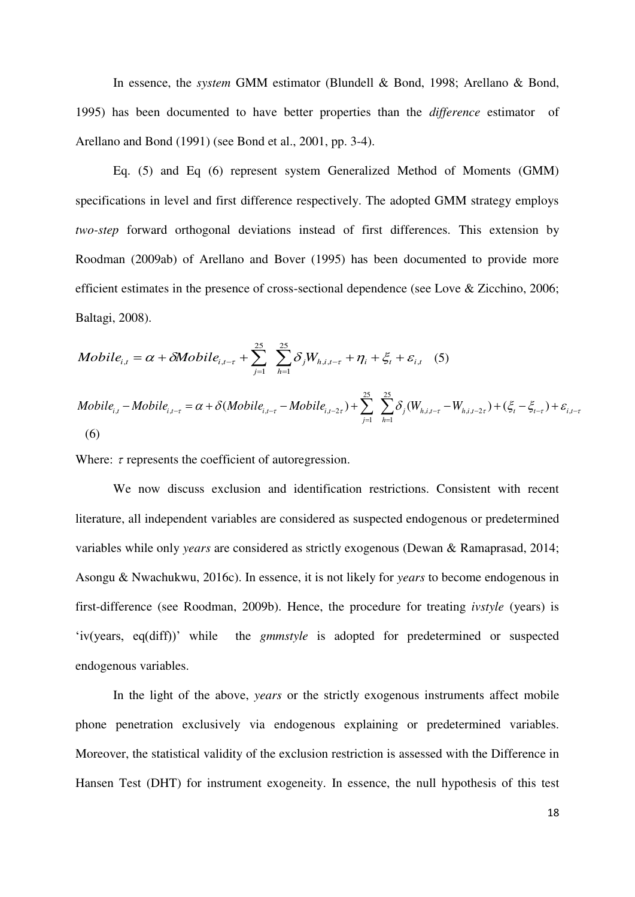In essence, the *system* GMM estimator (Blundell & Bond, 1998; Arellano & Bond, 1995) has been documented to have better properties than the *difference* estimator of Arellano and Bond (1991) (see Bond et al., 2001, pp. 3-4).

Eq. (5) and Eq (6) represent system Generalized Method of Moments (GMM) specifications in level and first difference respectively. The adopted GMM strategy employs *two-step* forward orthogonal deviations instead of first differences. This extension by Roodman (2009ab) of Arellano and Bover (1995) has been documented to provide more efficient estimates in the presence of cross-sectional dependence (see Love & Zicchino, 2006; Baltagi, 2008).

$$Mobile_{i,t} = \alpha + \delta Mobile_{i,t-\tau} + \sum_{j=1}^{25} \sum_{h=1}^{25} \delta_j W_{h,i,t-\tau} + \eta_i + \xi_t + \varepsilon_{i,t} \quad (5)$$

$$Mobile_{i,t} - Mobile_{i,t-\tau} = \alpha + \delta(Mobile_{i,t-\tau} - Mobile_{i,t-2\tau}) + \sum_{j=1}^{25} \sum_{h=1}^{25} \delta_j (W_{h,i,t-\tau} - W_{h,i,t-2\tau}) + (\xi_t - \xi_{t-\tau}) + \varepsilon_{i,t-\tau} \quad (6)$$

Where: $\tau$ represents the coefficient of autoregression.

We now discuss exclusion and identification restrictions. Consistent with recent literature, all independent variables are considered as suspected endogenous or predetermined variables while only *years* are considered as strictly exogenous (Dewan & Ramaprasad, 2014; Asongu & Nwachukwu, 2016c). In essence, it is not likely for *years* to become endogenous in first-difference (see Roodman, 2009b). Hence, the procedure for treating *ivstyle* (years) is 'iv(years, eq(diff))' while the *gmmstyle* is adopted for predetermined or suspected endogenous variables.

In the light of the above, *years* or the strictly exogenous instruments affect mobile phone penetration exclusively via endogenous explaining or predetermined variables. Moreover, the statistical validity of the exclusion restriction is assessed with the Difference in Hansen Test (DHT) for instrument exogeneity. In essence, the null hypothesis of this test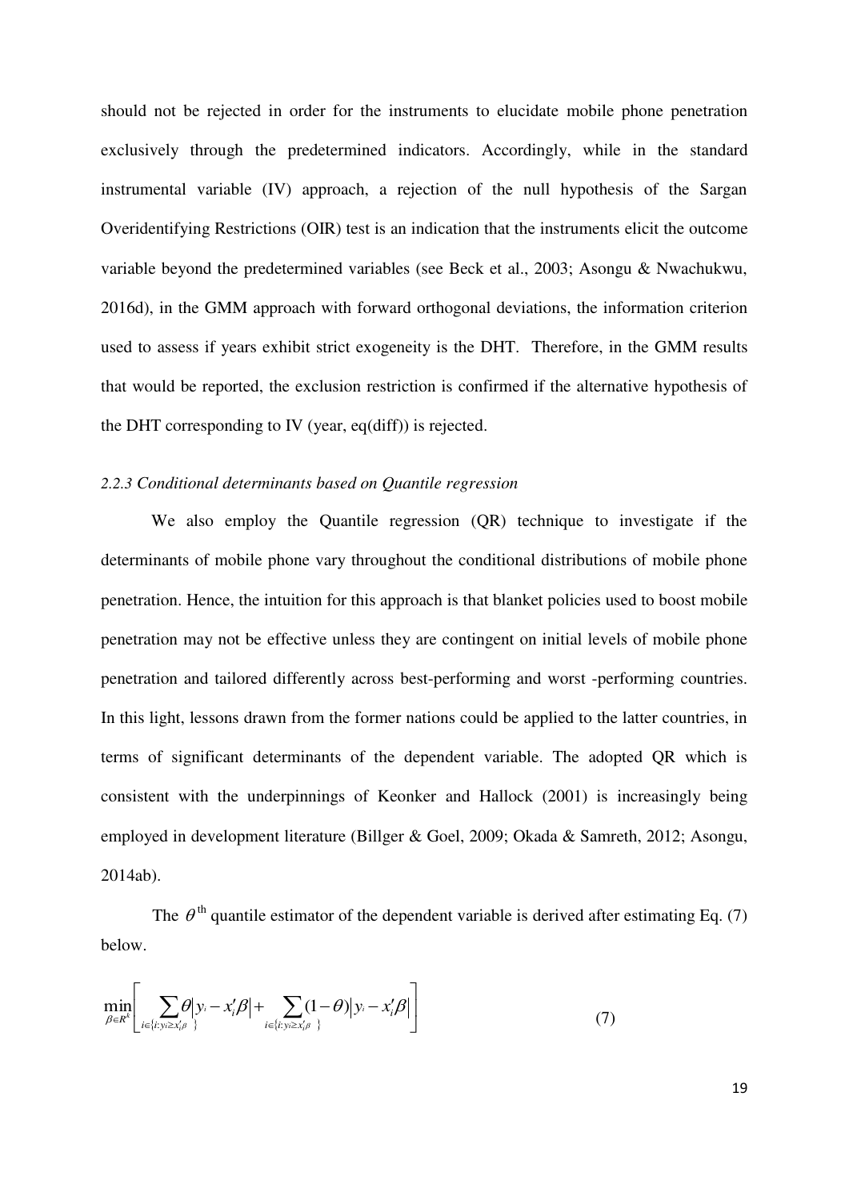should not be rejected in order for the instruments to elucidate mobile phone penetration exclusively through the predetermined indicators. Accordingly, while in the standard instrumental variable (IV) approach, a rejection of the null hypothesis of the Sargan Overidentifying Restrictions (OIR) test is an indication that the instruments elicit the outcome variable beyond the predetermined variables (see Beck et al., 2003; Asongu & Nwachukwu, 2016d), in the GMM approach with forward orthogonal deviations, the information criterion used to assess if years exhibit strict exogeneity is the DHT. Therefore, in the GMM results that would be reported, the exclusion restriction is confirmed if the alternative hypothesis of the DHT corresponding to IV (year, eq(diff)) is rejected.

### *2.2.3 Conditional determinants based on Quantile regression*

We also employ the Quantile regression (QR) technique to investigate if the determinants of mobile phone vary throughout the conditional distributions of mobile phone penetration. Hence, the intuition for this approach is that blanket policies used to boost mobile penetration may not be effective unless they are contingent on initial levels of mobile phone penetration and tailored differently across best-performing and worst -performing countries. In this light, lessons drawn from the former nations could be applied to the latter countries, in terms of significant determinants of the dependent variable. The adopted QR which is consistent with the underpinnings of Keonker and Hallock (2001) is increasingly being employed in development literature (Billger & Goel, 2009; Okada & Samreth, 2012; Asongu, 2014ab).

The $\theta^{\text{th}}$ quantile estimator of the dependent variable is derived after estimating Eq. (7) below.

$$\min_{\beta \in R^k} \left[ \sum_{i \in \{i: y_i \geq x_i'\beta\}} \theta \left| y_i - x_i'\beta \right| + \sum_{i \in \{i: y_i \geq x_i'\beta\}} (1-\theta) \left| y_i - x_i'\beta \right| \right] \tag{7}$$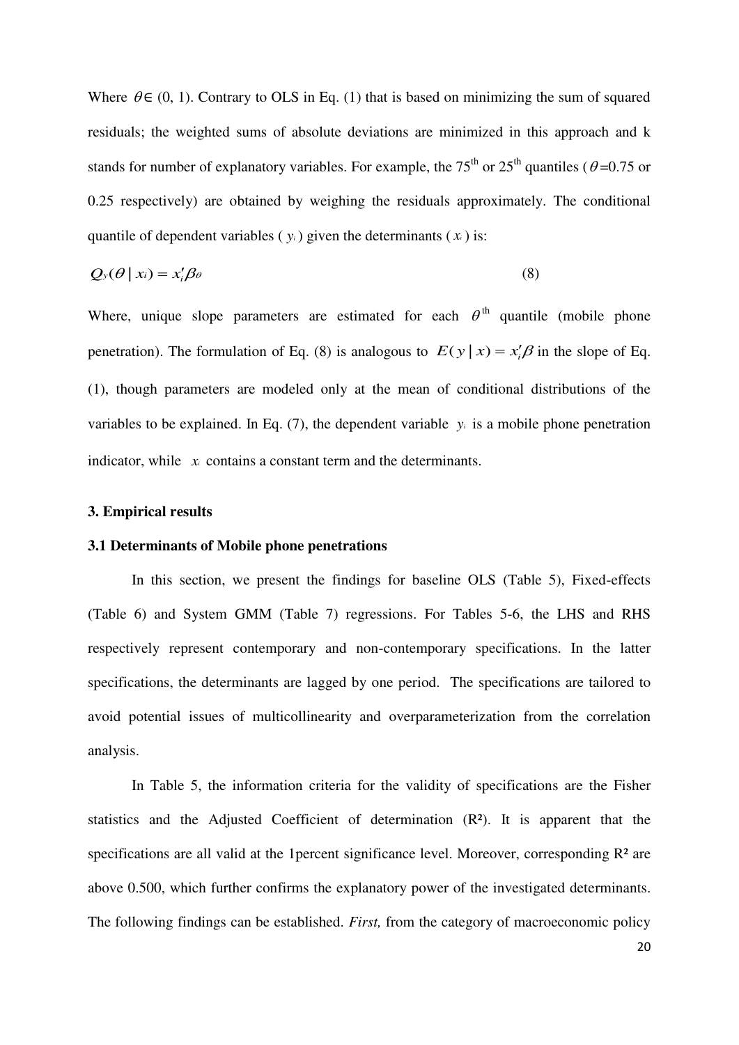Where $\theta \in (0, 1)$. Contrary to OLS in Eq. (1) that is based on minimizing the sum of squared residuals; the weighted sums of absolute deviations are minimized in this approach and k stands for number of explanatory variables. For example, the 75$^{th}$ or 25$^{th}$ quantiles ($\theta$=0.75 or 0.25 respectively) are obtained by weighing the residuals approximately. The conditional quantile of dependent variables ( $y_i$ ) given the determinants ( $x_i$ ) is:

$$Q_y(\theta \mid x_i) = x_i' \beta_\theta \tag{8}$$

Where, unique slope parameters are estimated for each $\theta^{th}$ quantile (mobile phone penetration). The formulation of Eq. (8) is analogous to $E(y \mid x) = x_i' \beta$ in the slope of Eq. (1), though parameters are modeled only at the mean of conditional distributions of the variables to be explained. In Eq. (7), the dependent variable $y_i$ is a mobile phone penetration indicator, while $x_i$ contains a constant term and the determinants.

### 3. Empirical results

### 3.1 Determinants of Mobile phone penetrations

In this section, we present the findings for baseline OLS (Table 5), Fixed-effects (Table 6) and System GMM (Table 7) regressions. For Tables 5-6, the LHS and RHS respectively represent contemporary and non-contemporary specifications. In the latter specifications, the determinants are lagged by one period. The specifications are tailored to avoid potential issues of multicollinearity and overparameterization from the correlation analysis.

In Table 5, the information criteria for the validity of specifications are the Fisher statistics and the Adjusted Coefficient of determination ($R^2$). It is apparent that the specifications are all valid at the 1percent significance level. Moreover, corresponding $R^2$ are above 0.500, which further confirms the explanatory power of the investigated determinants. The following findings can be established. *First,* from the category of macroeconomic policy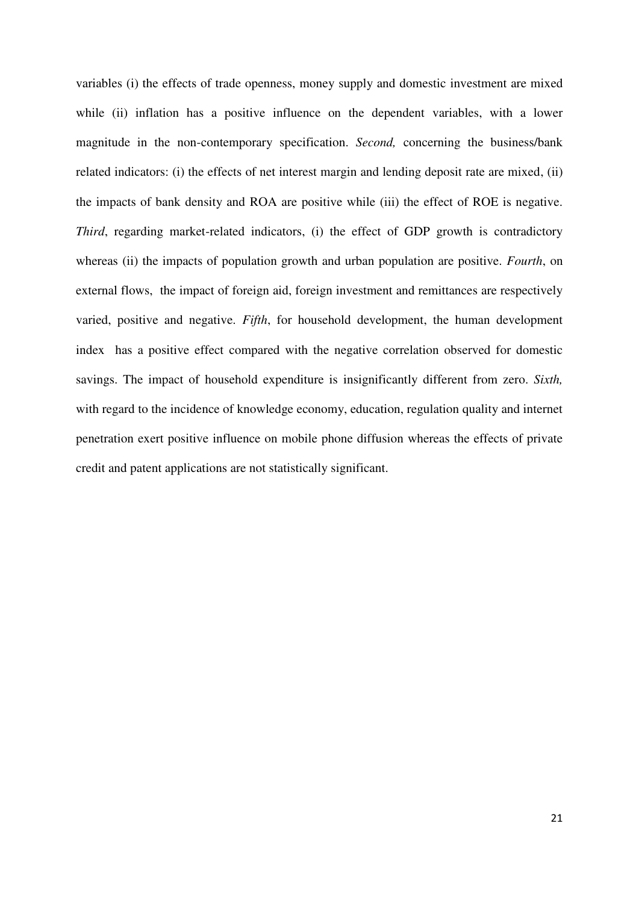variables (i) the effects of trade openness, money supply and domestic investment are mixed while (ii) inflation has a positive influence on the dependent variables, with a lower magnitude in the non-contemporary specification. *Second,* concerning the business/bank related indicators: (i) the effects of net interest margin and lending deposit rate are mixed, (ii) the impacts of bank density and ROA are positive while (iii) the effect of ROE is negative. *Third*, regarding market-related indicators, (i) the effect of GDP growth is contradictory whereas (ii) the impacts of population growth and urban population are positive. *Fourth*, on external flows, the impact of foreign aid, foreign investment and remittances are respectively varied, positive and negative. *Fifth*, for household development, the human development index has a positive effect compared with the negative correlation observed for domestic savings. The impact of household expenditure is insignificantly different from zero. *Sixth,* with regard to the incidence of knowledge economy, education, regulation quality and internet penetration exert positive influence on mobile phone diffusion whereas the effects of private credit and patent applications are not statistically significant.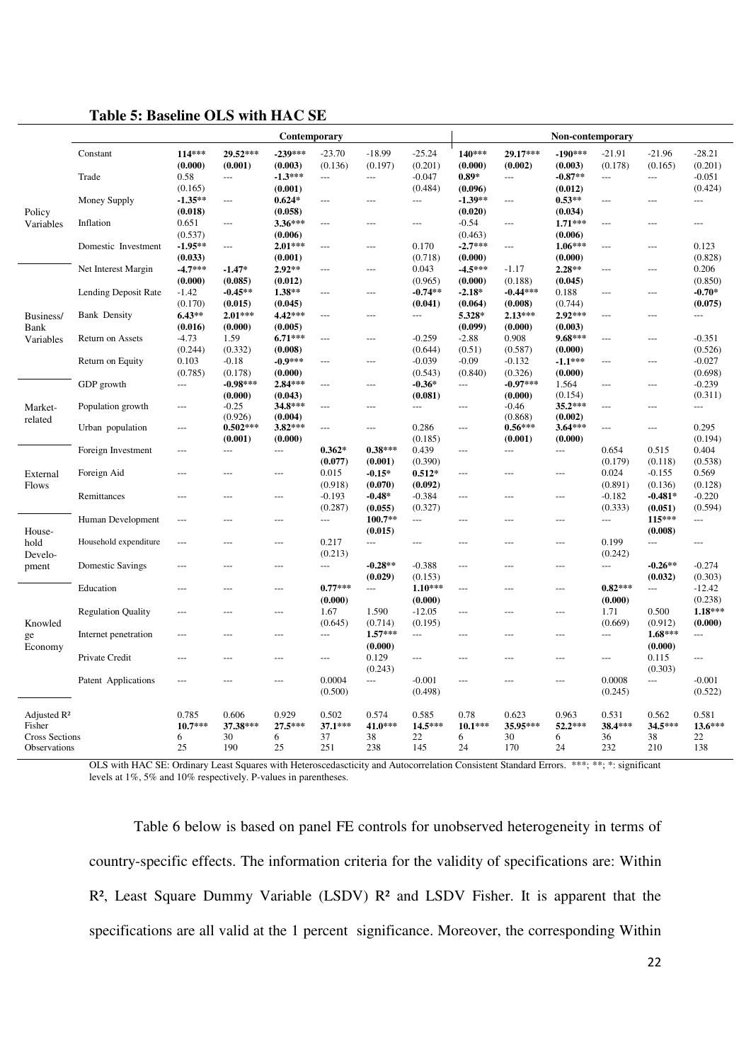**Table 5: Baseline OLS with HAC SE**

| | | Contemporary | | | | | | Non-contemporary | | | | | |
|---|---|---|---|---|---|---|---|---|---|---|---|---|---|
| | Constant | **114***** (0.000) | **29.52***** (0.001) | **-239***** (0.003) | -23.70 (0.136) | -18.99 (0.197) | -25.24 (0.201) | **140***** (0.000) | **29.17***** (0.002) | **-190***** (0.003) | -21.91 (0.178) | -21.96 (0.165) | -28.21 (0.201) |
| Policy Variables | Trade | 0.58 (0.165) | --- | **-1.3***** (0.001) | --- | --- | -0.047 (0.484) | **0.89*** (0.096) | --- | **-0.87**** (0.012) | --- | --- | -0.051 (0.424) |
| | Money Supply | **-1.35**** (0.018) | --- | **0.624*** (0.058) | --- | --- | --- | **-1.39**** (0.020) | --- | **0.53**** (0.034) | --- | --- | --- |
| | Inflation | 0.651 (0.537) | --- | **3.36***** (0.006) | --- | --- | --- | -0.54 (0.463) | --- | **1.71***** (0.006) | --- | --- | --- |
| | Domestic Investment | **-1.95**** (0.033) | --- | **2.01***** (0.001) | --- | --- | 0.170 (0.718) | **-2.7***** (0.000) | --- | **1.06***** (0.000) | --- | --- | 0.123 (0.828) |
| Business/ Bank Variables | Net Interest Margin | **-4.7***** (0.000) | **-1.47*** (0.085) | **2.92**** (0.012) | --- | --- | 0.043 (0.965) | **-4.5***** (0.000) | -1.17 (0.188) | **2.28**** (0.045) | --- | --- | 0.206 (0.850) |
| | Lending Deposit Rate | -1.42 (0.170) | **-0.45**** (0.015) | **1.38**** (0.045) | --- | --- | **-0.74**** (0.041) | **-2.18*** (0.064) | **-0.44***** (0.008) | 0.188 (0.744) | --- | --- | **-0.70*** (0.075) |
| | Bank Density | **6.43**** (0.016) | **2.01***** (0.000) | **4.42***** (0.005) | --- | --- | --- | **5.328*** (0.099) | **2.13***** (0.000) | **2.92***** (0.003) | --- | --- | --- |
| | Return on Assets | -4.73 (0.244) | 1.59 (0.332) | **6.71***** (0.008) | --- | --- | -0.259 (0.644) | -2.88 (0.51) | 0.908 (0.587) | **9.68***** (0.000) | --- | --- | -0.351 (0.526) |
| | Return on Equity | 0.103 (0.785) | -0.18 (0.178) | **-0.9***** (0.000) | --- | --- | -0.039 (0.543) | -0.09 (0.840) | -0.132 (0.326) | **-1.1***** (0.000) | --- | --- | -0.027 (0.698) |
| Market-related | GDP growth | --- | **-0.98***** (0.000) | **2.84***** (0.043) | --- | --- | **-0.36*** (0.081) | --- | **-0.97***** (0.000) | 1.564 (0.154) | --- | --- | -0.239 (0.311) |
| | Population growth | --- | -0.25 (0.926) | **34.8***** (0.004) | --- | --- | --- | --- | -0.46 (0.868) | **35.2***** (0.002) | --- | --- | --- |
| | Urban population | --- | **0.502***** (0.001) | **3.82***** (0.000) | --- | --- | 0.286 (0.185) | --- | **0.56***** (0.001) | **3.64***** (0.000) | --- | --- | 0.295 (0.194) |
| External Flows | Foreign Investment | --- | --- | --- | **0.362*** (0.077) | **0.38***** (0.001) | 0.439 (0.390) | --- | --- | --- | 0.654 (0.179) | 0.515 (0.118) | 0.404 (0.538) |
| | Foreign Aid | --- | --- | --- | 0.015 (0.918) | **-0.15*** (0.070) | **0.512*** (0.092) | --- | --- | --- | 0.024 (0.891) | -0.155 (0.136) | 0.569 (0.128) |
| | Remittances | --- | --- | --- | -0.193 (0.287) | **-0.48*** (0.055) | -0.384 (0.327) | --- | --- | --- | -0.182 (0.333) | **-0.481*** (0.051) | -0.220 (0.594) |
| Household Development | Human Development | --- | --- | --- | --- | **100.7**** (0.015) | --- | --- | --- | --- | --- | **115***** (0.008) | --- |
| | Household expenditure | --- | --- | --- | 0.217 (0.213) | --- | --- | --- | --- | --- | 0.199 (0.242) | --- | --- |
| | Domestic Savings | --- | --- | --- | --- | **-0.28**** (0.029) | -0.388 (0.153) | --- | --- | --- | --- | **-0.26**** (0.032) | -0.274 (0.303) |
| Knowledge Economy | Education | --- | --- | --- | **0.77***** (0.000) | --- | **1.10***** (0.000) | --- | --- | --- | **0.82***** (0.000) | --- | -12.42 (0.238) |
| | Regulation Quality | --- | --- | --- | 1.67 (0.645) | 1.590 (0.714) | -12.05 (0.195) | --- | --- | --- | 1.71 (0.669) | 0.500 (0.912) | **1.18***** (0.000) |
| | Internet penetration | --- | --- | --- | --- | **1.57***** (0.000) | --- | --- | --- | --- | --- | **1.68***** (0.000) | --- |
| | Private Credit | --- | --- | --- | --- | 0.129 (0.243) | --- | --- | --- | --- | --- | 0.115 (0.303) | --- |
| | Patent Applications | --- | --- | --- | 0.0004 (0.500) | --- | -0.001 (0.498) | --- | --- | --- | 0.0008 (0.245) | --- | -0.001 (0.522) |
| Adjusted $R^2$ | | 0.785 | 0.606 | 0.929 | 0.502 | 0.574 | 0.585 | 0.78 | 0.623 | 0.963 | 0.531 | 0.562 | 0.581 |
| Fisher | | **10.7***** | **37.38***** | **27.5***** | **37.1***** | **41.0***** | **14.5***** | **10.1***** | **35.95***** | **52.2***** | **38.4***** | **34.5***** | **13.6***** |
| Cross Sections | | 6 | 30 | 6 | 37 | 38 | 22 | 6 | 30 | 6 | 36 | 38 | 22 |
| Observations | | 25 | 190 | 25 | 251 | 238 | 145 | 24 | 170 | 24 | 232 | 210 | 138 |

OLS with HAC SE: Ordinary Least Squares with Heteroscedascticity and Autocorrelation Consistent Standard Errors. ***; **; *: significant levels at 1%, 5% and 10% respectively. P-values in parentheses.

Table 6 below is based on panel FE controls for unobserved heterogeneity in terms of country-specific effects. The information criteria for the validity of specifications are: Within $R^2$, Least Square Dummy Variable (LSDV) $R^2$ and LSDV Fisher. It is apparent that the specifications are all valid at the 1 percent significance. Moreover, the corresponding Within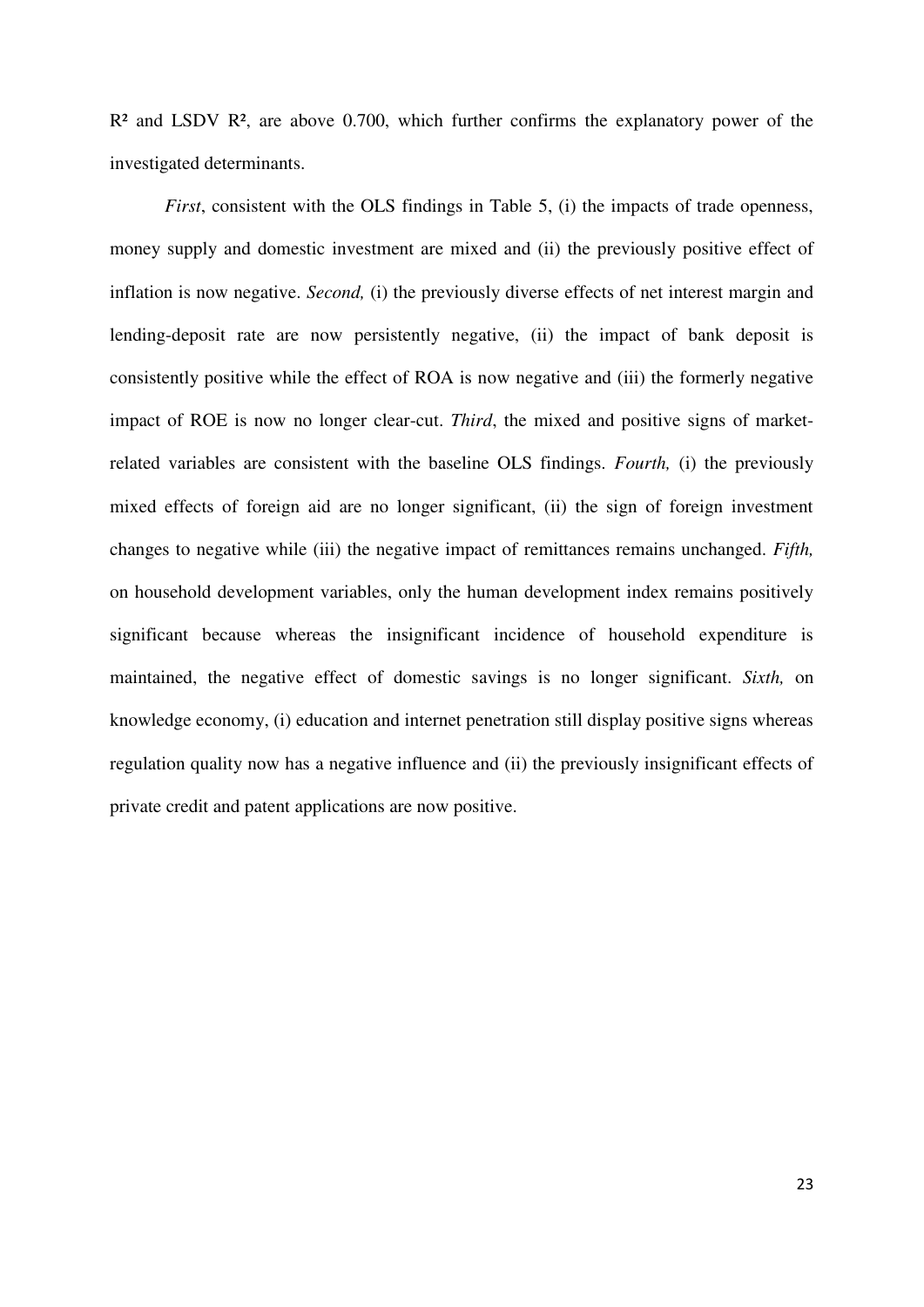$R^2$ and LSDV $R^2$, are above 0.700, which further confirms the explanatory power of the investigated determinants.

*First*, consistent with the OLS findings in Table 5, (i) the impacts of trade openness, money supply and domestic investment are mixed and (ii) the previously positive effect of inflation is now negative. *Second,* (i) the previously diverse effects of net interest margin and lending-deposit rate are now persistently negative, (ii) the impact of bank deposit is consistently positive while the effect of ROA is now negative and (iii) the formerly negative impact of ROE is now no longer clear-cut. *Third*, the mixed and positive signs of market-related variables are consistent with the baseline OLS findings. *Fourth,* (i) the previously mixed effects of foreign aid are no longer significant, (ii) the sign of foreign investment changes to negative while (iii) the negative impact of remittances remains unchanged. *Fifth,* on household development variables, only the human development index remains positively significant because whereas the insignificant incidence of household expenditure is maintained, the negative effect of domestic savings is no longer significant. *Sixth,* on knowledge economy, (i) education and internet penetration still display positive signs whereas regulation quality now has a negative influence and (ii) the previously insignificant effects of private credit and patent applications are now positive.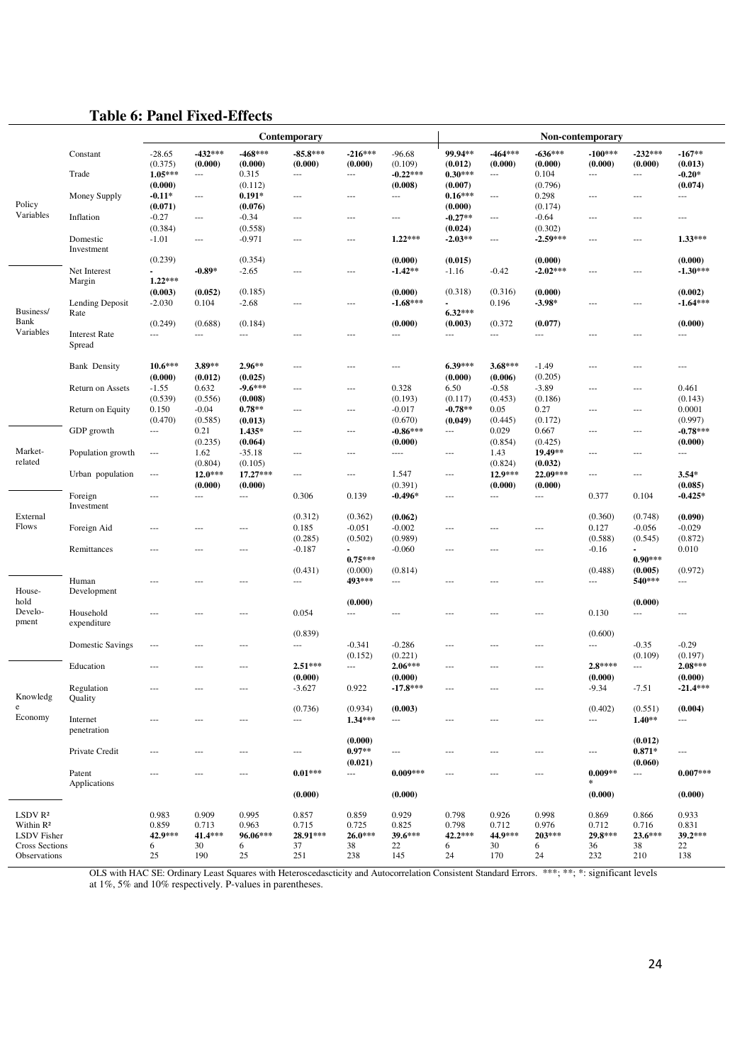## Table 6: Panel Fixed-Effects

| | | Contemporary | | | | | | Non-contemporary | | | | | |
|---|---|---|---|---|---|---|---|---|---|---|---|---|---|
| | Constant | -28.65 | **-432***\*** | **-468***\*** | **-85.8***\*** | **-216***\*** | -96.68 | **99.94***\*** | **-464***\*** | **-636***\*** | **-100***\*** | **-232***\*** | **-167***\* |
| | | (0.375) | **(0.000)** | **(0.000)** | **(0.000)** | **(0.000)** | (0.109) | **(0.012)** | **(0.000)** | **(0.000)** | **(0.000)** | **(0.000)** | **(0.013)** |
| Policy Variables | Trade | **1.05***\*** | --- | 0.315 | --- | --- | **-0.22***\*** | **0.30***\*** | --- | 0.104 | --- | --- | **-0.20*** |
| | | **(0.000)** | | (0.112) | | | **(0.008)** | **(0.007)** | | (0.796) | | | **(0.074)** |
| | Money Supply | **-0.11*** | --- | **0.191*** | --- | --- | --- | **0.16***\*** | --- | 0.298 | --- | --- | --- |
| | | **(0.071)** | | **(0.076)** | | | | **(0.000)** | | (0.174) | | | |
| | Inflation | -0.27 | --- | -0.34 | --- | --- | --- | **-0.27***\* | --- | -0.64 | --- | --- | --- |
| | | (0.384) | | (0.558) | | | | **(0.024)** | | (0.302) | | | |
| | Domestic Investment | -1.01 | --- | -0.971 | --- | --- | **1.22***\*** | **-2.03***\* | --- | **-2.59***\*** | --- | --- | **1.33***\*** |
| | | (0.239) | | (0.354) | | | **(0.000)** | **(0.015)** | | **(0.000)** | | | **(0.000)** |
| Business/ Bank Variables | Net Interest Margin | **-1.22***\*** | **-0.89*** | -2.65 | --- | --- | **-1.42***\* | -1.16 | -0.42 | **-2.02***\*** | --- | --- | **-1.30***\*** |
| | | **(0.003)** | **(0.052)** | (0.185) | | | **(0.000)** | (0.318) | (0.316) | **(0.000)** | | | **(0.002)** |
| | Lending Deposit Rate | -2.030 | 0.104 | -2.68 | --- | --- | **-1.68***\*** | **-6.32***\*** | 0.196 | **-3.98*** | --- | --- | **-1.64***\*** |
| | | (0.249) | (0.688) | (0.184) | | | **(0.000)** | **(0.003)** | (0.372 | **(0.077)** | | | **(0.000)** |
| | Interest Rate Spread | --- | --- | --- | --- | --- | --- | --- | --- | --- | --- | --- | --- |
| | Bank Density | **10.6***\*** | **3.89***\* | **2.96***\* | --- | --- | --- | **6.39***\*** | **3.68***\*** | -1.49 | --- | --- | --- |
| | | **(0.000)** | **(0.012)** | **(0.025)** | | | | **(0.000)** | **(0.006)** | (0.205) | | | |
| | Return on Assets | -1.55 | 0.632 | **-9.6***\*** | --- | --- | 0.328 | 6.50 | -0.58 | -3.89 | --- | --- | 0.461 |
| | | (0.539) | (0.556) | **(0.008)** | | | (0.193) | (0.117) | (0.453) | (0.186) | | | (0.143) |
| | Return on Equity | 0.150 | -0.04 | **0.78***\* | --- | --- | -0.017 | **-0.78***\* | 0.05 | 0.27 | --- | --- | 0.0001 |
| | | (0.470) | (0.585) | **(0.013)** | | | (0.670) | **(0.049)** | (0.445) | (0.172) | | | (0.997) |
| Market-related | GDP growth | --- | 0.21 | **1.435*** | --- | --- | **-0.86***\*** | --- | 0.029 | 0.667 | --- | --- | **-0.78***\*** |
| | | | (0.235) | **(0.064)** | | | **(0.000)** | | (0.854) | (0.425) | | | **(0.000)** |
| | Population growth | --- | 1.62 | -35.18 | --- | --- | ---- | --- | 1.43 | **19.49***\* | --- | --- | --- |
| | | | (0.804) | (0.105) | | | | | (0.824) | **(0.032)** | | | |
| | Urban population | --- | **12.0***\*** | **17.27***\*** | --- | --- | 1.547 | --- | **12.9***\*** | **22.09***\*** | --- | --- | **3.54*** |
| | | | **(0.000)** | **(0.000)** | | | (0.391) | | **(0.000)** | **(0.000)** | | | **(0.085)** |
| External Flows | Foreign Investment | --- | --- | --- | 0.306 | 0.139 | **-0.496*** | --- | --- | --- | 0.377 | 0.104 | **-0.425*** |
| | | | | | (0.312) | (0.362) | **(0.062)** | | | | (0.360) | (0.748) | **(0.090)** |
| | Foreign Aid | --- | --- | --- | 0.185 | -0.051 | -0.002 | --- | --- | --- | 0.127 | -0.056 | -0.029 |
| | | | | | (0.285) | (0.502) | (0.989) | | | | (0.588) | (0.545) | (0.872) |
| | Remittances | --- | --- | --- | -0.187 | **-0.75***\*** | -0.060 | --- | --- | --- | -0.16 | **-0.90***\*** | 0.010 |
| | | | | | (0.431) | (0.000) | (0.814) | | | | (0.488) | **(0.005)** | (0.972) |
| House-hold Develo-pment | Human Development | --- | --- | --- | --- | **493***\*** | --- | --- | --- | --- | --- | **540***\*** | --- |
| | | | | | | **(0.000)** | | | | | | **(0.000)** | |
| | Household expenditure | --- | --- | --- | 0.054 | --- | --- | --- | --- | --- | 0.130 | --- | --- |
| | | | | | (0.839) | | | | | | (0.600) | | |
| | Domestic Savings | --- | --- | --- | --- | -0.341 | -0.286 | --- | --- | --- | --- | -0.35 | -0.29 |
| | | | | | | (0.152) | (0.221) | | | | | (0.109) | (0.197) |
| Knowledge Economy | Education | --- | --- | --- | **2.51***\*** | --- | **2.06***\*** | --- | --- | --- | **2.8***\***\* | --- | **2.08***\*** |
| | | | | | **(0.000)** | | **(0.000)** | | | | **(0.000)** | | **(0.000)** |
| | Regulation Quality | --- | --- | --- | -3.627 | 0.922 | **-17.8***\*** | --- | --- | --- | -9.34 | -7.51 | **-21.4***\*** |
| | | | | | (0.736) | (0.934) | **(0.003)** | | | | (0.402) | (0.551) | **(0.004)** |
| | Internet penetration | --- | --- | --- | --- | **1.34***\*** | --- | --- | --- | --- | --- | **1.40***\* | --- |
| | | | | | | **(0.000)** | | | | | | **(0.012)** | |
| | Private Credit | --- | --- | --- | --- | **0.97***\* | --- | --- | --- | --- | --- | **0.871*** | --- |
| | | | | | | **(0.021)** | | | | | | **(0.060)** | |
| | Patent Applications | --- | --- | --- | **0.01***\*** | --- | **0.009***\*** | --- | --- | --- | **0.009***\*\* | --- | **0.007***\*** |
| | | | | | **(0.000)** | | **(0.000)** | | | | **(0.000)** | | **(0.000)** |
| LSDV $R^2$ | | 0.983 | 0.909 | 0.995 | 0.857 | 0.859 | 0.929 | 0.798 | 0.926 | 0.998 | 0.869 | 0.866 | 0.933 |
| Within $R^2$ | | 0.859 | 0.713 | 0.963 | 0.715 | 0.725 | 0.825 | 0.798 | 0.712 | 0.976 | 0.712 | 0.716 | 0.831 |
| LSDV Fisher | | **42.9***\*** | **41.4***\*** | **96.06***\*** | **28.91***\*** | **26.0***\*** | **39.6***\*** | **42.2***\*** | **44.9***\*** | **203***\*** | **29.8***\*** | **23.6***\*** | **39.2***\*** |
| Cross Sections | | 6 | 30 | 6 | 37 | 38 | 22 | 6 | 30 | 6 | 36 | 38 | 22 |
| Observations | | 25 | 190 | 25 | 251 | 238 | 145 | 24 | 170 | 24 | 232 | 210 | 138 |

OLS with HAC SE: Ordinary Least Squares with Heteroscedascticity and Autocorrelation Consistent Standard Errors. ***; **; *: significant levels at 1%, 5% and 10% respectively. P-values in parentheses.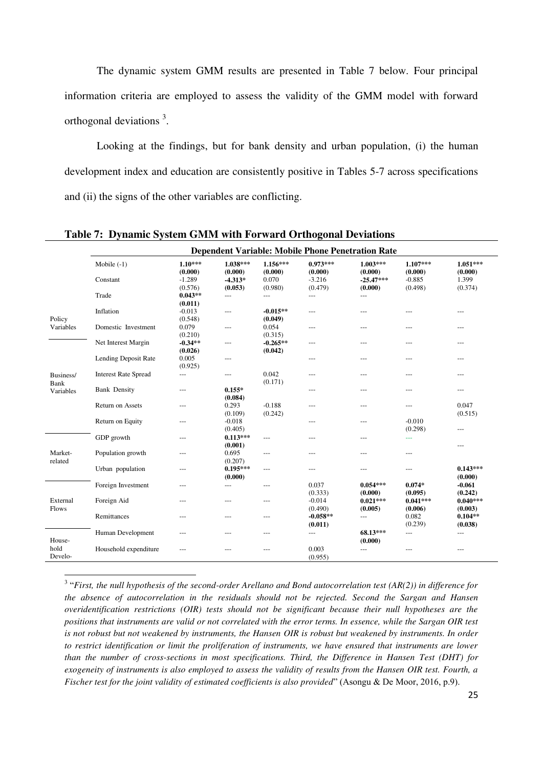The dynamic system GMM results are presented in Table 7 below. Four principal information criteria are employed to assess the validity of the GMM model with forward orthogonal deviations [3].

Looking at the findings, but for bank density and urban population, (i) the human development index and education are consistently positive in Tables 5-7 across specifications and (ii) the signs of the other variables are conflicting.

**Table 7: Dynamic System GMM with Forward Orthogonal Deviations**

| | Dependent Variable: Mobile Phone Penetration Rate | | | | | | | |
|---|---|---|---|---|---|---|---|---|
| | Mobile (-1) | **1.10***** <br> **(0.000)** | **1.038***** <br> **(0.000)** | **1.156***** <br> **(0.000)** | **0.973***** <br> **(0.000)** | **1.003***** <br> **(0.000)** | **1.107***** <br> **(0.000)** | **1.051***** <br> **(0.000)** |
| | Constant | -1.289 <br> (0.576) | **-4.313*** <br> **(0.053)** | 0.070 <br> (0.980) | -3.216 <br> (0.479) | **-25.47***** <br> **(0.000)** | -0.885 <br> (0.498) | 1.399 <br> (0.374) |
| | Trade | **0.043**** <br> **(0.011)** | --- | --- | --- | --- | | |
| Policy Variables | Inflation | -0.013 <br> (0.548) | --- | **-0.015**** <br> **(0.049)** | --- | --- | --- | --- |
| | Domestic Investment | 0.079 <br> (0.210) | --- | 0.054 <br> (0.315) | --- | --- | --- | --- |
| Business/ Bank Variables | Net Interest Margin | **-0.34**** <br> **(0.026)** | --- | **-0.265**** <br> **(0.042)** | --- | --- | --- | --- |
| | Lending Deposit Rate | 0.005 <br> (0.925) | --- | | --- | --- | --- | --- |
| | Interest Rate Spread | --- | --- | 0.042 <br> (0.171) | --- | --- | --- | --- |
| | Bank Density | --- | **0.155*** <br> **(0.084)** | | --- | --- | --- | --- |
| | Return on Assets | --- | 0.293 <br> (0.109) | -0.188 <br> (0.242) | --- | --- | --- | 0.047 <br> (0.515) |
| | Return on Equity | --- | -0.018 <br> (0.405) | | --- | --- | -0.010 <br> (0.298) | --- |
| Market-related | GDP growth | --- | **0.113***** <br> **(0.001)** | --- | --- | --- | --- | --- |
| | Population growth | --- | 0.695 <br> (0.207) | --- | --- | --- | --- | |
| | Urban population | --- | **0.195***** <br> **(0.000)** | --- | --- | --- | --- | **0.143***** <br> **(0.000)** |
| External Flows | Foreign Investment | --- | --- | --- | 0.037 <br> (0.333) | **0.054***** <br> **(0.000)** | **0.074*** <br> **(0.095)** | **-0.061** <br> **(0.242)** |
| | Foreign Aid | --- | --- | --- | -0.014 <br> (0.490) | **0.021***** <br> **(0.005)** | **0.041***** <br> **(0.006)** | **0.040***** <br> **(0.003)** |
| | Remittances | --- | --- | --- | **-0.058**** <br> **(0.011)** | --- | 0.082 <br> (0.239) | **0.104**** <br> **(0.038)** |
| House-hold Develo- | Human Development | --- | --- | --- | --- | **68.13***** <br> **(0.000)** | --- | --- |
| | Household expenditure | --- | --- | --- | 0.003 <br> (0.955) | --- | --- | --- |

[3] "*First, the null hypothesis of the second-order Arellano and Bond autocorrelation test (AR(2)) in difference for the absence of autocorrelation in the residuals should not be rejected. Second the Sargan and Hansen overidentification restrictions (OIR) tests should not be significant because their null hypotheses are the positions that instruments are valid or not correlated with the error terms. In essence, while the Sargan OIR test is not robust but not weakened by instruments, the Hansen OIR is robust but weakened by instruments. In order to restrict identification or limit the proliferation of instruments, we have ensured that instruments are lower than the number of cross-sections in most specifications. Third, the Difference in Hansen Test (DHT) for exogeneity of instruments is also employed to assess the validity of results from the Hansen OIR test. Fourth, a Fischer test for the joint validity of estimated coefficients is also provided*" (Asongu & De Moor, 2016, p.9).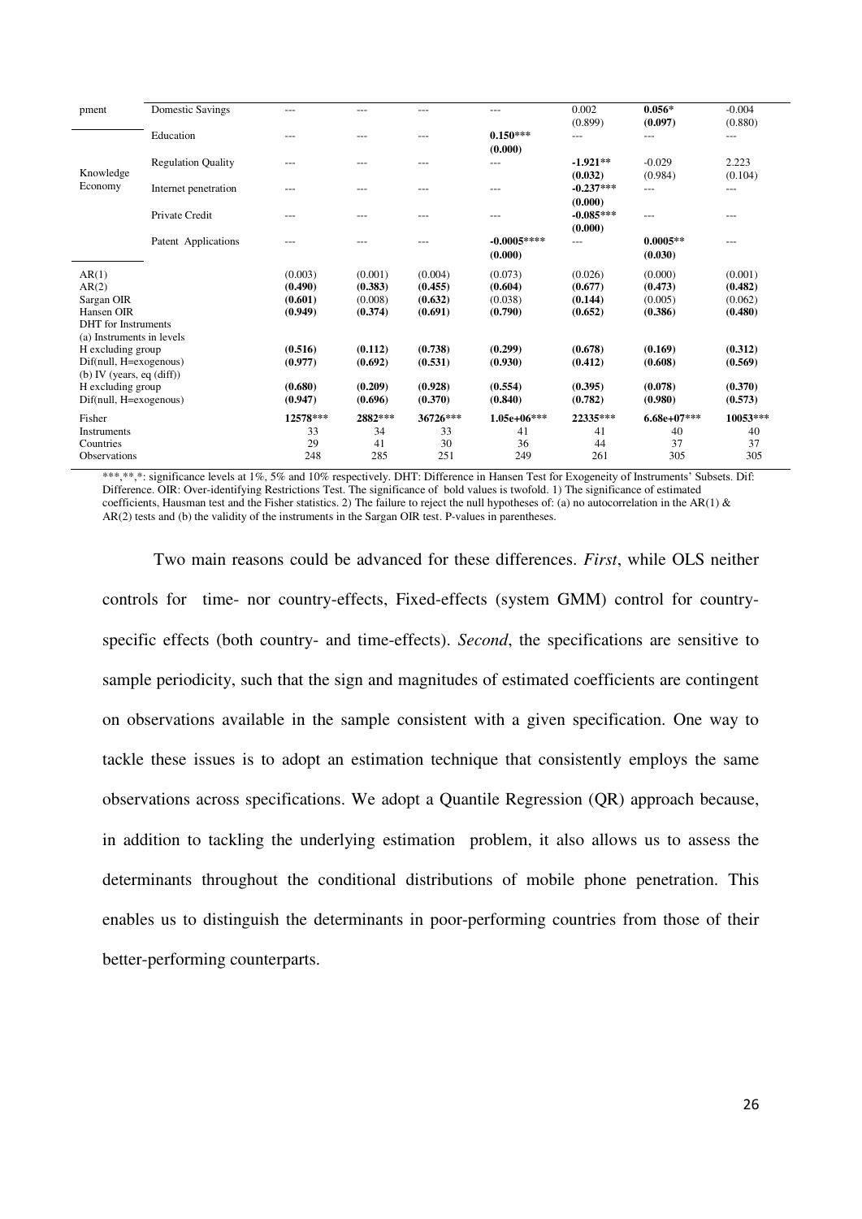| | | | | | | | | |
|---|---|---|---|---|---|---|---|---|
| pment | Domestic Savings | --- | --- | --- | --- | 0.002<br>(0.899) | **0.056***<br>**(0.097)** | -0.004<br>(0.880) |
| Knowledge Economy | Education | --- | --- | --- | **0.150*****<br>**(0.000)** | --- | --- | --- |
| | Regulation Quality | --- | --- | --- | --- | **-1.921****<br>**(0.032)** | -0.029<br>(0.984) | 2.223<br>(0.104) |
| | Internet penetration | --- | --- | --- | --- | **-0.237*****<br>**(0.000)** | --- | --- |
| | Private Credit | --- | --- | --- | --- | **-0.085*****<br>**(0.000)** | --- | --- |
| | Patent Applications | --- | --- | --- | **-0.0005******<br>**(0.000)** | --- | **0.0005****<br>**(0.030)** | --- |
| AR(1) | | (0.003) | (0.001) | (0.004) | (0.073) | (0.026) | (0.000) | (0.001) |
| AR(2) | | **(0.490)** | **(0.383)** | **(0.455)** | **(0.604)** | **(0.677)** | **(0.473)** | **(0.482)** |
| Sargan OIR | | **(0.601)** | (0.008) | **(0.632)** | (0.038) | **(0.144)** | (0.005) | (0.062) |
| Hansen OIR | | **(0.949)** | **(0.374)** | **(0.691)** | **(0.790)** | **(0.652)** | **(0.386)** | **(0.480)** |
| DHT for Instruments | | | | | | | | |
| (a) Instruments in levels | | | | | | | | |
| H excluding group | | **(0.516)** | **(0.112)** | **(0.738)** | **(0.299)** | **(0.678)** | **(0.169)** | **(0.312)** |
| Dif(null, H=exogenous) | | **(0.977)** | **(0.692)** | **(0.531)** | **(0.930)** | **(0.412)** | **(0.608)** | **(0.569)** |
| (b) IV (years, eq (diff)) | | | | | | | | |
| H excluding group | | **(0.680)** | **(0.209)** | **(0.928)** | **(0.554)** | **(0.395)** | **(0.078)** | **(0.370)** |
| Dif(null, H=exogenous) | | **(0.947)** | **(0.696)** | **(0.370)** | **(0.840)** | **(0.782)** | **(0.980)** | **(0.573)** |
| Fisher | | **12578*****| **2882*****| **36726*****| **1.05e+06*****| **22335*****| **6.68e+07*****| **10053*****|
| Instruments | | 33 | 34 | 33 | 41 | 41 | 40 | 40 |
| Countries | | 29 | 41 | 30 | 36 | 44 | 37 | 37 |
| Observations | | 248 | 285 | 251 | 249 | 261 | 305 | 305 |

***,**,*: significance levels at 1%, 5% and 10% respectively. DHT: Difference in Hansen Test for Exogeneity of Instruments' Subsets. Dif: Difference. OIR: Over-identifying Restrictions Test. The significance of bold values is twofold. 1) The significance of estimated coefficients, Hausman test and the Fisher statistics. 2) The failure to reject the null hypotheses of: (a) no autocorrelation in the AR(1) & AR(2) tests and (b) the validity of the instruments in the Sargan OIR test. P-values in parentheses.

Two main reasons could be advanced for these differences. *First*, while OLS neither controls for time- nor country-effects, Fixed-effects (system GMM) control for country-specific effects (both country- and time-effects). *Second*, the specifications are sensitive to sample periodicity, such that the sign and magnitudes of estimated coefficients are contingent on observations available in the sample consistent with a given specification. One way to tackle these issues is to adopt an estimation technique that consistently employs the same observations across specifications. We adopt a Quantile Regression (QR) approach because, in addition to tackling the underlying estimation problem, it also allows us to assess the determinants throughout the conditional distributions of mobile phone penetration. This enables us to distinguish the determinants in poor-performing countries from those of their better-performing counterparts.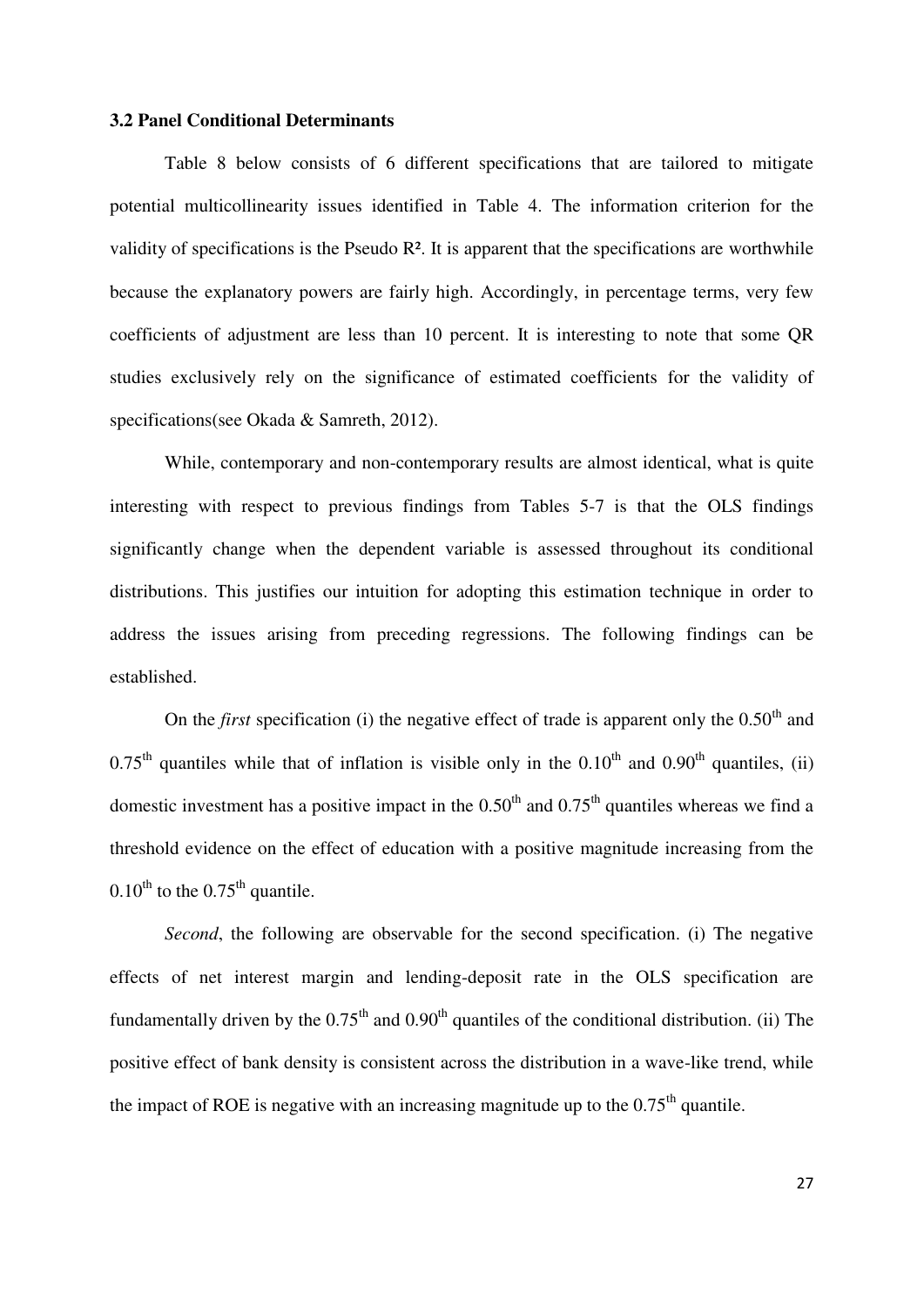### 3.2 Panel Conditional Determinants

Table 8 below consists of 6 different specifications that are tailored to mitigate potential multicollinearity issues identified in Table 4. The information criterion for the validity of specifications is the Pseudo $R^2$. It is apparent that the specifications are worthwhile because the explanatory powers are fairly high. Accordingly, in percentage terms, very few coefficients of adjustment are less than 10 percent. It is interesting to note that some QR studies exclusively rely on the significance of estimated coefficients for the validity of specifications(see Okada & Samreth, 2012).

While, contemporary and non-contemporary results are almost identical, what is quite interesting with respect to previous findings from Tables 5-7 is that the OLS findings significantly change when the dependent variable is assessed throughout its conditional distributions. This justifies our intuition for adopting this estimation technique in order to address the issues arising from preceding regressions. The following findings can be established.

On the *first* specification (i) the negative effect of trade is apparent only the $0.50^{th}$ and $0.75^{th}$ quantiles while that of inflation is visible only in the $0.10^{th}$ and $0.90^{th}$ quantiles, (ii) domestic investment has a positive impact in the $0.50^{th}$ and $0.75^{th}$ quantiles whereas we find a threshold evidence on the effect of education with a positive magnitude increasing from the $0.10^{th}$ to the $0.75^{th}$ quantile.

*Second*, the following are observable for the second specification. (i) The negative effects of net interest margin and lending-deposit rate in the OLS specification are fundamentally driven by the $0.75^{th}$ and $0.90^{th}$ quantiles of the conditional distribution. (ii) The positive effect of bank density is consistent across the distribution in a wave-like trend, while the impact of ROE is negative with an increasing magnitude up to the $0.75^{th}$ quantile.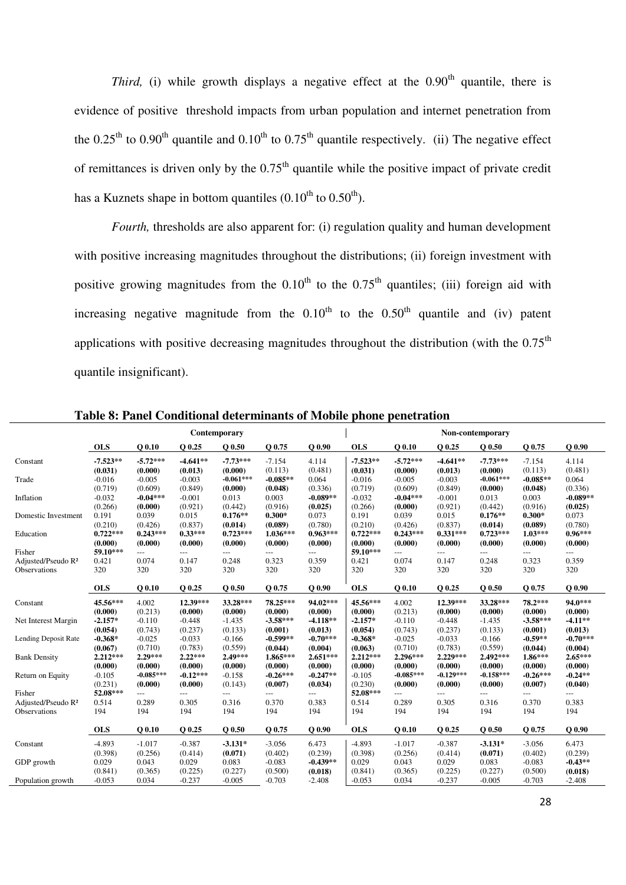*Third,* (i) while growth displays a negative effect at the 0.90$^{th}$ quantile, there is evidence of positive threshold impacts from urban population and internet penetration from the 0.25$^{th}$ to 0.90$^{th}$ quantile and 0.10$^{th}$ to 0.75$^{th}$ quantile respectively. (ii) The negative effect of remittances is driven only by the 0.75$^{th}$ quantile while the positive impact of private credit has a Kuznets shape in bottom quantiles (0.10$^{th}$ to 0.50$^{th}$).

*Fourth,* thresholds are also apparent for: (i) regulation quality and human development with positive increasing magnitudes throughout the distributions; (ii) foreign investment with positive growing magnitudes from the 0.10$^{th}$ to the 0.75$^{th}$ quantiles; (iii) foreign aid with increasing negative magnitude from the 0.10$^{th}$ to the 0.50$^{th}$ quantile and (iv) patent applications with positive decreasing magnitudes throughout the distribution (with the 0.75$^{th}$ quantile insignificant).

**Table 8: Panel Conditional determinants of Mobile phone penetration**

| | Contemporary | | | | | | Non-contemporary | | | | | |
|---|---|---|---|---|---|---|---|---|---|---|---|---|
| | **OLS** | **Q 0.10** | **Q 0.25** | **Q 0.50** | **Q 0.75** | **Q 0.90** | **OLS** | **Q 0.10** | **Q 0.25** | **Q 0.50** | **Q 0.75** | **Q 0.90** |
| Constant | **-7.523**** | **-5.72***** | **-4.641**** | **-7.73***** | -7.154 | 4.114 | **-7.523**** | **-5.72***** | **-4.641**** | **-7.73***** | -7.154 | 4.114 |
| | **(0.031)** | **(0.000)** | **(0.013)** | **(0.000)** | (0.113) | (0.481) | **(0.031)** | **(0.000)** | **(0.013)** | **(0.000)** | (0.113) | (0.481) |
| Trade | -0.016 | -0.005 | -0.003 | **-0.061***** | **-0.085**** | 0.064 | -0.016 | -0.005 | -0.003 | **-0.061***** | **-0.085**** | 0.064 |
| | (0.719) | (0.609) | (0.849) | **(0.000)** | **(0.048)** | (0.336) | (0.719) | (0.609) | (0.849) | **(0.000)** | **(0.048)** | (0.336) |
| Inflation | -0.032 | **-0.04***** | -0.001 | 0.013 | 0.003 | **-0.089**** | -0.032 | **-0.04***** | -0.001 | 0.013 | 0.003 | **-0.089**** |
| | (0.266) | **(0.000)** | (0.921) | (0.442) | (0.916) | **(0.025)** | (0.266) | **(0.000)** | (0.921) | (0.442) | (0.916) | **(0.025)** |
| Domestic Investment | 0.191 | 0.039 | 0.015 | **0.176**** | **0.300*** | 0.073 | 0.191 | 0.039 | 0.015 | **0.176**** | **0.300*** | 0.073 |
| | (0.210) | (0.426) | (0.837) | **(0.014)** | **(0.089)** | (0.780) | (0.210) | (0.426) | (0.837) | **(0.014)** | **(0.089)** | (0.780) |
| Education | **0.722***** | **0.243***** | **0.33***** | **0.723***** | **1.036***** | **0.963***** | **0.722***** | **0.243***** | **0.331***** | **0.723***** | **1.03***** | **0.96***** |
| | **(0.000)** | **(0.000)** | **(0.000)** | **(0.000)** | **(0.000)** | **(0.000)** | **(0.000)** | **(0.000)** | **(0.000)** | **(0.000)** | **(0.000)** | **(0.000)** |
| Fisher | **59.10***** | --- | --- | --- | --- | --- | **59.10***** | --- | --- | --- | --- | --- |
| Adjusted/Pseudo $R^2$ | 0.421 | 0.074 | 0.147 | 0.248 | 0.323 | 0.359 | 0.421 | 0.074 | 0.147 | 0.248 | 0.323 | 0.359 |
| Observations | 320 | 320 | 320 | 320 | 320 | 320 | 320 | 320 | 320 | 320 | 320 | 320 |
| | **OLS** | **Q 0.10** | **Q 0.25** | **Q 0.50** | **Q 0.75** | **Q 0.90** | **OLS** | **Q 0.10** | **Q 0.25** | **Q 0.50** | **Q 0.75** | **Q 0.90** |
| Constant | **45.56***** | 4.002 | **12.39***** | **33.28***** | **78.25***** | **94.02***** | **45.56***** | 4.002 | **12.39***** | **33.28***** | **78.2***** | **94.0***** |
| | **(0.000)** | (0.213) | **(0.000)** | **(0.000)** | **(0.000)** | **(0.000)** | **(0.000)** | (0.213) | **(0.000)** | **(0.000)** | **(0.000)** | **(0.000)** |
| Net Interest Margin | **-2.157*** | -0.110 | -0.448 | -1.435 | **-3.58***** | **-4.118**** | **-2.157*** | -0.110 | -0.448 | -1.435 | **-3.58***** | **-4.11**** |
| | **(0.054)** | (0.743) | (0.237) | (0.133) | **(0.001)** | **(0.013)** | **(0.054)** | (0.743) | (0.237) | (0.133) | **(0.001)** | **(0.013)** |
| Lending Deposit Rate | **-0.368*** | -0.025 | -0.033 | -0.166 | **-0.599**** | **-0.70***** | **-0.368*** | -0.025 | -0.033 | -0.166 | **-0.59**** | **-0.70***** |
| | **(0.067)** | (0.710) | (0.783) | (0.559) | **(0.044)** | **(0.004)** | **(0.063)** | (0.710) | (0.783) | (0.559) | **(0.044)** | **(0.004)** |
| Bank Density | **2.212***** | **2.29***** | **2.22***** | **2.49***** | **1.865***** | **2.651***** | **2.212***** | **2.296***** | **2.229***** | **2.492***** | **1.86***** | **2.65***** |
| | **(0.000)** | **(0.000)** | **(0.000)** | **(0.000)** | **(0.000)** | **(0.000)** | **(0.000)** | **(0.000)** | **(0.000)** | **(0.000)** | **(0.000)** | **(0.000)** |
| Return on Equity | -0.105 | **-0.085***** | **-0.12***** | -0.158 | **-0.26***** | **-0.247**** | -0.105 | **-0.085***** | **-0.129***** | **-0.158***** | **-0.26***** | **-0.24**** |
| | (0.231) | **(0.000)** | **(0.000)** | (0.143) | **(0.007)** | **(0.034)** | (0.230) | **(0.000)** | **(0.000)** | **(0.000)** | **(0.007)** | **(0.040)** |
| Fisher | **52.08***** | --- | --- | --- | --- | --- | **52.08***** | --- | --- | --- | --- | --- |
| Adjusted/Pseudo $R^2$ | 0.514 | 0.289 | 0.305 | 0.316 | 0.370 | 0.383 | 0.514 | 0.289 | 0.305 | 0.316 | 0.370 | 0.383 |
| Observations | 194 | 194 | 194 | 194 | 194 | 194 | 194 | 194 | 194 | 194 | 194 | 194 |
| | **OLS** | **Q 0.10** | **Q 0.25** | **Q 0.50** | **Q 0.75** | **Q 0.90** | **OLS** | **Q 0.10** | **Q 0.25** | **Q 0.50** | **Q 0.75** | **Q 0.90** |
| Constant | -4.893 | -1.017 | -0.387 | **-3.131*** | -3.056 | 6.473 | -4.893 | -1.017 | -0.387 | **-3.131*** | -3.056 | 6.473 |
| | (0.398) | (0.256) | (0.414) | **(0.071)** | (0.402) | (0.239) | (0.398) | (0.256) | (0.414) | **(0.071)** | (0.402) | (0.239) |
| GDP growth | 0.029 | 0.043 | 0.029 | 0.083 | -0.083 | **-0.439**** | 0.029 | 0.043 | 0.029 | 0.083 | -0.083 | **-0.43**** |
| | (0.841) | (0.365) | (0.225) | (0.227) | (0.500) | **(0.018)** | (0.841) | (0.365) | (0.225) | (0.227) | (0.500) | **(0.018)** |
| Population growth | -0.053 | 0.034 | -0.237 | -0.005 | -0.703 | -2.408 | -0.053 | 0.034 | -0.237 | -0.005 | -0.703 | -2.408 |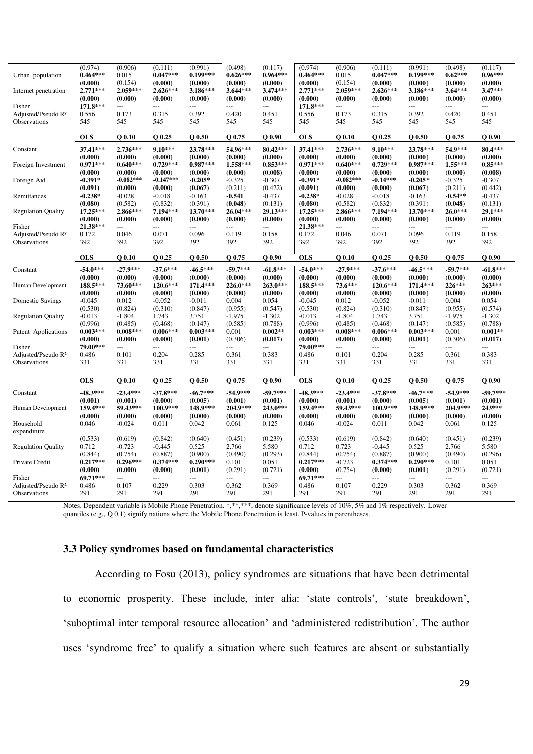| | | | | | | | | | | | | |
|---|---|---|---|---|---|---|---|---|---|---|---|---|
| | (0.974) | (0.906) | (0.111) | (0.991) | (0.498) | (0.117) | (0.974) | (0.906) | (0.111) | (0.991) | (0.498) | (0.117) |
| Urban population | **0.464*** ** | 0.015 | **0.047*** ** | **0.199*** ** | **0.626*** ** | **0.964*** ** | **0.464*** ** | 0.015 | **0.047*** ** | **0.199*** ** | **0.62*** ** | **0.96*** ** |
| | **(0.000)** | (0.154) | **(0.000)** | **(0.000)** | **(0.000)** | **(0.000)** | **(0.000)** | (0.154) | **(0.000)** | **(0.000)** | **(0.000)** | **(0.000)** |
| Internet penetration | **2.771*** ** | **2.059*** ** | **2.626*** ** | **3.186*** ** | **3.644*** ** | **3.474*** ** | **2.771*** ** | **2.059*** ** | **2.626*** ** | **3.186*** ** | **3.64*** ** | **3.47*** ** |
| | **(0.000)** | **(0.000)** | **(0.000)** | **(0.000)** | **(0.000)** | **(0.000)** | **(0.000)** | **(0.000)** | **(0.000)** | **(0.000)** | **(0.000)** | **(0.000)** |
| Fisher | **171.8*** ** | --- | --- | --- | --- | --- | **171.8*** ** | --- | --- | --- | --- | --- |
| Adjusted/Pseudo R² | 0.556 | 0.173 | 0.315 | 0.392 | 0.420 | 0.451 | 0.556 | 0.173 | 0.315 | 0.392 | 0.420 | 0.451 |
| Observations | 545 | 545 | 545 | 545 | 545 | 545 | 545 | 545 | 545 | 545 | 545 | 545 |

| | OLS | Q 0.10 | Q 0.25 | Q 0.50 | Q 0.75 | Q 0.90 | OLS | Q 0.10 | Q 0.25 | Q 0.50 | Q 0.75 | Q 0.90 |
|---|---|---|---|---|---|---|---|---|---|---|---|---|
| Constant | **37.41*** ** | **2.736*** ** | **9.10*** ** | **23.78*** ** | **54.96*** ** | **80.42*** ** | **37.41*** ** | **2.736*** ** | **9.10*** ** | **23.78*** ** | **54.9*** ** | **80.4*** ** |
| | **(0.000)** | **(0.000)** | **(0.000)** | **(0.000)** | **(0.000)** | **(0.000)** | **(0.000)** | **(0.000)** | **(0.000)** | **(0.000)** | **(0.000)** | **(0.000)** |
| Foreign Investment | **0.971*** ** | **0.640*** ** | **0.729*** ** | **0.987*** ** | **1.558*** ** | **0.853*** ** | **0.971*** ** | **0.640*** ** | **0.729*** ** | **0.987*** ** | **1.55*** ** | **0.85*** ** |
| | **(0.000)** | **(0.000)** | **(0.000)** | **(0.000)** | **(0.000)** | **(0.008)** | **(0.000)** | **(0.000)** | **(0.000)** | **(0.000)** | **(0.000)** | **(0.008)** |
| Foreign Aid | **-0.391*** | **-0.082*** ** | **-0.147*** ** | **-0.205*** | -0.325 | -0.307 | **-0.391*** | **-0.082*** ** | **-0.14*** ** | **-0.205*** | -0.325 | -0.307 |
| | **(0.091)** | **(0.000)** | **(0.000)** | **(0.067)** | (0.211) | (0.422) | **(0.091)** | **(0.000)** | **(0.000)** | **(0.067)** | (0.211) | (0.442) |
| Remittances | **-0.238*** | -0.028 | -0.018 | -0.163 | **-0.541** | -0.437 | **-0.238*** | -0.028 | -0.018 | -0.163 | **-0.54*** ** | -0.437 |
| | **(0.080)** | (0.582) | (0.832) | (0.391) | **(0.048)** | (0.131) | **(0.080)** | (0.582) | (0.832) | (0.391) | **(0.048)** | (0.131) |
| Regulation Quality | **17.25*** ** | **2.866*** ** | **7.194*** ** | **13.70*** ** | **26.04*** ** | **29.13*** ** | **17.25*** ** | **2.866*** ** | **7.194*** ** | **13.70*** ** | **26.0*** ** | **29.1*** ** |
| | **(0.000)** | **(0.000)** | **(0.000)** | **(0.000)** | **(0.000)** | **(0.000)** | **(0.000)** | **(0.000)** | **(0.000)** | **(0.000)** | **(0.000)** | **(0.000)** |
| Fisher | **21.38*** ** | --- | --- | --- | --- | --- | **21.38*** ** | --- | --- | --- | --- | --- |
| Adjusted/Pseudo R² | 0.172 | 0.046 | 0.071 | 0.096 | 0.119 | 0.158 | 0.172 | 0.046 | 0.071 | 0.096 | 0.119 | 0.158 |
| Observations | 392 | 392 | 392 | 392 | 392 | 392 | 392 | 392 | 392 | 392 | 392 | 392 |

| | OLS | Q 0.10 | Q 0.25 | Q 0.50 | Q 0.75 | Q 0.90 | OLS | Q 0.10 | Q 0.25 | Q 0.50 | Q 0.75 | Q 0.90 |
|---|---|---|---|---|---|---|---|---|---|---|---|---|
| Constant | **-54.0*** ** | **-27.9*** ** | **-37.6*** ** | **-46.5*** ** | **-59.7*** ** | **-61.8*** ** | **-54.0*** ** | **-27.9*** ** | **-37.6*** ** | **-46.5*** ** | **-59.7*** ** | **-61.8*** ** |
| | **(0.000)** | **(0.000)** | **(0.000)** | **(0.000)** | **(0.000)** | **(0.000)** | **(0.000)** | **(0.000)** | **(0.000)** | **(0.000)** | **(0.000)** | **(0.000)** |
| Human Development | **188.5*** ** | **73.60*** ** | **120.6*** ** | **171.4*** ** | **226.0*** ** | **263.0*** ** | **188.5*** ** | **73.6*** ** | **120.6*** ** | **171.4*** ** | **226*** ** | **263*** ** |
| | **(0.000)** | **(0.000)** | **(0.000)** | **(0.000)** | **(0.000)** | **(0.000)** | **(0.000)** | **(0.000)** | **(0.000)** | **(0.000)** | **(0.000)** | **(0.000)** |
| Domestic Savings | -0.045 | 0.012 | -0.052 | -0.011 | 0.004 | 0.054 | -0.045 | 0.012 | -0.052 | -0.011 | 0.004 | 0.054 |
| | (0.530) | (0.824) | (0.310) | (0.847) | (0.955) | (0.547) | (0.530) | (0.824) | (0.310) | (0.847) | (0.955) | (0.574) |
| Regulation Quality | -0.013 | -1.804 | 1.743 | 3.751 | -1.975 | -1.302 | -0.013 | -1.804 | 1.743 | 3.751 | -1.975 | -1.302 |
| | (0.996) | (0.485) | (0.468) | (0.147) | (0.585) | (0.788) | (0.996) | (0.485) | (0.468) | (0.147) | (0.585) | (0.788) |
| Patent Applications | **0.003*** ** | **0.008*** ** | **0.006*** ** | **0.003*** ** | 0.001 | **0.002*** ** | **0.003*** ** | **0.008*** ** | **0.006*** ** | **0.003*** ** | 0.001 | **0.001*** ** |
| | **(0.000)** | **(0.000)** | **(0.000)** | **(0.001)** | (0.306) | **(0.017)** | **(0.000)** | **(0.000)** | **(0.000)** | **(0.001)** | (0.306) | **(0.017)** |
| Fisher | **79.00*** ** | --- | --- | --- | --- | --- | **79.00*** ** | --- | --- | --- | --- | --- |
| Adjusted/Pseudo R² | 0.486 | 0.101 | 0.204 | 0.285 | 0.361 | 0.383 | 0.486 | 0.101 | 0.204 | 0.285 | 0.361 | 0.383 |
| Observations | 331 | 331 | 331 | 331 | 331 | 331 | 331 | 331 | 331 | 331 | 331 | 331 |

| | OLS | Q 0.10 | Q 0.25 | Q 0.50 | Q 0.75 | Q 0.90 | OLS | Q 0.10 | Q 0.25 | Q 0.50 | Q 0.75 | Q 0.90 |
|---|---|---|---|---|---|---|---|---|---|---|---|---|
| Constant | **-48.3*** ** | **-23.4*** ** | **-37.8*** ** | **-46.7*** ** | **-54.9*** ** | **-59.7*** ** | **-48.3*** ** | **-23.4*** ** | **-37.8*** ** | **-46.7*** ** | **-54.9*** ** | **-59.7*** ** |
| | **(0.001)** | **(0.001)** | **(0.000)** | **(0.005)** | **(0.001)** | **(0.001)** | **(0.000)** | **(0.001)** | **(0.000)** | **(0.005)** | **(0.001)** | **(0.001)** |
| Human Development | **159.4*** ** | **59.43*** ** | **100.9*** ** | **148.9*** ** | **204.9*** ** | **243.0*** ** | **159.4*** ** | **59.43*** ** | **100.9*** ** | **148.9*** ** | **204.9*** ** | **243*** ** |
| | **(0.000)** | **(0.000)** | **(0.000)** | **(0.000)** | **(0.000)** | **(0.000)** | **(0.000)** | **(0.000)** | **(0.000)** | **(0.000)** | **(0.000)** | **(0.000)** |
| Household expenditure | 0.046 | -0.024 | 0.011 | 0.042 | 0.061 | 0.125 | 0.046 | -0.024 | 0.011 | 0.042 | 0.061 | 0.125 |
| | (0.533) | (0.619) | (0.842) | (0.640) | (0.451) | (0.239) | (0.533) | (0.619) | (0.842) | (0.640) | (0.451) | (0.239) |
| Regulation Quality | 0.712 | -0.723 | -0.445 | 0.525 | 2.766 | 5.580 | 0.712 | 0.723 | -0.445 | 0.525 | 2.766 | 5.580 |
| | (0.844) | (0.754) | (0.887) | (0.900) | (0.490) | (0.293) | (0.844) | (0.754) | (0.887) | (0.900) | (0.490) | (0.296) |
| Private Credit | **0.217*** ** | **0.296*** ** | **0.374*** ** | **0.290*** ** | 0.101 | 0.051 | **0.217*** ** | -0.723 | **0.374*** ** | **0.290*** ** | 0.101 | 0.051 |
| | **(0.000)** | **(0.000)** | **(0.000)** | **(0.001)** | (0.291) | (0.721) | **(0.000)** | (0.754) | **(0.000)** | **(0.001)** | (0.291) | (0.721) |
| Fisher | **69.71*** ** | --- | --- | --- | --- | --- | **69.71*** ** | --- | --- | --- | --- | --- |
| Adjusted/Pseudo R² | 0.486 | 0.107 | 0.229 | 0.303 | 0.362 | 0.369 | 0.486 | 0.107 | 0.229 | 0.303 | 0.362 | 0.369 |
| Observations | 291 | 291 | 291 | 291 | 291 | 291 | 291 | 291 | 291 | 291 | 291 | 291 |

Notes. Dependent variable is Mobile Phone Penetration. *,**,***, denote significance levels of 10%, 5% and 1% respectively. Lower quantiles (e.g., Q 0.1) signify nations where the Mobile Phone Penetration is least. P-values in parentheses.

### 3.3 Policy syndromes based on fundamental characteristics

According to Fosu (2013), policy syndromes are situations that have been detrimental to economic prosperity. These include, inter alia: 'state controls', 'state breakdown', 'suboptimal inter temporal resource allocation' and 'administered redistribution'. The author uses 'syndrome free' to qualify a situation where such features are absent or substantially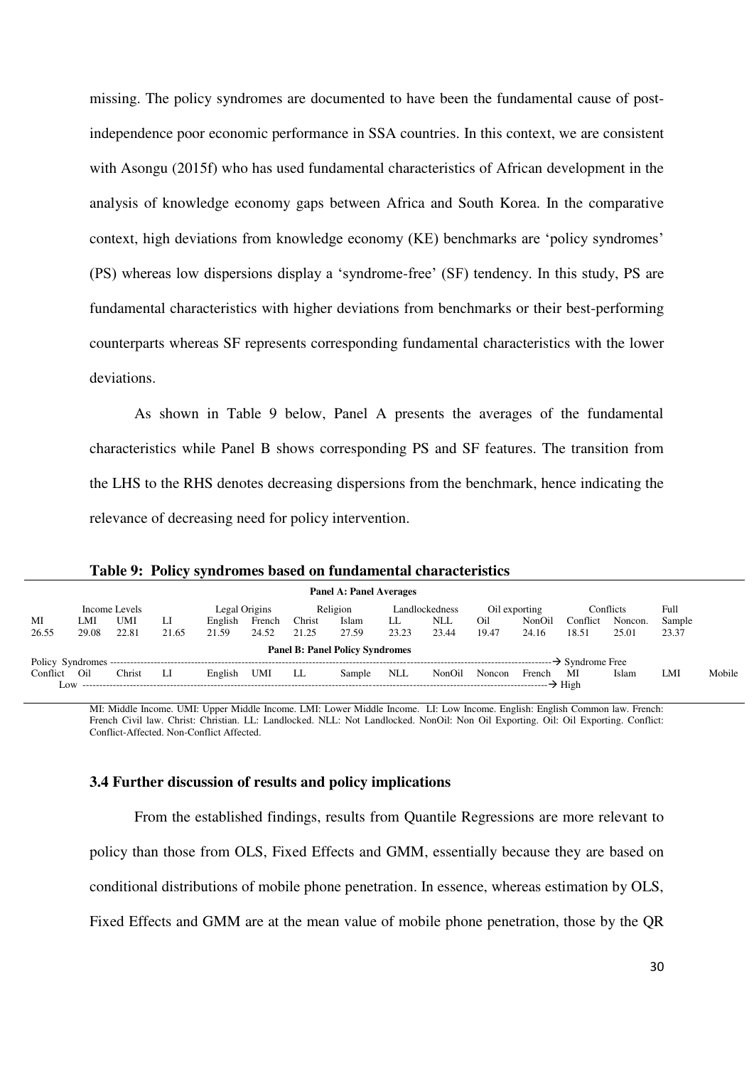missing. The policy syndromes are documented to have been the fundamental cause of post-independence poor economic performance in SSA countries. In this context, we are consistent with Asongu (2015f) who has used fundamental characteristics of African development in the analysis of knowledge economy gaps between Africa and South Korea. In the comparative context, high deviations from knowledge economy (KE) benchmarks are 'policy syndromes' (PS) whereas low dispersions display a 'syndrome-free' (SF) tendency. In this study, PS are fundamental characteristics with higher deviations from benchmarks or their best-performing counterparts whereas SF represents corresponding fundamental characteristics with the lower deviations.

As shown in Table 9 below, Panel A presents the averages of the fundamental characteristics while Panel B shows corresponding PS and SF features. The transition from the LHS to the RHS denotes decreasing dispersions from the benchmark, hence indicating the relevance of decreasing need for policy intervention.

**Table 9: Policy syndromes based on fundamental characteristics**

**Panel A: Panel Averages**

| Income Levels | | | | Legal Origins | | Religion | | Landlockedness | | Oil exporting | | Conflicts | | Full |
|---|---|---|---|---|---|---|---|---|---|---|---|---|---|---|
| MI | LMI | UMI | LI | English | French | Christ | Islam | LL | NLL | Oil | NonOil | Conflict | Noncon. | Sample |
| 26.55 | 29.08 | 22.81 | 21.65 | 21.59 | 24.52 | 21.25 | 27.59 | 23.23 | 23.44 | 19.47 | 24.16 | 18.51 | 25.01 | 23.37 |

**Panel B: Panel Policy Syndromes**

Policy Syndromes ------------------------------------------------------------→ Syndrome Free

| Conflict | Oil | Christ | LI | English | UMI | LL | Sample | NLL | NonOil | Noncon | French | MI | Islam | LMI | Mobile |
|---|---|---|---|---|---|---|---|---|---|---|---|---|---|---|---|

Low ------------------------------------------------------------→ High

MI: Middle Income. UMI: Upper Middle Income. LMI: Lower Middle Income. LI: Low Income. English: English Common law. French: French Civil law. Christ: Christian. LL: Landlocked. NLL: Not Landlocked. NonOil: Non Oil Exporting. Oil: Oil Exporting. Conflict: Conflict-Affected. Non-Conflict Affected.

### 3.4 Further discussion of results and policy implications

From the established findings, results from Quantile Regressions are more relevant to policy than those from OLS, Fixed Effects and GMM, essentially because they are based on conditional distributions of mobile phone penetration. In essence, whereas estimation by OLS, Fixed Effects and GMM are at the mean value of mobile phone penetration, those by the QR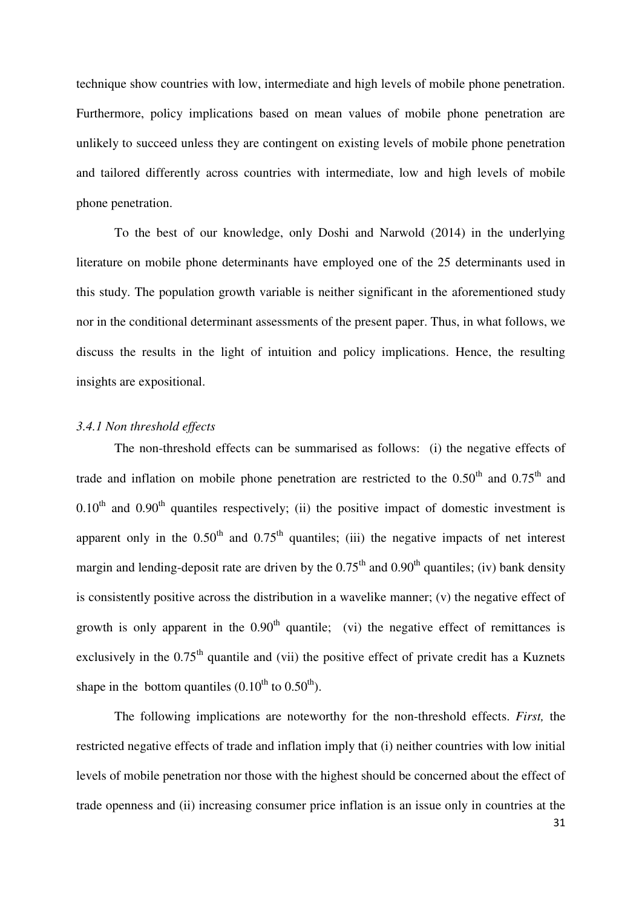technique show countries with low, intermediate and high levels of mobile phone penetration. Furthermore, policy implications based on mean values of mobile phone penetration are unlikely to succeed unless they are contingent on existing levels of mobile phone penetration and tailored differently across countries with intermediate, low and high levels of mobile phone penetration.

To the best of our knowledge, only Doshi and Narwold (2014) in the underlying literature on mobile phone determinants have employed one of the 25 determinants used in this study. The population growth variable is neither significant in the aforementioned study nor in the conditional determinant assessments of the present paper. Thus, in what follows, we discuss the results in the light of intuition and policy implications. Hence, the resulting insights are expositional.

### *3.4.1 Non threshold effects*

The non-threshold effects can be summarised as follows: (i) the negative effects of trade and inflation on mobile phone penetration are restricted to the $0.50^{th}$ and $0.75^{th}$ and $0.10^{th}$ and $0.90^{th}$ quantiles respectively; (ii) the positive impact of domestic investment is apparent only in the $0.50^{th}$ and $0.75^{th}$ quantiles; (iii) the negative impacts of net interest margin and lending-deposit rate are driven by the $0.75^{th}$ and $0.90^{th}$ quantiles; (iv) bank density is consistently positive across the distribution in a wavelike manner; (v) the negative effect of growth is only apparent in the $0.90^{th}$ quantile; (vi) the negative effect of remittances is exclusively in the $0.75^{th}$ quantile and (vii) the positive effect of private credit has a Kuznets shape in the bottom quantiles ($0.10^{th}$ to $0.50^{th}$).

The following implications are noteworthy for the non-threshold effects. *First,* the restricted negative effects of trade and inflation imply that (i) neither countries with low initial levels of mobile penetration nor those with the highest should be concerned about the effect of trade openness and (ii) increasing consumer price inflation is an issue only in countries at the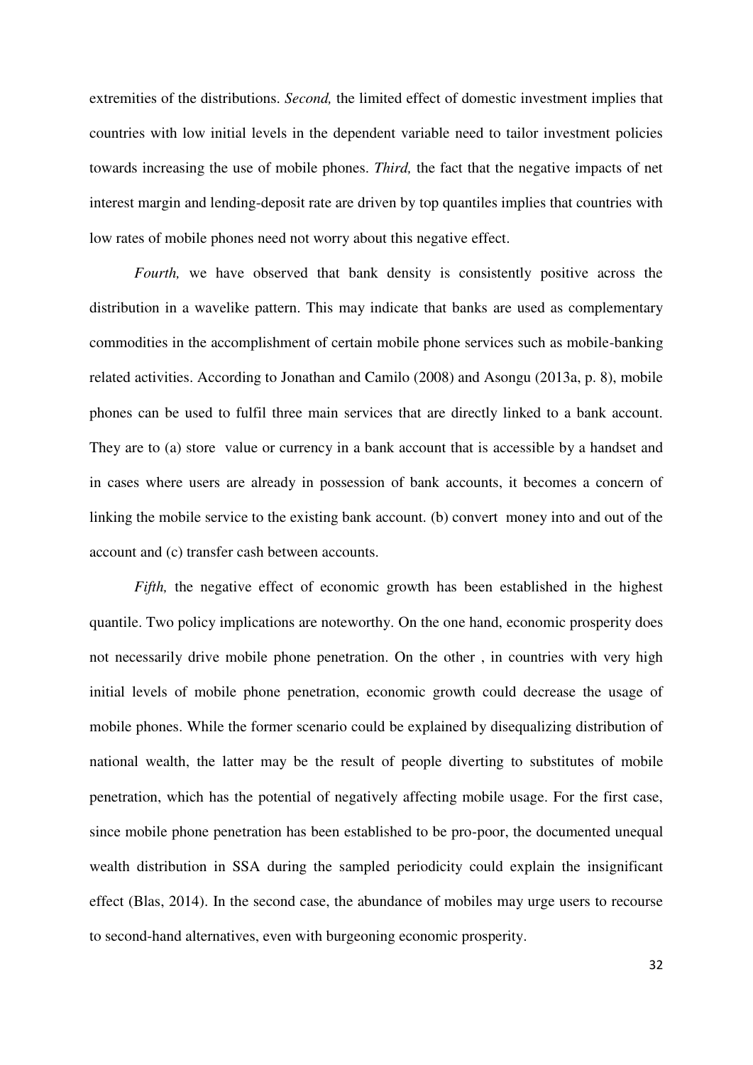extremities of the distributions. *Second,* the limited effect of domestic investment implies that countries with low initial levels in the dependent variable need to tailor investment policies towards increasing the use of mobile phones. *Third,* the fact that the negative impacts of net interest margin and lending-deposit rate are driven by top quantiles implies that countries with low rates of mobile phones need not worry about this negative effect.

*Fourth,* we have observed that bank density is consistently positive across the distribution in a wavelike pattern. This may indicate that banks are used as complementary commodities in the accomplishment of certain mobile phone services such as mobile-banking related activities. According to Jonathan and Camilo (2008) and Asongu (2013a, p. 8), mobile phones can be used to fulfil three main services that are directly linked to a bank account. They are to (a) store value or currency in a bank account that is accessible by a handset and in cases where users are already in possession of bank accounts, it becomes a concern of linking the mobile service to the existing bank account. (b) convert money into and out of the account and (c) transfer cash between accounts.

*Fifth,* the negative effect of economic growth has been established in the highest quantile. Two policy implications are noteworthy. On the one hand, economic prosperity does not necessarily drive mobile phone penetration. On the other , in countries with very high initial levels of mobile phone penetration, economic growth could decrease the usage of mobile phones. While the former scenario could be explained by disequalizing distribution of national wealth, the latter may be the result of people diverting to substitutes of mobile penetration, which has the potential of negatively affecting mobile usage. For the first case, since mobile phone penetration has been established to be pro-poor, the documented unequal wealth distribution in SSA during the sampled periodicity could explain the insignificant effect (Blas, 2014). In the second case, the abundance of mobiles may urge users to recourse to second-hand alternatives, even with burgeoning economic prosperity.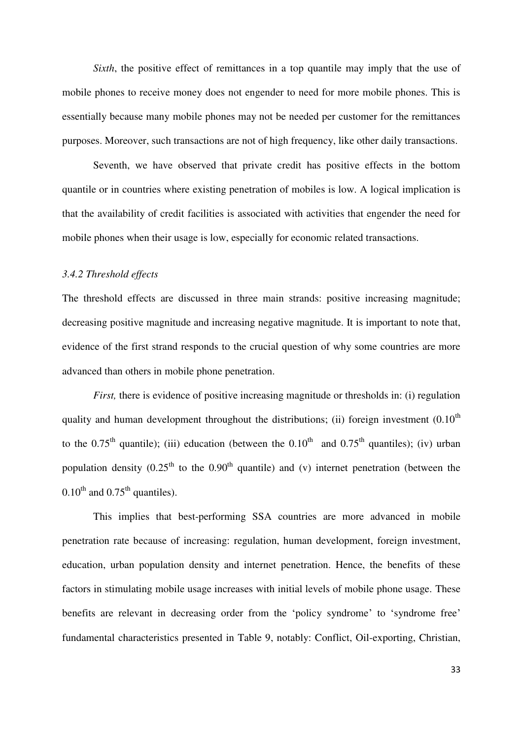*Sixth*, the positive effect of remittances in a top quantile may imply that the use of mobile phones to receive money does not engender to need for more mobile phones. This is essentially because many mobile phones may not be needed per customer for the remittances purposes. Moreover, such transactions are not of high frequency, like other daily transactions.

Seventh, we have observed that private credit has positive effects in the bottom quantile or in countries where existing penetration of mobiles is low. A logical implication is that the availability of credit facilities is associated with activities that engender the need for mobile phones when their usage is low, especially for economic related transactions.

### *3.4.2 Threshold effects*

The threshold effects are discussed in three main strands: positive increasing magnitude; decreasing positive magnitude and increasing negative magnitude. It is important to note that, evidence of the first strand responds to the crucial question of why some countries are more advanced than others in mobile phone penetration.

*First,* there is evidence of positive increasing magnitude or thresholds in: (i) regulation quality and human development throughout the distributions; (ii) foreign investment ($0.10^{th}$ to the $0.75^{th}$ quantile); (iii) education (between the $0.10^{th}$ and $0.75^{th}$ quantiles); (iv) urban population density ($0.25^{th}$ to the $0.90^{th}$ quantile) and (v) internet penetration (between the $0.10^{th}$ and $0.75^{th}$ quantiles).

This implies that best-performing SSA countries are more advanced in mobile penetration rate because of increasing: regulation, human development, foreign investment, education, urban population density and internet penetration. Hence, the benefits of these factors in stimulating mobile usage increases with initial levels of mobile phone usage. These benefits are relevant in decreasing order from the 'policy syndrome' to 'syndrome free' fundamental characteristics presented in Table 9, notably: Conflict, Oil-exporting, Christian,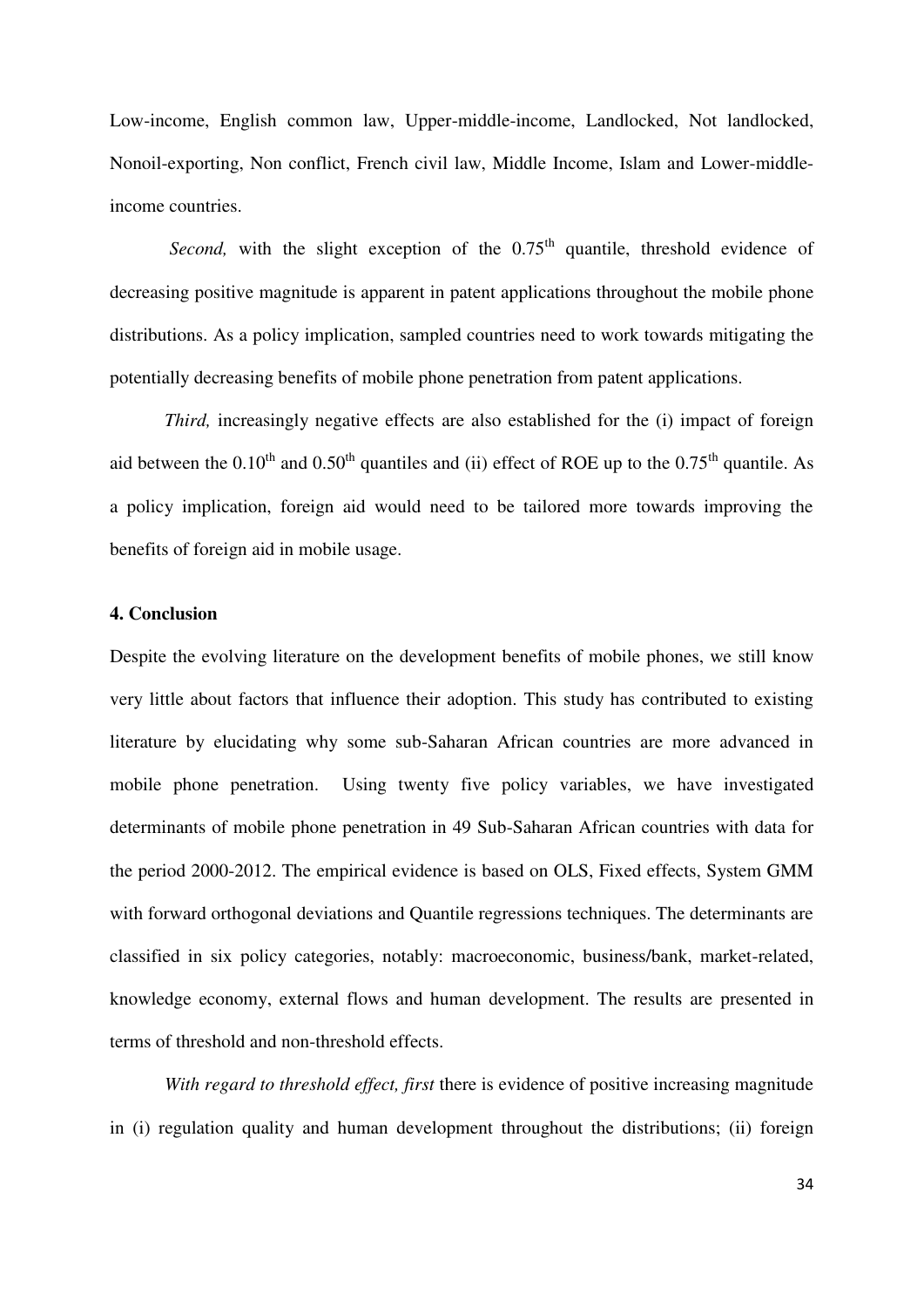Low-income, English common law, Upper-middle-income, Landlocked, Not landlocked, Nonoil-exporting, Non conflict, French civil law, Middle Income, Islam and Lower-middle-income countries.

*Second,* with the slight exception of the 0.75$^{th}$ quantile, threshold evidence of decreasing positive magnitude is apparent in patent applications throughout the mobile phone distributions. As a policy implication, sampled countries need to work towards mitigating the potentially decreasing benefits of mobile phone penetration from patent applications.

*Third,* increasingly negative effects are also established for the (i) impact of foreign aid between the 0.10$^{th}$ and 0.50$^{th}$ quantiles and (ii) effect of ROE up to the 0.75$^{th}$ quantile. As a policy implication, foreign aid would need to be tailored more towards improving the benefits of foreign aid in mobile usage.

## 4. Conclusion

Despite the evolving literature on the development benefits of mobile phones, we still know very little about factors that influence their adoption. This study has contributed to existing literature by elucidating why some sub-Saharan African countries are more advanced in mobile phone penetration. Using twenty five policy variables, we have investigated determinants of mobile phone penetration in 49 Sub-Saharan African countries with data for the period 2000-2012. The empirical evidence is based on OLS, Fixed effects, System GMM with forward orthogonal deviations and Quantile regressions techniques. The determinants are classified in six policy categories, notably: macroeconomic, business/bank, market-related, knowledge economy, external flows and human development. The results are presented in terms of threshold and non-threshold effects.

*With regard to threshold effect, first* there is evidence of positive increasing magnitude in (i) regulation quality and human development throughout the distributions; (ii) foreign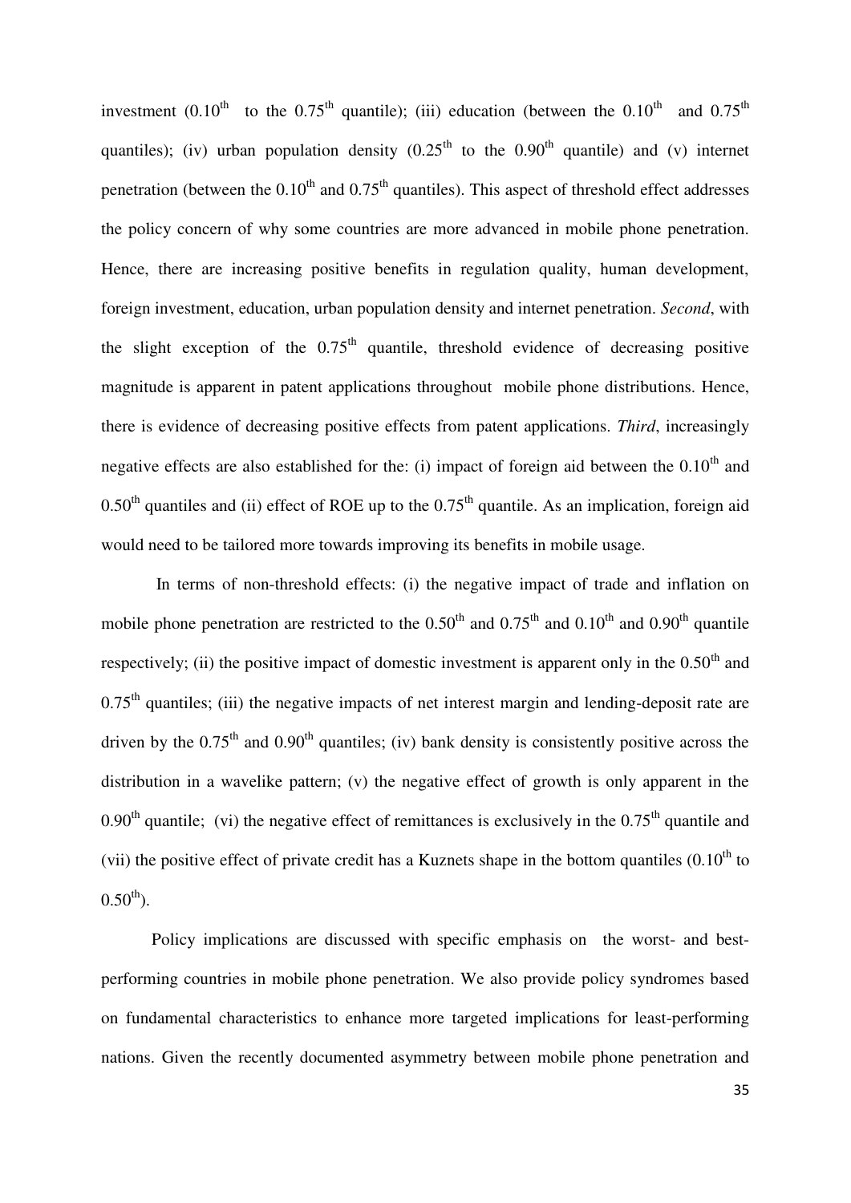investment ($0.10^{th}$ to the $0.75^{th}$ quantile); (iii) education (between the $0.10^{th}$ and $0.75^{th}$ quantiles); (iv) urban population density ($0.25^{th}$ to the $0.90^{th}$ quantile) and (v) internet penetration (between the $0.10^{th}$ and $0.75^{th}$ quantiles). This aspect of threshold effect addresses the policy concern of why some countries are more advanced in mobile phone penetration. Hence, there are increasing positive benefits in regulation quality, human development, foreign investment, education, urban population density and internet penetration. *Second*, with the slight exception of the $0.75^{th}$ quantile, threshold evidence of decreasing positive magnitude is apparent in patent applications throughout mobile phone distributions. Hence, there is evidence of decreasing positive effects from patent applications. *Third*, increasingly negative effects are also established for the: (i) impact of foreign aid between the $0.10^{th}$ and $0.50^{th}$ quantiles and (ii) effect of ROE up to the $0.75^{th}$ quantile. As an implication, foreign aid would need to be tailored more towards improving its benefits in mobile usage.

In terms of non-threshold effects: (i) the negative impact of trade and inflation on mobile phone penetration are restricted to the $0.50^{th}$ and $0.75^{th}$ and $0.10^{th}$ and $0.90^{th}$ quantile respectively; (ii) the positive impact of domestic investment is apparent only in the $0.50^{th}$ and $0.75^{th}$ quantiles; (iii) the negative impacts of net interest margin and lending-deposit rate are driven by the $0.75^{th}$ and $0.90^{th}$ quantiles; (iv) bank density is consistently positive across the distribution in a wavelike pattern; (v) the negative effect of growth is only apparent in the $0.90^{th}$ quantile; (vi) the negative effect of remittances is exclusively in the $0.75^{th}$ quantile and (vii) the positive effect of private credit has a Kuznets shape in the bottom quantiles ($0.10^{th}$ to $0.50^{th}$).

Policy implications are discussed with specific emphasis on the worst- and best-performing countries in mobile phone penetration. We also provide policy syndromes based on fundamental characteristics to enhance more targeted implications for least-performing nations. Given the recently documented asymmetry between mobile phone penetration and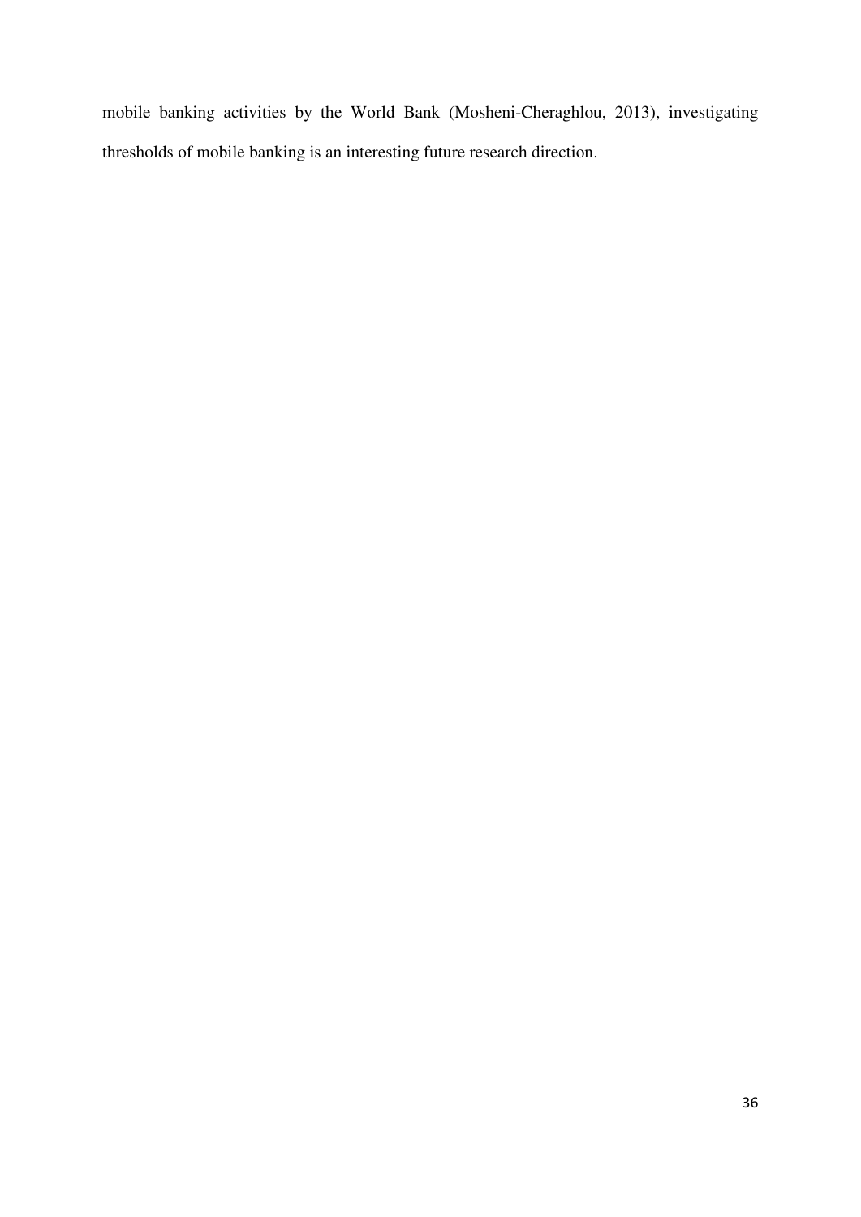mobile banking activities by the World Bank (Mosheni-Cheraghlou, 2013), investigating thresholds of mobile banking is an interesting future research direction.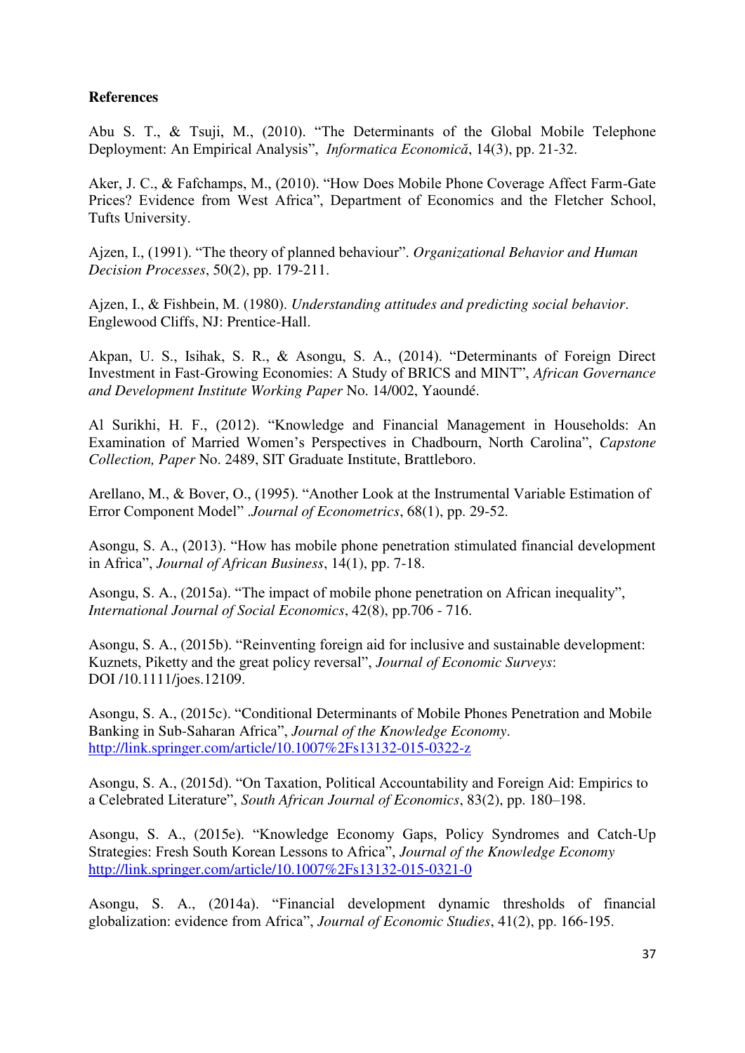**References**

Abu S. T., & Tsuji, M., (2010). "The Determinants of the Global Mobile Telephone Deployment: An Empirical Analysis", *Informatica Economică*, 14(3), pp. 21-32.

Aker, J. C., & Fafchamps, M., (2010). "How Does Mobile Phone Coverage Affect Farm-Gate Prices? Evidence from West Africa", Department of Economics and the Fletcher School, Tufts University.

Ajzen, I., (1991). "The theory of planned behaviour". *Organizational Behavior and Human Decision Processes*, 50(2), pp. 179-211.

Ajzen, I., & Fishbein, M. (1980). *Understanding attitudes and predicting social behavior*. Englewood Cliffs, NJ: Prentice-Hall.

Akpan, U. S., Isihak, S. R., & Asongu, S. A., (2014). "Determinants of Foreign Direct Investment in Fast-Growing Economies: A Study of BRICS and MINT", *African Governance and Development Institute Working Paper* No. 14/002, Yaoundé.

Al Surikhi, H. F., (2012). "Knowledge and Financial Management in Households: An Examination of Married Women's Perspectives in Chadbourn, North Carolina", *Capstone Collection, Paper* No. 2489, SIT Graduate Institute, Brattleboro.

Arellano, M., & Bover, O., (1995). "Another Look at the Instrumental Variable Estimation of Error Component Model" .*Journal of Econometrics*, 68(1), pp. 29-52.

Asongu, S. A., (2013). "How has mobile phone penetration stimulated financial development in Africa", *Journal of African Business*, 14(1), pp. 7-18.

Asongu, S. A., (2015a). "The impact of mobile phone penetration on African inequality", *International Journal of Social Economics*, 42(8), pp.706 - 716.

Asongu, S. A., (2015b). "Reinventing foreign aid for inclusive and sustainable development: Kuznets, Piketty and the great policy reversal", *Journal of Economic Surveys*: DOI /10.1111/joes.12109.

Asongu, S. A., (2015c). "Conditional Determinants of Mobile Phones Penetration and Mobile Banking in Sub-Saharan Africa", *Journal of the Knowledge Economy*. http://link.springer.com/article/10.1007%2Fs13132-015-0322-z

Asongu, S. A., (2015d). "On Taxation, Political Accountability and Foreign Aid: Empirics to a Celebrated Literature", *South African Journal of Economics*, 83(2), pp. 180–198.

Asongu, S. A., (2015e). "Knowledge Economy Gaps, Policy Syndromes and Catch-Up Strategies: Fresh South Korean Lessons to Africa", *Journal of the Knowledge Economy* http://link.springer.com/article/10.1007%2Fs13132-015-0321-0

Asongu, S. A., (2014a). "Financial development dynamic thresholds of financial globalization: evidence from Africa", *Journal of Economic Studies*, 41(2), pp. 166-195.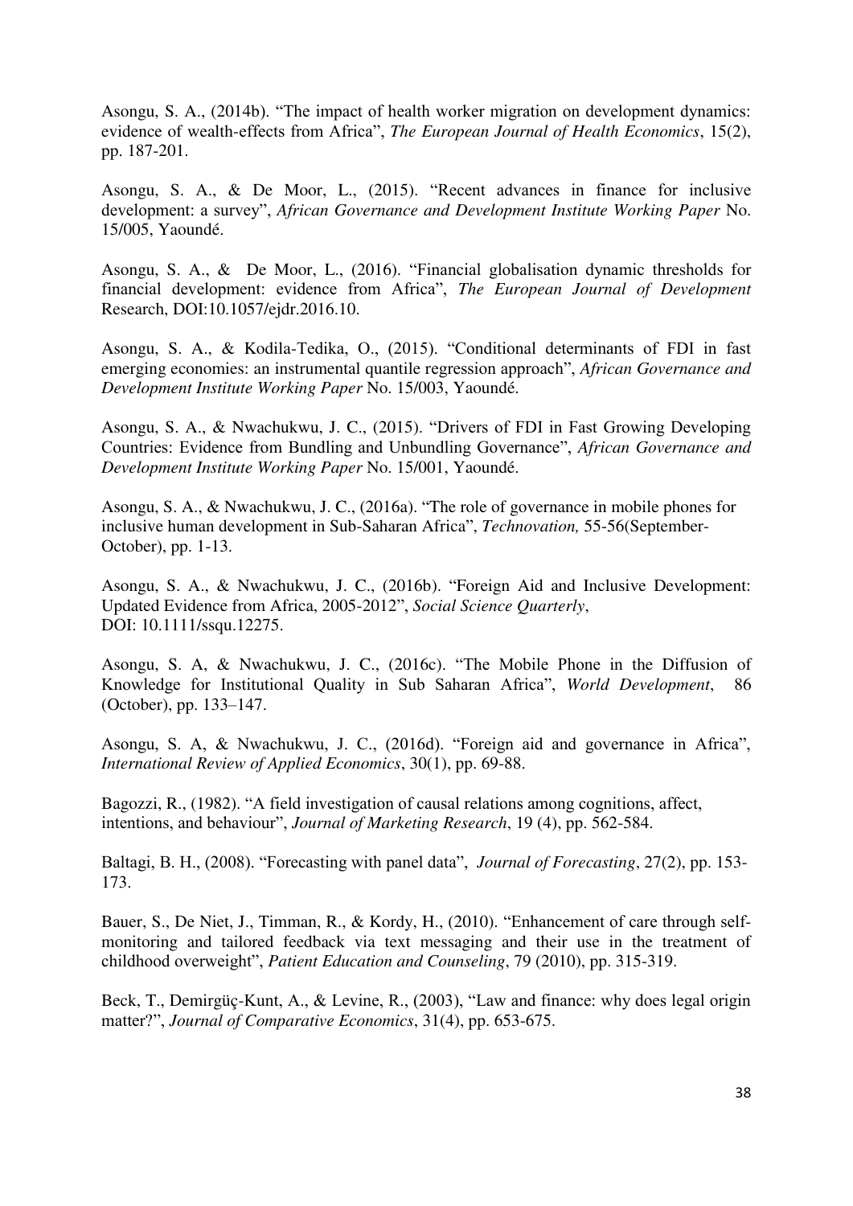Asongu, S. A., (2014b). "The impact of health worker migration on development dynamics: evidence of wealth-effects from Africa", *The European Journal of Health Economics*, 15(2), pp. 187-201.

Asongu, S. A., & De Moor, L., (2015). "Recent advances in finance for inclusive development: a survey", *African Governance and Development Institute Working Paper* No. 15/005, Yaoundé.

Asongu, S. A., & De Moor, L., (2016). "Financial globalisation dynamic thresholds for financial development: evidence from Africa", *The European Journal of Development* Research, DOI:10.1057/ejdr.2016.10.

Asongu, S. A., & Kodila-Tedika, O., (2015). "Conditional determinants of FDI in fast emerging economies: an instrumental quantile regression approach", *African Governance and Development Institute Working Paper* No. 15/003, Yaoundé.

Asongu, S. A., & Nwachukwu, J. C., (2015). "Drivers of FDI in Fast Growing Developing Countries: Evidence from Bundling and Unbundling Governance", *African Governance and Development Institute Working Paper* No. 15/001, Yaoundé.

Asongu, S. A., & Nwachukwu, J. C., (2016a). "The role of governance in mobile phones for inclusive human development in Sub-Saharan Africa", *Technovation,* 55-56(September-October), pp. 1-13.

Asongu, S. A., & Nwachukwu, J. C., (2016b). "Foreign Aid and Inclusive Development: Updated Evidence from Africa, 2005-2012", *Social Science Quarterly*, DOI: 10.1111/ssqu.12275.

Asongu, S. A, & Nwachukwu, J. C., (2016c). "The Mobile Phone in the Diffusion of Knowledge for Institutional Quality in Sub Saharan Africa", *World Development*, 86 (October), pp. 133–147.

Asongu, S. A, & Nwachukwu, J. C., (2016d). "Foreign aid and governance in Africa", *International Review of Applied Economics*, 30(1), pp. 69-88.

Bagozzi, R., (1982). "A field investigation of causal relations among cognitions, affect, intentions, and behaviour", *Journal of Marketing Research*, 19 (4), pp. 562-584.

Baltagi, B. H., (2008). "Forecasting with panel data", *Journal of Forecasting*, 27(2), pp. 153-173.

Bauer, S., De Niet, J., Timman, R., & Kordy, H., (2010). "Enhancement of care through self-monitoring and tailored feedback via text messaging and their use in the treatment of childhood overweight", *Patient Education and Counseling*, 79 (2010), pp. 315-319.

Beck, T., Demirgüç-Kunt, A., & Levine, R., (2003), "Law and finance: why does legal origin matter?", *Journal of Comparative Economics*, 31(4), pp. 653-675.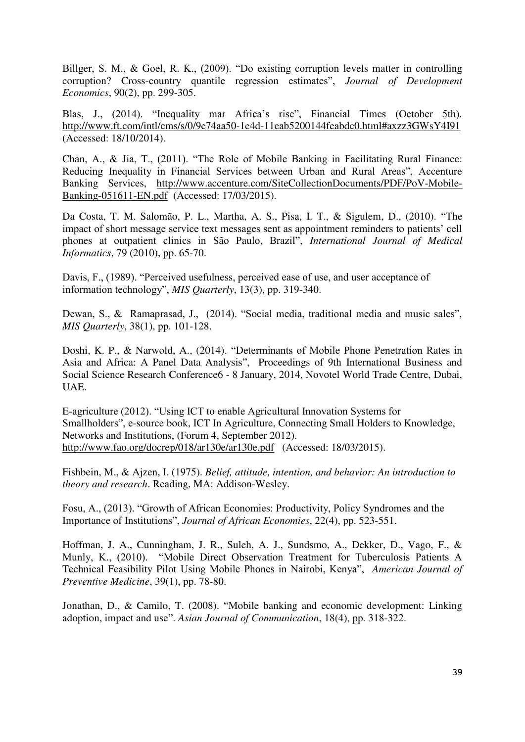Billger, S. M., & Goel, R. K., (2009). "Do existing corruption levels matter in controlling corruption? Cross-country quantile regression estimates", *Journal of Development Economics*, 90(2), pp. 299-305.

Blas, J., (2014). "Inequality mar Africa's rise", Financial Times (October 5th). http://www.ft.com/intl/cms/s/0/9e74aa50-1e4d-11eab5200144feabdc0.html#axzz3GWsY4I91 (Accessed: 18/10/2014).

Chan, A., & Jia, T., (2011). "The Role of Mobile Banking in Facilitating Rural Finance: Reducing Inequality in Financial Services between Urban and Rural Areas", Accenture Banking Services, http://www.accenture.com/SiteCollectionDocuments/PDF/PoV-Mobile-Banking-051611-EN.pdf (Accessed: 17/03/2015).

Da Costa, T. M. Salomão, P. L., Martha, A. S., Pisa, I. T., & Sigulem, D., (2010). "The impact of short message service text messages sent as appointment reminders to patients' cell phones at outpatient clinics in São Paulo, Brazil", *International Journal of Medical Informatics*, 79 (2010), pp. 65-70.

Davis, F., (1989). "Perceived usefulness, perceived ease of use, and user acceptance of information technology", *MIS Quarterly*, 13(3), pp. 319-340.

Dewan, S., & Ramaprasad, J., (2014). "Social media, traditional media and music sales", *MIS Quarterly*, 38(1), pp. 101-128.

Doshi, K. P., & Narwold, A., (2014). "Determinants of Mobile Phone Penetration Rates in Asia and Africa: A Panel Data Analysis", Proceedings of 9th International Business and Social Science Research Conference6 - 8 January, 2014, Novotel World Trade Centre, Dubai, UAE.

E-agriculture (2012). "Using ICT to enable Agricultural Innovation Systems for Smallholders", e-source book, ICT In Agriculture, Connecting Small Holders to Knowledge, Networks and Institutions, (Forum 4, September 2012). http://www.fao.org/docrep/018/ar130e/ar130e.pdf (Accessed: 18/03/2015).

Fishbein, M., & Ajzen, I. (1975). *Belief, attitude, intention, and behavior: An introduction to theory and research*. Reading, MA: Addison-Wesley.

Fosu, A., (2013). "Growth of African Economies: Productivity, Policy Syndromes and the Importance of Institutions", *Journal of African Economies*, 22(4), pp. 523-551.

Hoffman, J. A., Cunningham, J. R., Suleh, A. J., Sundsmo, A., Dekker, D., Vago, F., & Munly, K., (2010). "Mobile Direct Observation Treatment for Tuberculosis Patients A Technical Feasibility Pilot Using Mobile Phones in Nairobi, Kenya", *American Journal of Preventive Medicine*, 39(1), pp. 78-80.

Jonathan, D., & Camilo, T. (2008). "Mobile banking and economic development: Linking adoption, impact and use". *Asian Journal of Communication*, 18(4), pp. 318-322.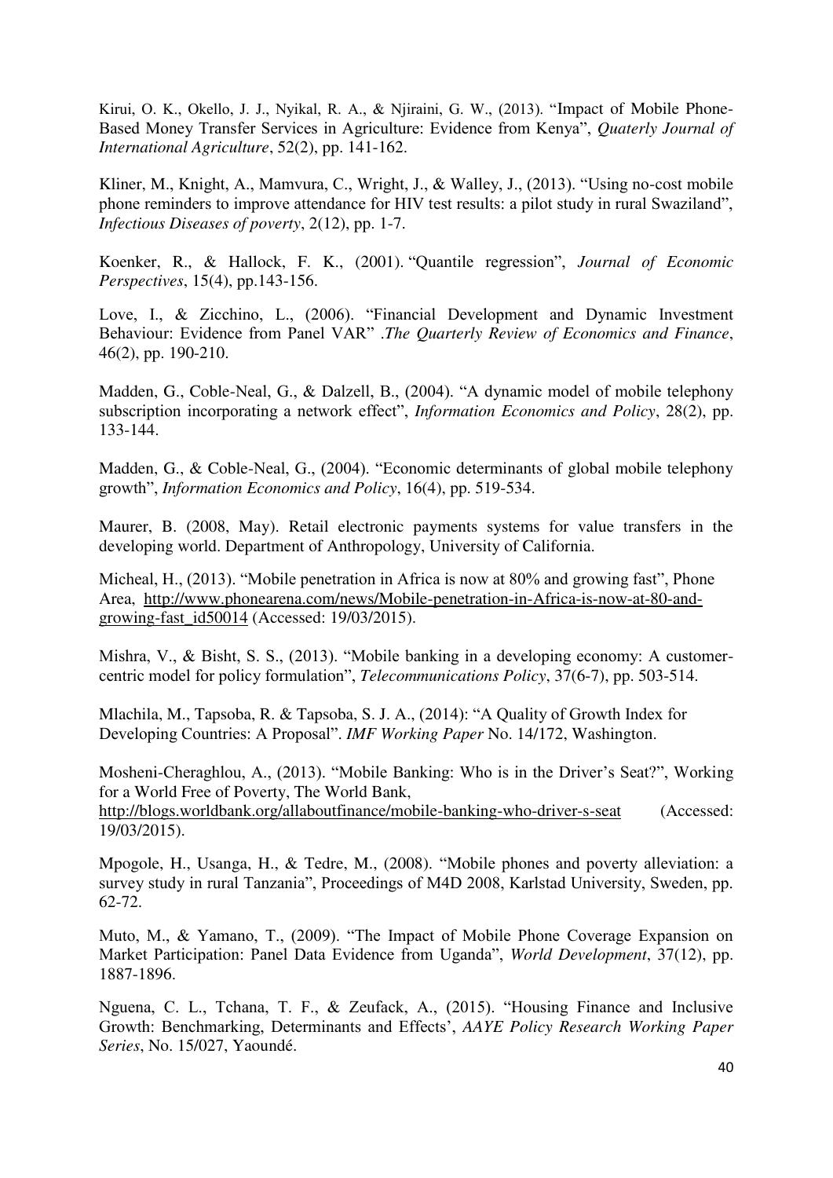Kirui, O. K., Okello, J. J., Nyikal, R. A., & Njiraini, G. W., (2013). "Impact of Mobile Phone-Based Money Transfer Services in Agriculture: Evidence from Kenya", *Quaterly Journal of International Agriculture*, 52(2), pp. 141-162.

Kliner, M., Knight, A., Mamvura, C., Wright, J., & Walley, J., (2013). "Using no-cost mobile phone reminders to improve attendance for HIV test results: a pilot study in rural Swaziland", *Infectious Diseases of poverty*, 2(12), pp. 1-7.

Koenker, R., & Hallock, F. K., (2001). "Quantile regression", *Journal of Economic Perspectives*, 15(4), pp.143-156.

Love, I., & Zicchino, L., (2006). "Financial Development and Dynamic Investment Behaviour: Evidence from Panel VAR" .*The Quarterly Review of Economics and Finance*, 46(2), pp. 190-210.

Madden, G., Coble-Neal, G., & Dalzell, B., (2004). "A dynamic model of mobile telephony subscription incorporating a network effect", *Information Economics and Policy*, 28(2), pp. 133-144.

Madden, G., & Coble-Neal, G., (2004). "Economic determinants of global mobile telephony growth", *Information Economics and Policy*, 16(4), pp. 519-534.

Maurer, B. (2008, May). Retail electronic payments systems for value transfers in the developing world. Department of Anthropology, University of California.

Micheal, H., (2013). "Mobile penetration in Africa is now at 80% and growing fast", Phone Area, http://www.phonearena.com/news/Mobile-penetration-in-Africa-is-now-at-80-and-growing-fast_id50014 (Accessed: 19/03/2015).

Mishra, V., & Bisht, S. S., (2013). "Mobile banking in a developing economy: A customer-centric model for policy formulation", *Telecommunications Policy*, 37(6-7), pp. 503-514.

Mlachila, M., Tapsoba, R. & Tapsoba, S. J. A., (2014): "A Quality of Growth Index for Developing Countries: A Proposal". *IMF Working Paper* No. 14/172, Washington.

Mosheni-Cheraghlou, A., (2013). "Mobile Banking: Who is in the Driver's Seat?", Working for a World Free of Poverty, The World Bank, http://blogs.worldbank.org/allaboutfinance/mobile-banking-who-driver-s-seat (Accessed: 19/03/2015).

Mpogole, H., Usanga, H., & Tedre, M., (2008). "Mobile phones and poverty alleviation: a survey study in rural Tanzania", Proceedings of M4D 2008, Karlstad University, Sweden, pp. 62-72.

Muto, M., & Yamano, T., (2009). "The Impact of Mobile Phone Coverage Expansion on Market Participation: Panel Data Evidence from Uganda", *World Development*, 37(12), pp. 1887-1896.

Nguena, C. L., Tchana, T. F., & Zeufack, A., (2015). "Housing Finance and Inclusive Growth: Benchmarking, Determinants and Effects', *AAYE Policy Research Working Paper Series*, No. 15/027, Yaoundé.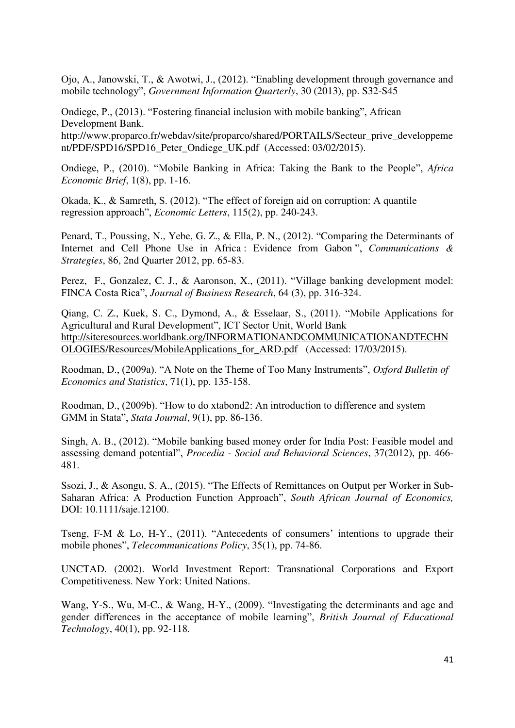Ojo, A., Janowski, T., & Awotwi, J., (2012). "Enabling development through governance and mobile technology", *Government Information Quarterly*, 30 (2013), pp. S32-S45

Ondiege, P., (2013). "Fostering financial inclusion with mobile banking", African Development Bank. http://www.proparco.fr/webdav/site/proparco/shared/PORTAILS/Secteur_prive_developpement/PDF/SPD16/SPD16_Peter_Ondiege_UK.pdf (Accessed: 03/02/2015).

Ondiege, P., (2010). "Mobile Banking in Africa: Taking the Bank to the People", *Africa Economic Brief*, 1(8), pp. 1-16.

Okada, K., & Samreth, S. (2012). "The effect of foreign aid on corruption: A quantile regression approach", *Economic Letters*, 115(2), pp. 240-243.

Penard, T., Poussing, N., Yebe, G. Z., & Ella, P. N., (2012). "Comparing the Determinants of Internet and Cell Phone Use in Africa : Evidence from Gabon ", *Communications & Strategies*, 86, 2nd Quarter 2012, pp. 65-83.

Perez, F., Gonzalez, C. J., & Aaronson, X., (2011). "Village banking development model: FINCA Costa Rica", *Journal of Business Research*, 64 (3), pp. 316-324.

Qiang, C. Z., Kuek, S. C., Dymond, A., & Esselaar, S., (2011). "Mobile Applications for Agricultural and Rural Development", ICT Sector Unit, World Bank http://siteresources.worldbank.org/INFORMATIONANDCOMMUNICATIONANDTECHNOLOGIES/Resources/MobileApplications_for_ARD.pdf (Accessed: 17/03/2015).

Roodman, D., (2009a). "A Note on the Theme of Too Many Instruments", *Oxford Bulletin of Economics and Statistics*, 71(1), pp. 135-158.

Roodman, D., (2009b). "How to do xtabond2: An introduction to difference and system GMM in Stata", *Stata Journal*, 9(1), pp. 86-136.

Singh, A. B., (2012). "Mobile banking based money order for India Post: Feasible model and assessing demand potential", *Procedia - Social and Behavioral Sciences*, 37(2012), pp. 466-481.

Ssozi, J., & Asongu, S. A., (2015). "The Effects of Remittances on Output per Worker in Sub-Saharan Africa: A Production Function Approach", *South African Journal of Economics,* DOI: 10.1111/saje.12100.

Tseng, F-M & Lo, H-Y., (2011). "Antecedents of consumers' intentions to upgrade their mobile phones", *Telecommunications Policy*, 35(1), pp. 74-86.

UNCTAD. (2002). World Investment Report: Transnational Corporations and Export Competitiveness. New York: United Nations.

Wang, Y-S., Wu, M-C., & Wang, H-Y., (2009). "Investigating the determinants and age and gender differences in the acceptance of mobile learning", *British Journal of Educational Technology*, 40(1), pp. 92-118.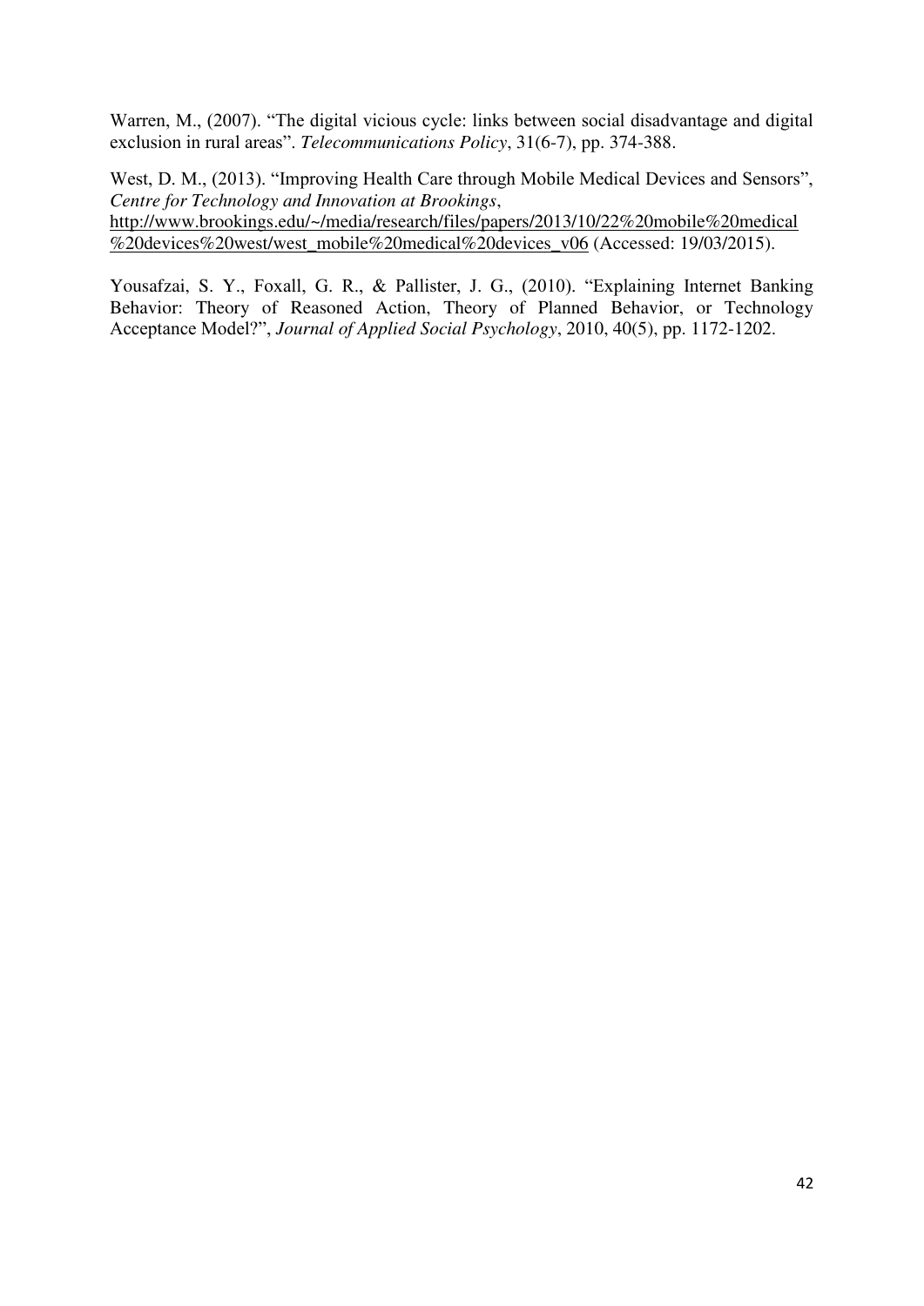Warren, M., (2007). "The digital vicious cycle: links between social disadvantage and digital exclusion in rural areas". *Telecommunications Policy*, 31(6-7), pp. 374-388.

West, D. M., (2013). "Improving Health Care through Mobile Medical Devices and Sensors", *Centre for Technology and Innovation at Brookings*, http://www.brookings.edu/~/media/research/files/papers/2013/10/22%20mobile%20medical%20devices%20west/west_mobile%20medical%20devices_v06 (Accessed: 19/03/2015).

Yousafzai, S. Y., Foxall, G. R., & Pallister, J. G., (2010). "Explaining Internet Banking Behavior: Theory of Reasoned Action, Theory of Planned Behavior, or Technology Acceptance Model?", *Journal of Applied Social Psychology*, 2010, 40(5), pp. 1172-1202.